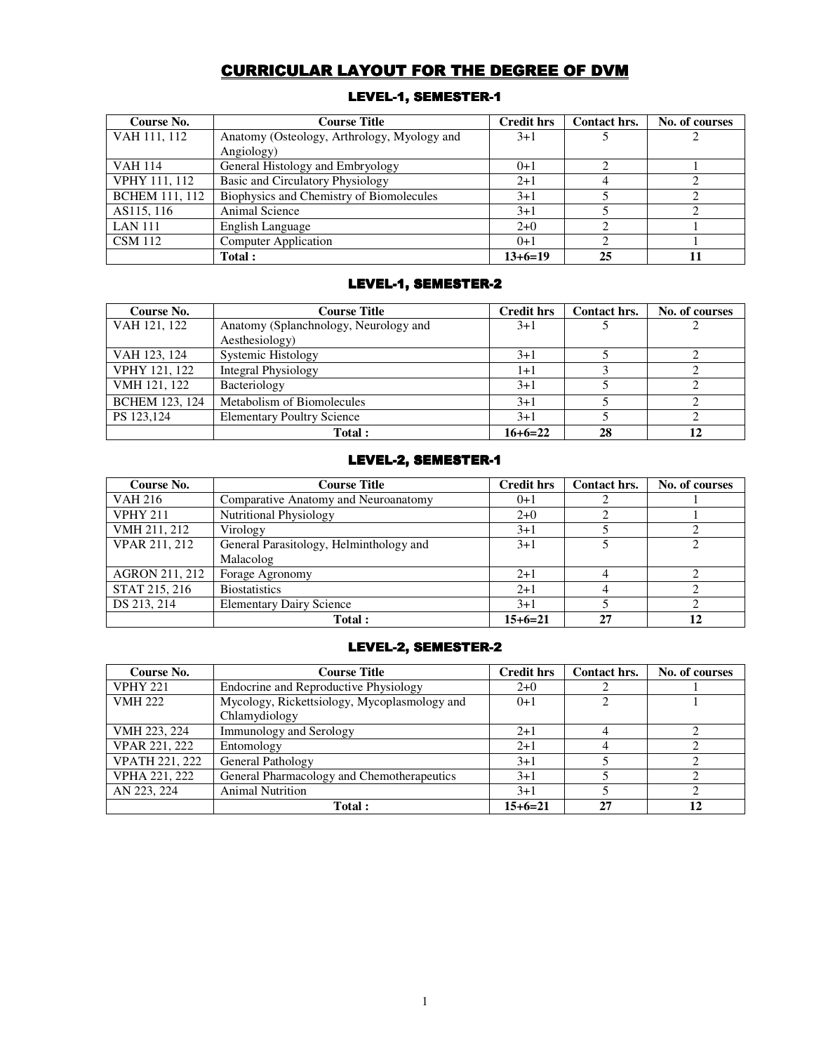# CURRICULAR LAYOUT FOR THE DEGREE OF DVM

## LEVEL-1, SEMESTER-1

| Course No. | Course Title | Credit hrs | Contact hrs. | No. of courses |
|---|---|---|---|---|
| VAH 111, 112 | Anatomy (Osteology, Arthrology, Myology and Angiology) | 3+1 | 5 | 2 |
| VAH 114 | General Histology and Embryology | 0+1 | 2 | 1 |
| VPHY 111, 112 | Basic and Circulatory Physiology | 2+1 | 4 | 2 |
| BCHEM 111, 112 | Biophysics and Chemistry of Biomolecules | 3+1 | 5 | 2 |
| AS115, 116 | Animal Science | 3+1 | 5 | 2 |
| LAN 111 | English Language | 2+0 | 2 | 1 |
| CSM 112 | Computer Application | 0+1 | 2 | 1 |
| | **Total :** | **13+6=19** | **25** | **11** |

## LEVEL-1, SEMESTER-2

| Course No. | Course Title | Credit hrs | Contact hrs. | No. of courses |
|---|---|---|---|---|
| VAH 121, 122 | Anatomy (Splanchnology, Neurology and Aesthesiology) | 3+1 | 5 | 2 |
| VAH 123, 124 | Systemic Histology | 3+1 | 5 | 2 |
| VPHY 121, 122 | Integral Physiology | 1+1 | 3 | 2 |
| VMH 121, 122 | Bacteriology | 3+1 | 5 | 2 |
| BCHEM 123, 124 | Metabolism of Biomolecules | 3+1 | 5 | 2 |
| PS 123,124 | Elementary Poultry Science | 3+1 | 5 | 2 |
| | **Total :** | **16+6=22** | **28** | **12** |

## LEVEL-2, SEMESTER-1

| Course No. | Course Title | Credit hrs | Contact hrs. | No. of courses |
|---|---|---|---|---|
| VAH 216 | Comparative Anatomy and Neuroanatomy | 0+1 | 2 | 1 |
| VPHY 211 | Nutritional Physiology | 2+0 | 2 | 1 |
| VMH 211, 212 | Virology | 3+1 | 5 | 2 |
| VPAR 211, 212 | General Parasitology, Helminthology and Malacolog | 3+1 | 5 | 2 |
| AGRON 211, 212 | Forage Agronomy | 2+1 | 4 | 2 |
| STAT 215, 216 | Biostatistics | 2+1 | 4 | 2 |
| DS 213, 214 | Elementary Dairy Science | 3+1 | 5 | 2 |
| | **Total :** | **15+6=21** | **27** | **12** |

## LEVEL-2, SEMESTER-2

| Course No. | Course Title | Credit hrs | Contact hrs. | No. of courses |
|---|---|---|---|---|
| VPHY 221 | Endocrine and Reproductive Physiology | 2+0 | 2 | 1 |
| VMH 222 | Mycology, Rickettsiology, Mycoplasmology and Chlamydiology | 0+1 | 2 | 1 |
| VMH 223, 224 | Immunology and Serology | 2+1 | 4 | 2 |
| VPAR 221, 222 | Entomology | 2+1 | 4 | 2 |
| VPATH 221, 222 | General Pathology | 3+1 | 5 | 2 |
| VPHA 221, 222 | General Pharmacology and Chemotherapeutics | 3+1 | 5 | 2 |
| AN 223, 224 | Animal Nutrition | 3+1 | 5 | 2 |
| | **Total :** | **15+6=21** | **27** | **12** |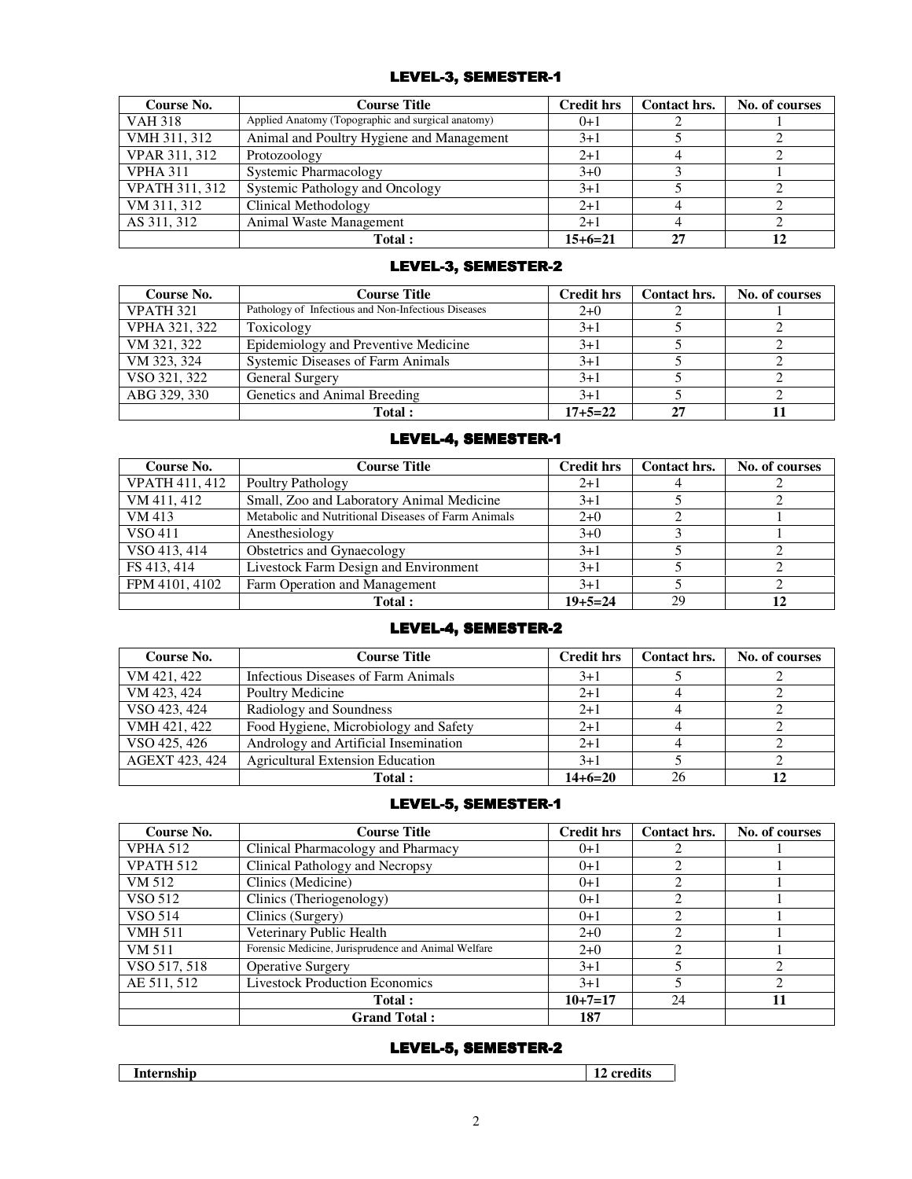## LEVEL-3, SEMESTER-1

| Course No. | Course Title | Credit hrs | Contact hrs. | No. of courses |
|---|---|---|---|---|
| VAH 318 | Applied Anatomy (Topographic and surgical anatomy) | 0+1 | 2 | 1 |
| VMH 311, 312 | Animal and Poultry Hygiene and Management | 3+1 | 5 | 2 |
| VPAR 311, 312 | Protozoology | 2+1 | 4 | 2 |
| VPHA 311 | Systemic Pharmacology | 3+0 | 3 | 1 |
| VPATH 311, 312 | Systemic Pathology and Oncology | 3+1 | 5 | 2 |
| VM 311, 312 | Clinical Methodology | 2+1 | 4 | 2 |
| AS 311, 312 | Animal Waste Management | 2+1 | 4 | 2 |
| | **Total :** | **15+6=21** | **27** | **12** |

## LEVEL-3, SEMESTER-2

| Course No. | Course Title | Credit hrs | Contact hrs. | No. of courses |
|---|---|---|---|---|
| VPATH 321 | Pathology of Infectious and Non-Infectious Diseases | 2+0 | 2 | 1 |
| VPHA 321, 322 | Toxicology | 3+1 | 5 | 2 |
| VM 321, 322 | Epidemiology and Preventive Medicine | 3+1 | 5 | 2 |
| VM 323, 324 | Systemic Diseases of Farm Animals | 3+1 | 5 | 2 |
| VSO 321, 322 | General Surgery | 3+1 | 5 | 2 |
| ABG 329, 330 | Genetics and Animal Breeding | 3+1 | 5 | 2 |
| | **Total :** | **17+5=22** | **27** | **11** |

## LEVEL-4, SEMESTER-1

| Course No. | Course Title | Credit hrs | Contact hrs. | No. of courses |
|---|---|---|---|---|
| VPATH 411, 412 | Poultry Pathology | 2+1 | 4 | 2 |
| VM 411, 412 | Small, Zoo and Laboratory Animal Medicine | 3+1 | 5 | 2 |
| VM 413 | Metabolic and Nutritional Diseases of Farm Animals | 2+0 | 2 | 1 |
| VSO 411 | Anesthesiology | 3+0 | 3 | 1 |
| VSO 413, 414 | Obstetrics and Gynaecology | 3+1 | 5 | 2 |
| FS 413, 414 | Livestock Farm Design and Environment | 3+1 | 5 | 2 |
| FPM 4101, 4102 | Farm Operation and Management | 3+1 | 5 | 2 |
| | **Total :** | **19+5=24** | 29 | **12** |

## LEVEL-4, SEMESTER-2

| Course No. | Course Title | Credit hrs | Contact hrs. | No. of courses |
|---|---|---|---|---|
| VM 421, 422 | Infectious Diseases of Farm Animals | 3+1 | 5 | 2 |
| VM 423, 424 | Poultry Medicine | 2+1 | 4 | 2 |
| VSO 423, 424 | Radiology and Soundness | 2+1 | 4 | 2 |
| VMH 421, 422 | Food Hygiene, Microbiology and Safety | 2+1 | 4 | 2 |
| VSO 425, 426 | Andrology and Artificial Insemination | 2+1 | 4 | 2 |
| AGEXT 423, 424 | Agricultural Extension Education | 3+1 | 5 | 2 |
| | **Total :** | **14+6=20** | 26 | **12** |

## LEVEL-5, SEMESTER-1

| Course No. | Course Title | Credit hrs | Contact hrs. | No. of courses |
|---|---|---|---|---|
| VPHA 512 | Clinical Pharmacology and Pharmacy | 0+1 | 2 | 1 |
| VPATH 512 | Clinical Pathology and Necropsy | 0+1 | 2 | 1 |
| VM 512 | Clinics (Medicine) | 0+1 | 2 | 1 |
| VSO 512 | Clinics (Theriogenology) | 0+1 | 2 | 1 |
| VSO 514 | Clinics (Surgery) | 0+1 | 2 | 1 |
| VMH 511 | Veterinary Public Health | 2+0 | 2 | 1 |
| VM 511 | Forensic Medicine, Jurisprudence and Animal Welfare | 2+0 | 2 | 1 |
| VSO 517, 518 | Operative Surgery | 3+1 | 5 | 2 |
| AE 511, 512 | Livestock Production Economics | 3+1 | 5 | 2 |
| | **Total :** | **10+7=17** | 24 | **11** |
| | **Grand Total :** | **187** | | |

## LEVEL-5, SEMESTER-2

| Internship | 12 credits |
|---|---|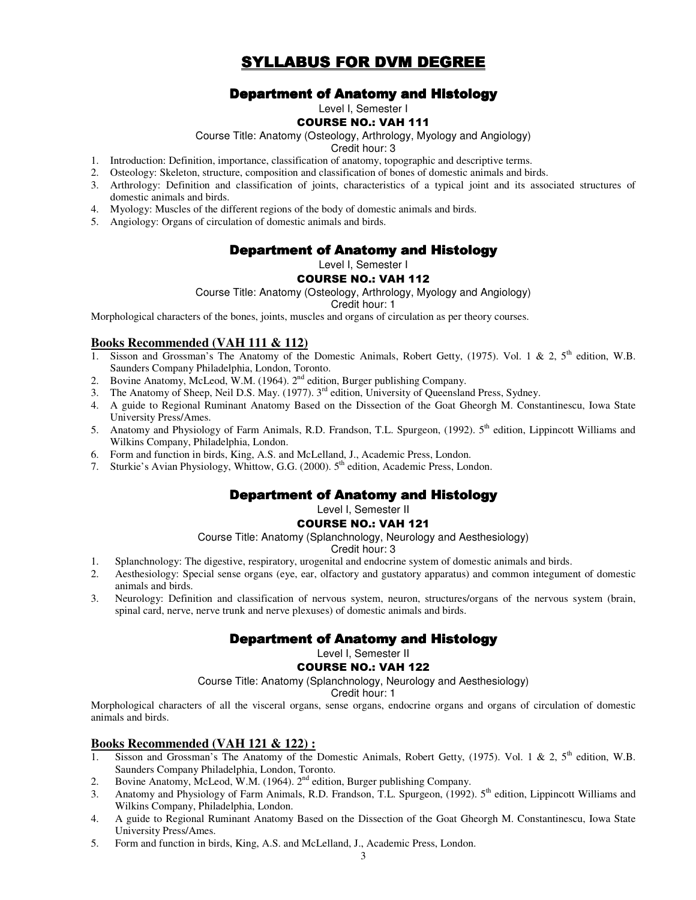# SYLLABUS FOR DVM DEGREE

## Department of Anatomy and Histology

Level I, Semester I

### COURSE NO.: VAH 111

Course Title: Anatomy (Osteology, Arthrology, Myology and Angiology)

Credit hour: 3

1. Introduction: Definition, importance, classification of anatomy, topographic and descriptive terms.
2. Osteology: Skeleton, structure, composition and classification of bones of domestic animals and birds.
3. Arthrology: Definition and classification of joints, characteristics of a typical joint and its associated structures of domestic animals and birds.
4. Myology: Muscles of the different regions of the body of domestic animals and birds.
5. Angiology: Organs of circulation of domestic animals and birds.

## Department of Anatomy and Histology

Level I, Semester I

### COURSE NO.: VAH 112

Course Title: Anatomy (Osteology, Arthrology, Myology and Angiology)

Credit hour: 1

Morphological characters of the bones, joints, muscles and organs of circulation as per theory courses.

**Books Recommended (VAH 111 & 112)**

1. Sisson and Grossman's The Anatomy of the Domestic Animals, Robert Getty, (1975). Vol. 1 & 2, 5th edition, W.B. Saunders Company Philadelphia, London, Toronto.
2. Bovine Anatomy, McLeod, W.M. (1964). 2nd edition, Burger publishing Company.
3. The Anatomy of Sheep, Neil D.S. May. (1977). 3rd edition, University of Queensland Press, Sydney.
4. A guide to Regional Ruminant Anatomy Based on the Dissection of the Goat Gheorgh M. Constantinescu, Iowa State University Press/Ames.
5. Anatomy and Physiology of Farm Animals, R.D. Frandson, T.L. Spurgeon, (1992). 5th edition, Lippincott Williams and Wilkins Company, Philadelphia, London.
6. Form and function in birds, King, A.S. and McLelland, J., Academic Press, London.
7. Sturkie's Avian Physiology, Whittow, G.G. (2000). 5th edition, Academic Press, London.

## Department of Anatomy and Histology

Level I, Semester II

### COURSE NO.: VAH 121

Course Title: Anatomy (Splanchnology, Neurology and Aesthesiology)

Credit hour: 3

1. Splanchnology: The digestive, respiratory, urogenital and endocrine system of domestic animals and birds.
2. Aesthesiology: Special sense organs (eye, ear, olfactory and gustatory apparatus) and common integument of domestic animals and birds.
3. Neurology: Definition and classification of nervous system, neuron, structures/organs of the nervous system (brain, spinal card, nerve, nerve trunk and nerve plexuses) of domestic animals and birds.

## Department of Anatomy and Histology

Level I, Semester II

### COURSE NO.: VAH 122

Course Title: Anatomy (Splanchnology, Neurology and Aesthesiology)

Credit hour: 1

Morphological characters of all the visceral organs, sense organs, endocrine organs and organs of circulation of domestic animals and birds.

**Books Recommended (VAH 121 & 122) :**

1. Sisson and Grossman's The Anatomy of the Domestic Animals, Robert Getty, (1975). Vol. 1 & 2, 5th edition, W.B. Saunders Company Philadelphia, London, Toronto.
2. Bovine Anatomy, McLeod, W.M. (1964). 2nd edition, Burger publishing Company.
3. Anatomy and Physiology of Farm Animals, R.D. Frandson, T.L. Spurgeon, (1992). 5th edition, Lippincott Williams and Wilkins Company, Philadelphia, London.
4. A guide to Regional Ruminant Anatomy Based on the Dissection of the Goat Gheorgh M. Constantinescu, Iowa State University Press/Ames.
5. Form and function in birds, King, A.S. and McLelland, J., Academic Press, London.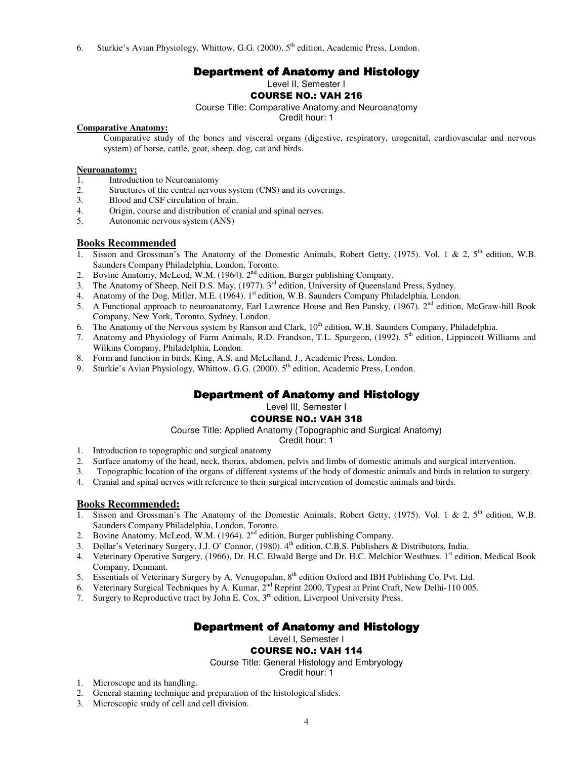6. Sturkie's Avian Physiology, Whittow, G.G. (2000). 5th edition, Academic Press, London.

## Department of Anatomy and Histology

Level II, Semester I

### COURSE NO.: VAH 216

Course Title: Comparative Anatomy and Neuroanatomy

Credit hour: 1

**Comparative Anatomy:**

Comparative study of the bones and visceral organs (digestive, respiratory, urogenital, cardiovascular and nervous system) of horse, cattle, goat, sheep, dog, cat and birds.

**Neuroanatomy:**

1. Introduction to Neuroanatomy
2. Structures of the central nervous system (CNS) and its coverings.
3. Blood and CSF circulation of brain.
4. Origin, course and distribution of cranial and spinal nerves.
5. Autonomic nervous system (ANS)

### Books Recommended

1. Sisson and Grossman's The Anatomy of the Domestic Animals, Robert Getty, (1975). Vol. 1 & 2, 5th edition, W.B. Saunders Company Philadelphia, London, Toronto.
2. Bovine Anatomy, McLeod, W.M. (1964). 2nd edition, Burger publishing Company.
3. The Anatomy of Sheep, Neil D.S. May, (1977). 3rd edition, University of Queensland Press, Sydney.
4. Anatomy of the Dog, Miller, M.E. (1964). 1st edition, W.B. Saunders Company Philadelphia, London.
5. A Functional approach to neuroanatomy, Earl Lawrence House and Ben Pansky, (1967). 2nd edition, McGraw-hill Book Company, New York, Toronto, Sydney, London.
6. The Anatomy of the Nervous system by Ranson and Clark, 10th edition, W.B. Saunders Company, Philadelphia.
7. Anatomy and Physiology of Farm Animals, R.D. Frandson, T.L. Spurgeon, (1992). 5th edition, Lippincott Williams and Wilkins Company, Philadelphia, London.
8. Form and function in birds, King, A.S. and McLelland, J., Academic Press, London.
9. Sturkie's Avian Physiology, Whittow, G.G. (2000). 5th edition, Academic Press, London.

## Department of Anatomy and Histology

Level III, Semester I

### COURSE NO.: VAH 318

Course Title: Applied Anatomy (Topographic and Surgical Anatomy)

Credit hour: 1

1. Introduction to topographic and surgical anatomy
2. Surface anatomy of the head, neck, thorax, abdomen, pelvis and limbs of domestic animals and surgical intervention.
3. Topographic location of the organs of different systems of the body of domestic animals and birds in relation to surgery.
4. Cranial and spinal nerves with reference to their surgical intervention of domestic animals and birds.

### Books Recommended:

1. Sisson and Grossman's The Anatomy of the Domestic Animals, Robert Getty, (1975). Vol. 1 & 2, 5th edition, W.B. Saunders Company Philadelphia, London, Toronto.
2. Bovine Anatomy, McLeod, W.M. (1964). 2nd edition, Burger publishing Company.
3. Dollar's Veterinary Surgery, J.J. O' Connor, (1980). 4th edition, C.B.S. Publishers & Distributors, India.
4. Veterinary Operative Surgery. (1966), Dr. H.C. Elwald Berge and Dr. H.C. Melchior Westhues. 1st edition, Medical Book Company, Denmant.
5. Essentials of Veterinary Surgery by A. Venugopalan, 8th edition Oxford and IBH Publishing Co. Pvt. Ltd.
6. Veterinary Surgical Techniques by A. Kumar, 2nd Reprint 2000, Typest at Print Craft, New Delhi-110 005.
7. Surgery to Reproductive tract by John E. Cox, 3rd edition, Liverpool University Press.

## Department of Anatomy and Histology

Level I, Semester I

### COURSE NO.: VAH 114

Course Title: General Histology and Embryology

Credit hour: 1

1. Microscope and its handling.
2. General staining technique and preparation of the histological slides.
3. Microscopic study of cell and cell division.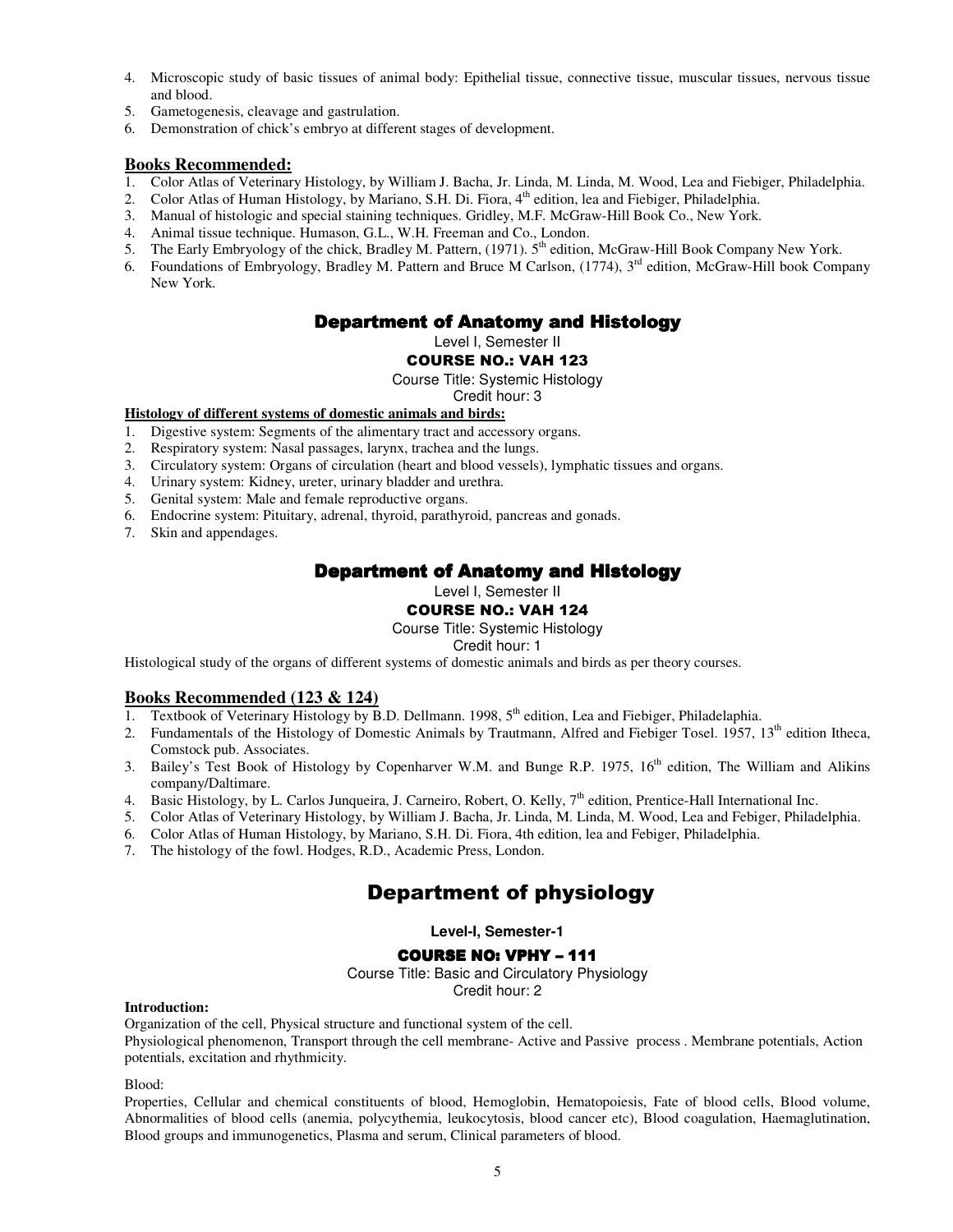4. Microscopic study of basic tissues of animal body: Epithelial tissue, connective tissue, muscular tissues, nervous tissue and blood.
5. Gametogenesis, cleavage and gastrulation.
6. Demonstration of chick's embryo at different stages of development.

## Books Recommended:

1. Color Atlas of Veterinary Histology, by William J. Bacha, Jr. Linda, M. Linda, M. Wood, Lea and Fiebiger, Philadelphia.
2. Color Atlas of Human Histology, by Mariano, S.H. Di. Fiora, 4th edition, lea and Fiebiger, Philadelphia.
3. Manual of histologic and special staining techniques. Gridley, M.F. McGraw-Hill Book Co., New York.
4. Animal tissue technique. Humason, G.L., W.H. Freeman and Co., London.
5. The Early Embryology of the chick, Bradley M. Pattern, (1971). 5th edition, McGraw-Hill Book Company New York.
6. Foundations of Embryology, Bradley M. Pattern and Bruce M Carlson, (1774), 3rd edition, McGraw-Hill book Company New York.

## Department of Anatomy and Histology

Level I, Semester II

**COURSE NO.: VAH 123**

Course Title: Systemic Histology

Credit hour: 3

**Histology of different systems of domestic animals and birds:**

1. Digestive system: Segments of the alimentary tract and accessory organs.
2. Respiratory system: Nasal passages, larynx, trachea and the lungs.
3. Circulatory system: Organs of circulation (heart and blood vessels), lymphatic tissues and organs.
4. Urinary system: Kidney, ureter, urinary bladder and urethra.
5. Genital system: Male and female reproductive organs.
6. Endocrine system: Pituitary, adrenal, thyroid, parathyroid, pancreas and gonads.
7. Skin and appendages.

## Department of Anatomy and Histology

Level I, Semester II

**COURSE NO.: VAH 124**

Course Title: Systemic Histology

Credit hour: 1

Histological study of the organs of different systems of domestic animals and birds as per theory courses.

## Books Recommended (123 & 124)

1. Textbook of Veterinary Histology by B.D. Dellmann. 1998, 5th edition, Lea and Fiebiger, Philadelaphia.
2. Fundamentals of the Histology of Domestic Animals by Trautmann, Alfred and Fiebiger Tosel. 1957, 13th edition Itheca, Comstock pub. Associates.
3. Bailey's Test Book of Histology by Copenharver W.M. and Bunge R.P. 1975, 16th edition, The William and Alikins company/Daltimare.
4. Basic Histology, by L. Carlos Junqueira, J. Carneiro, Robert, O. Kelly, 7th edition, Prentice-Hall International Inc.
5. Color Atlas of Veterinary Histology, by William J. Bacha, Jr. Linda, M. Linda, M. Wood, Lea and Febiger, Philadelphia.
6. Color Atlas of Human Histology, by Mariano, S.H. Di. Fiora, 4th edition, lea and Febiger, Philadelphia.
7. The histology of the fowl. Hodges, R.D., Academic Press, London.

# Department of physiology

**Level-I, Semester-1**

**COURSE NO: VPHY – 111**

Course Title: Basic and Circulatory Physiology

Credit hour: 2

**Introduction:**

Organization of the cell, Physical structure and functional system of the cell.

Physiological phenomenon, Transport through the cell membrane- Active and Passive process . Membrane potentials, Action potentials, excitation and rhythmicity.

Blood:

Properties, Cellular and chemical constituents of blood, Hemoglobin, Hematopoiesis, Fate of blood cells, Blood volume, Abnormalities of blood cells (anemia, polycythemia, leukocytosis, blood cancer etc), Blood coagulation, Haemaglutination, Blood groups and immunogenetics, Plasma and serum, Clinical parameters of blood.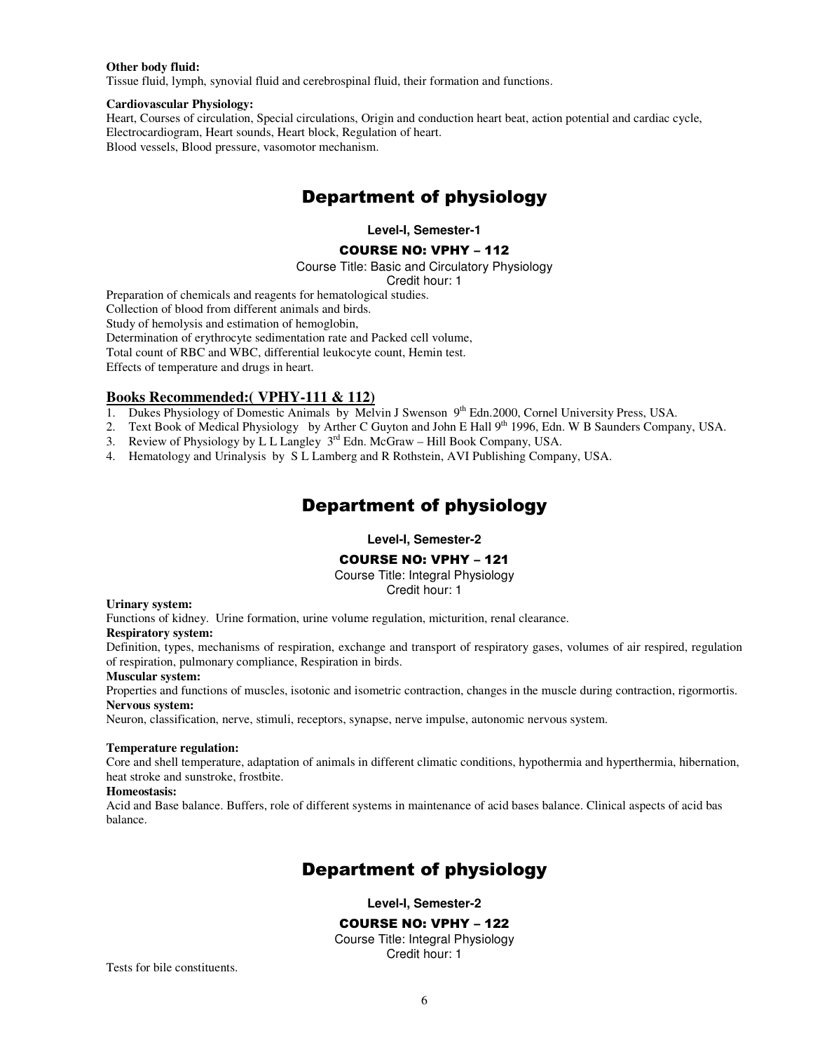**Other body fluid:**
Tissue fluid, lymph, synovial fluid and cerebrospinal fluid, their formation and functions.

**Cardiovascular Physiology:**
Heart, Courses of circulation, Special circulations, Origin and conduction heart beat, action potential and cardiac cycle, Electrocardiogram, Heart sounds, Heart block, Regulation of heart.
Blood vessels, Blood pressure, vasomotor mechanism.

## Department of physiology

**Level-I, Semester-1**

**COURSE NO: VPHY – 112**

Course Title: Basic and Circulatory Physiology
Credit hour: 1

Preparation of chemicals and reagents for hematological studies.
Collection of blood from different animals and birds.
Study of hemolysis and estimation of hemoglobin,
Determination of erythrocyte sedimentation rate and Packed cell volume,
Total count of RBC and WBC, differential leukocyte count, Hemin test.
Effects of temperature and drugs in heart.

### Books Recommended:( VPHY-111 & 112)

1. Dukes Physiology of Domestic Animals by Melvin J Swenson 9th Edn.2000, Cornel University Press, USA.
2. Text Book of Medical Physiology by Arther C Guyton and John E Hall 9th 1996, Edn. W B Saunders Company, USA.
3. Review of Physiology by L L Langley 3rd Edn. McGraw – Hill Book Company, USA.
4. Hematology and Urinalysis by S L Lamberg and R Rothstein, AVI Publishing Company, USA.

## Department of physiology

**Level-I, Semester-2**

**COURSE NO: VPHY – 121**

Course Title: Integral Physiology
Credit hour: 1

**Urinary system:**
Functions of kidney. Urine formation, urine volume regulation, micturition, renal clearance.

**Respiratory system:**
Definition, types, mechanisms of respiration, exchange and transport of respiratory gases, volumes of air respired, regulation of respiration, pulmonary compliance, Respiration in birds.

**Muscular system:**
Properties and functions of muscles, isotonic and isometric contraction, changes in the muscle during contraction, rigormortis.

**Nervous system:**
Neuron, classification, nerve, stimuli, receptors, synapse, nerve impulse, autonomic nervous system.

**Temperature regulation:**
Core and shell temperature, adaptation of animals in different climatic conditions, hypothermia and hyperthermia, hibernation, heat stroke and sunstroke, frostbite.

**Homeostasis:**
Acid and Base balance. Buffers, role of different systems in maintenance of acid bases balance. Clinical aspects of acid bas balance.

## Department of physiology

**Level-I, Semester-2**

**COURSE NO: VPHY – 122**

Course Title: Integral Physiology
Credit hour: 1

Tests for bile constituents.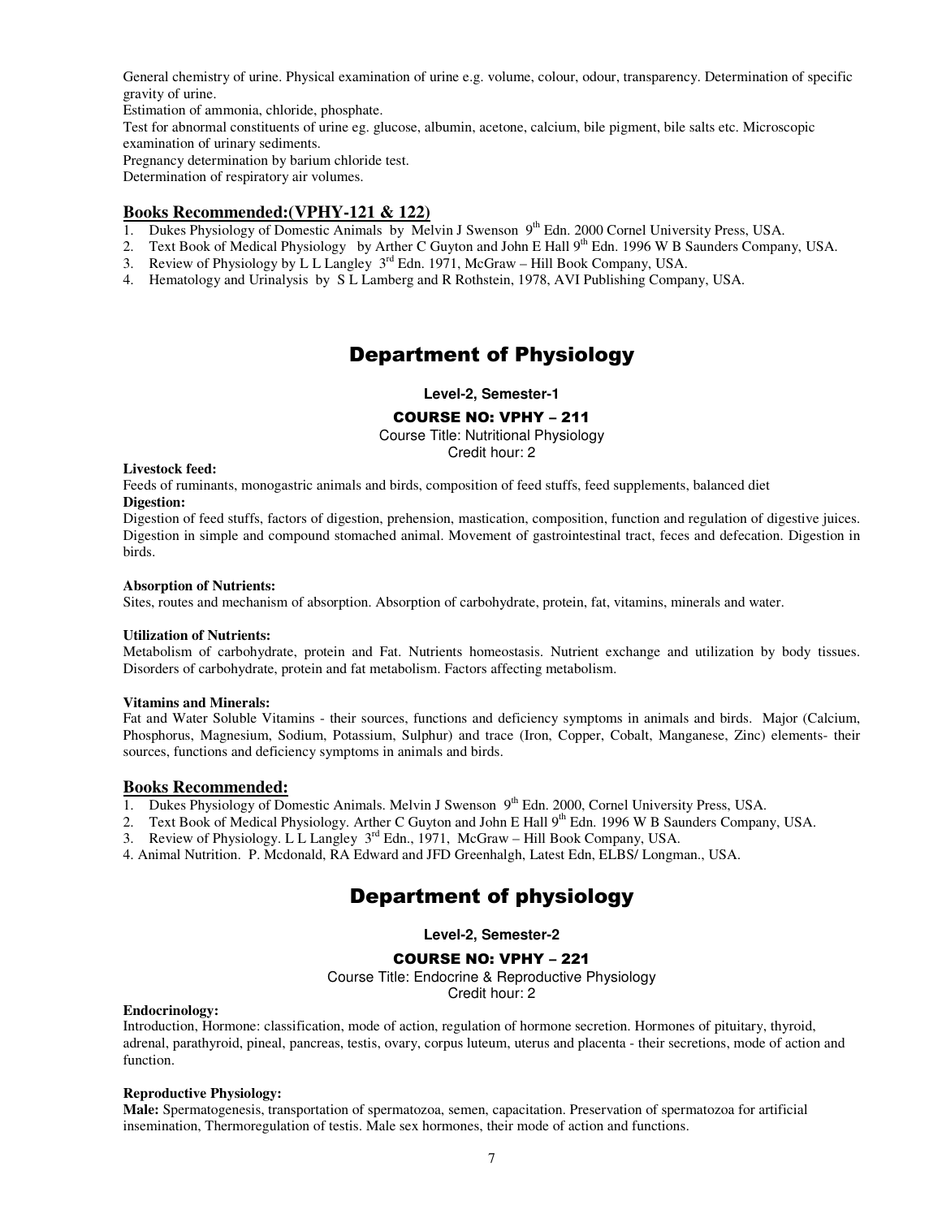General chemistry of urine. Physical examination of urine e.g. volume, colour, odour, transparency. Determination of specific gravity of urine.

Estimation of ammonia, chloride, phosphate.

Test for abnormal constituents of urine eg. glucose, albumin, acetone, calcium, bile pigment, bile salts etc. Microscopic examination of urinary sediments.

Pregnancy determination by barium chloride test.

Determination of respiratory air volumes.

**Books Recommended:(VPHY-121 & 122)**

1. Dukes Physiology of Domestic Animals by Melvin J Swenson 9th Edn. 2000 Cornel University Press, USA.
2. Text Book of Medical Physiology by Arther C Guyton and John E Hall 9th Edn. 1996 W B Saunders Company, USA.
3. Review of Physiology by L L Langley 3rd Edn. 1971, McGraw – Hill Book Company, USA.
4. Hematology and Urinalysis by S L Lamberg and R Rothstein, 1978, AVI Publishing Company, USA.

# Department of Physiology

**Level-2, Semester-1**

**COURSE NO: VPHY – 211**

Course Title: Nutritional Physiology

Credit hour: 2

**Livestock feed:**

Feeds of ruminants, monogastric animals and birds, composition of feed stuffs, feed supplements, balanced diet

**Digestion:**

Digestion of feed stuffs, factors of digestion, prehension, mastication, composition, function and regulation of digestive juices. Digestion in simple and compound stomached animal. Movement of gastrointestinal tract, feces and defecation. Digestion in birds.

**Absorption of Nutrients:**

Sites, routes and mechanism of absorption. Absorption of carbohydrate, protein, fat, vitamins, minerals and water.

**Utilization of Nutrients:**

Metabolism of carbohydrate, protein and Fat. Nutrients homeostasis. Nutrient exchange and utilization by body tissues. Disorders of carbohydrate, protein and fat metabolism. Factors affecting metabolism.

**Vitamins and Minerals:**

Fat and Water Soluble Vitamins - their sources, functions and deficiency symptoms in animals and birds. Major (Calcium, Phosphorus, Magnesium, Sodium, Potassium, Sulphur) and trace (Iron, Copper, Cobalt, Manganese, Zinc) elements- their sources, functions and deficiency symptoms in animals and birds.

**Books Recommended:**

1. Dukes Physiology of Domestic Animals. Melvin J Swenson 9th Edn. 2000, Cornel University Press, USA.
2. Text Book of Medical Physiology. Arther C Guyton and John E Hall 9th Edn. 1996 W B Saunders Company, USA.
3. Review of Physiology. L L Langley 3rd Edn., 1971, McGraw – Hill Book Company, USA.
4. Animal Nutrition. P. Mcdonald, RA Edward and JFD Greenhalgh, Latest Edn, ELBS/ Longman., USA.

# Department of physiology

**Level-2, Semester-2**

**COURSE NO: VPHY – 221**

Course Title: Endocrine & Reproductive Physiology

Credit hour: 2

**Endocrinology:**

Introduction, Hormone: classification, mode of action, regulation of hormone secretion. Hormones of pituitary, thyroid, adrenal, parathyroid, pineal, pancreas, testis, ovary, corpus luteum, uterus and placenta - their secretions, mode of action and function.

**Reproductive Physiology:**

**Male:** Spermatogenesis, transportation of spermatozoa, semen, capacitation. Preservation of spermatozoa for artificial insemination, Thermoregulation of testis. Male sex hormones, their mode of action and functions.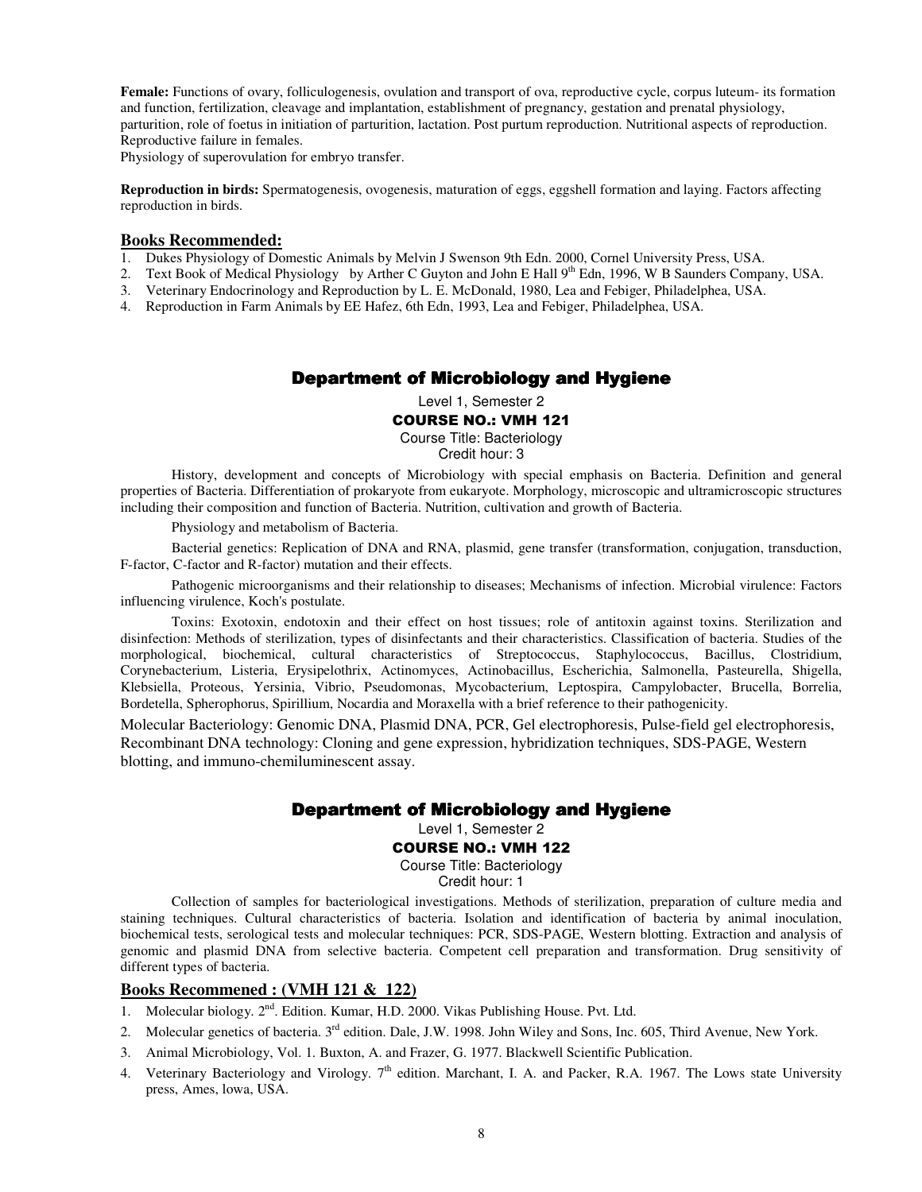**Female:** Functions of ovary, folliculogenesis, ovulation and transport of ova, reproductive cycle, corpus luteum- its formation and function, fertilization, cleavage and implantation, establishment of pregnancy, gestation and prenatal physiology, parturition, role of foetus in initiation of parturition, lactation. Post purtum reproduction. Nutritional aspects of reproduction. Reproductive failure in females.
Physiology of superovulation for embryo transfer.

**Reproduction in birds:** Spermatogenesis, ovogenesis, maturation of eggs, eggshell formation and laying. Factors affecting reproduction in birds.

## Books Recommended:

1. Dukes Physiology of Domestic Animals by Melvin J Swenson 9th Edn. 2000, Cornel University Press, USA.
2. Text Book of Medical Physiology by Arther C Guyton and John E Hall 9th Edn, 1996, W B Saunders Company, USA.
3. Veterinary Endocrinology and Reproduction by L. E. McDonald, 1980, Lea and Febiger, Philadelphea, USA.
4. Reproduction in Farm Animals by EE Hafez, 6th Edn, 1993, Lea and Febiger, Philadelphea, USA.

## Department of Microbiology and Hygiene

Level 1, Semester 2

### COURSE NO.: VMH 121

Course Title: Bacteriology
Credit hour: 3

History, development and concepts of Microbiology with special emphasis on Bacteria. Definition and general properties of Bacteria. Differentiation of prokaryote from eukaryote. Morphology, microscopic and ultramicroscopic structures including their composition and function of Bacteria. Nutrition, cultivation and growth of Bacteria.

Physiology and metabolism of Bacteria.

Bacterial genetics: Replication of DNA and RNA, plasmid, gene transfer (transformation, conjugation, transduction, F-factor, C-factor and R-factor) mutation and their effects.

Pathogenic microorganisms and their relationship to diseases; Mechanisms of infection. Microbial virulence: Factors influencing virulence, Koch's postulate.

Toxins: Exotoxin, endotoxin and their effect on host tissues; role of antitoxin against toxins. Sterilization and disinfection: Methods of sterilization, types of disinfectants and their characteristics. Classification of bacteria. Studies of the morphological, biochemical, cultural characteristics of Streptococcus, Staphylococcus, Bacillus, Clostridium, Corynebacterium, Listeria, Erysipelothrix, Actinomyces, Actinobacillus, Escherichia, Salmonella, Pasteurella, Shigella, Klebsiella, Proteous, Yersinia, Vibrio, Pseudomonas, Mycobacterium, Leptospira, Campylobacter, Brucella, Borrelia, Bordetella, Spherophorus, Spirillium, Nocardia and Moraxella with a brief reference to their pathogenicity.

Molecular Bacteriology: Genomic DNA, Plasmid DNA, PCR, Gel electrophoresis, Pulse-field gel electrophoresis, Recombinant DNA technology: Cloning and gene expression, hybridization techniques, SDS-PAGE, Western blotting, and immuno-chemiluminescent assay.

## Department of Microbiology and Hygiene

Level 1, Semester 2

### COURSE NO.: VMH 122

Course Title: Bacteriology
Credit hour: 1

Collection of samples for bacteriological investigations. Methods of sterilization, preparation of culture media and staining techniques. Cultural characteristics of bacteria. Isolation and identification of bacteria by animal inoculation, biochemical tests, serological tests and molecular techniques: PCR, SDS-PAGE, Western blotting. Extraction and analysis of genomic and plasmid DNA from selective bacteria. Competent cell preparation and transformation. Drug sensitivity of different types of bacteria.

## Books Recommened : (VMH 121 & 122)

1. Molecular biology. 2nd. Edition. Kumar, H.D. 2000. Vikas Publishing House. Pvt. Ltd.
2. Molecular genetics of bacteria. 3rd edition. Dale, J.W. 1998. John Wiley and Sons, Inc. 605, Third Avenue, New York.
3. Animal Microbiology, Vol. 1. Buxton, A. and Frazer, G. 1977. Blackwell Scientific Publication.
4. Veterinary Bacteriology and Virology. 7th edition. Marchant, I. A. and Packer, R.A. 1967. The Lows state University press, Ames, lowa, USA.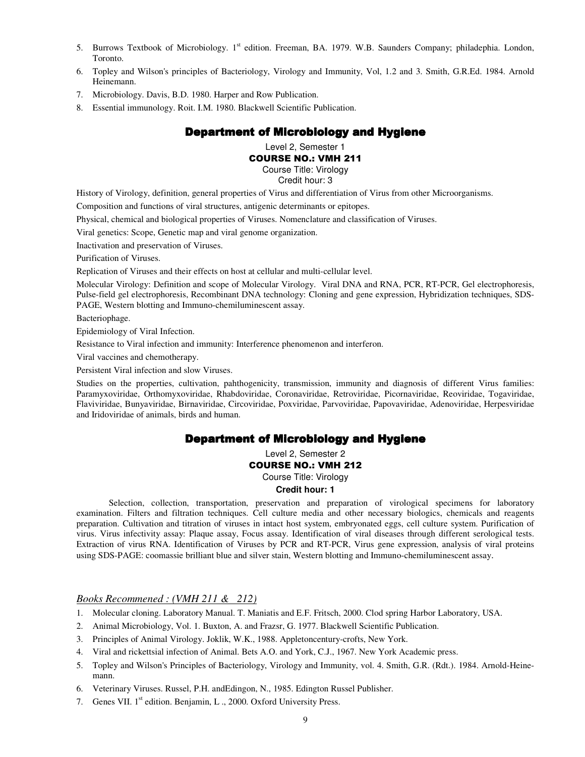5. Burrows Textbook of Microbiology. 1st edition. Freeman, BA. 1979. W.B. Saunders Company; philadephia. London, Toronto.
6. Topley and Wilson's principles of Bacteriology, Virology and Immunity, Vol, 1.2 and 3. Smith, G.R.Ed. 1984. Arnold Heinemann.
7. Microbiology. Davis, B.D. 1980. Harper and Row Publication.
8. Essential immunology. Roit. I.M. 1980. Blackwell Scientific Publication.

## Department of Microbiology and Hygiene

Level 2, Semester 1

**COURSE NO.: VMH 211**

Course Title: Virology

Credit hour: 3

History of Virology, definition, general properties of Virus and differentiation of Virus from other Microorganisms.

Composition and functions of viral structures, antigenic determinants or epitopes.

Physical, chemical and biological properties of Viruses. Nomenclature and classification of Viruses.

Viral genetics: Scope, Genetic map and viral genome organization.

Inactivation and preservation of Viruses.

Purification of Viruses.

Replication of Viruses and their effects on host at cellular and multi-cellular level.

Molecular Virology: Definition and scope of Molecular Virology. Viral DNA and RNA, PCR, RT-PCR, Gel electrophoresis, Pulse-field gel electrophoresis, Recombinant DNA technology: Cloning and gene expression, Hybridization techniques, SDS-PAGE, Western blotting and Immuno-chemiluminescent assay.

Bacteriophage.

Epidemiology of Viral Infection.

Resistance to Viral infection and immunity: Interference phenomenon and interferon.

Viral vaccines and chemotherapy.

Persistent Viral infection and slow Viruses.

Studies on the properties, cultivation, pahthogenicity, transmission, immunity and diagnosis of different Virus families: Paramyxoviridae, Orthomyxoviridae, Rhabdoviridae, Coronaviridae, Retroviridae, Picornaviridae, Reoviridae, Togaviridae, Flaviviridae, Bunyaviridae, Birnaviridae, Circoviridae, Poxviridae, Parvoviridae, Papovaviridae, Adenoviridae, Herpesviridae and Iridoviridae of animals, birds and human.

## Department of Microbiology and Hygiene

Level 2, Semester 2

**COURSE NO.: VMH 212**

Course Title: Virology

**Credit hour: 1**

Selection, collection, transportation, preservation and preparation of virological specimens for laboratory examination. Filters and filtration techniques. Cell culture media and other necessary biologics, chemicals and reagents preparation. Cultivation and titration of viruses in intact host system, embryonated eggs, cell culture system. Purification of virus. Virus infectivity assay: Plaque assay, Focus assay. Identification of viral diseases through different serological tests. Extraction of virus RNA. Identification of Viruses by PCR and RT-PCR, Virus gene expression, analysis of viral proteins using SDS-PAGE: coomassie brilliant blue and silver stain, Western blotting and Immuno-chemiluminescent assay.

*Books Recommened : (VMH 211 & 212)*

1. Molecular cloning. Laboratory Manual. T. Maniatis and E.F. Fritsch, 2000. Clod spring Harbor Laboratory, USA.
2. Animal Microbiology, Vol. 1. Buxton, A. and Frazsr, G. 1977. Blackwell Scientific Publication.
3. Principles of Animal Virology. Joklik, W.K., 1988. Appletoncentury-crofts, New York.
4. Viral and rickettsial infection of Animal. Bets A.O. and York, C.J., 1967. New York Academic press.
5. Topley and Wilson's Principles of Bacteriology, Virology and Immunity, vol. 4. Smith, G.R. (Rdt.). 1984. Arnold-Heine-mann.
6. Veterinary Viruses. Russel, P.H. andEdingon, N., 1985. Edington Russel Publisher.
7. Genes VII. 1st edition. Benjamin, L ., 2000. Oxford University Press.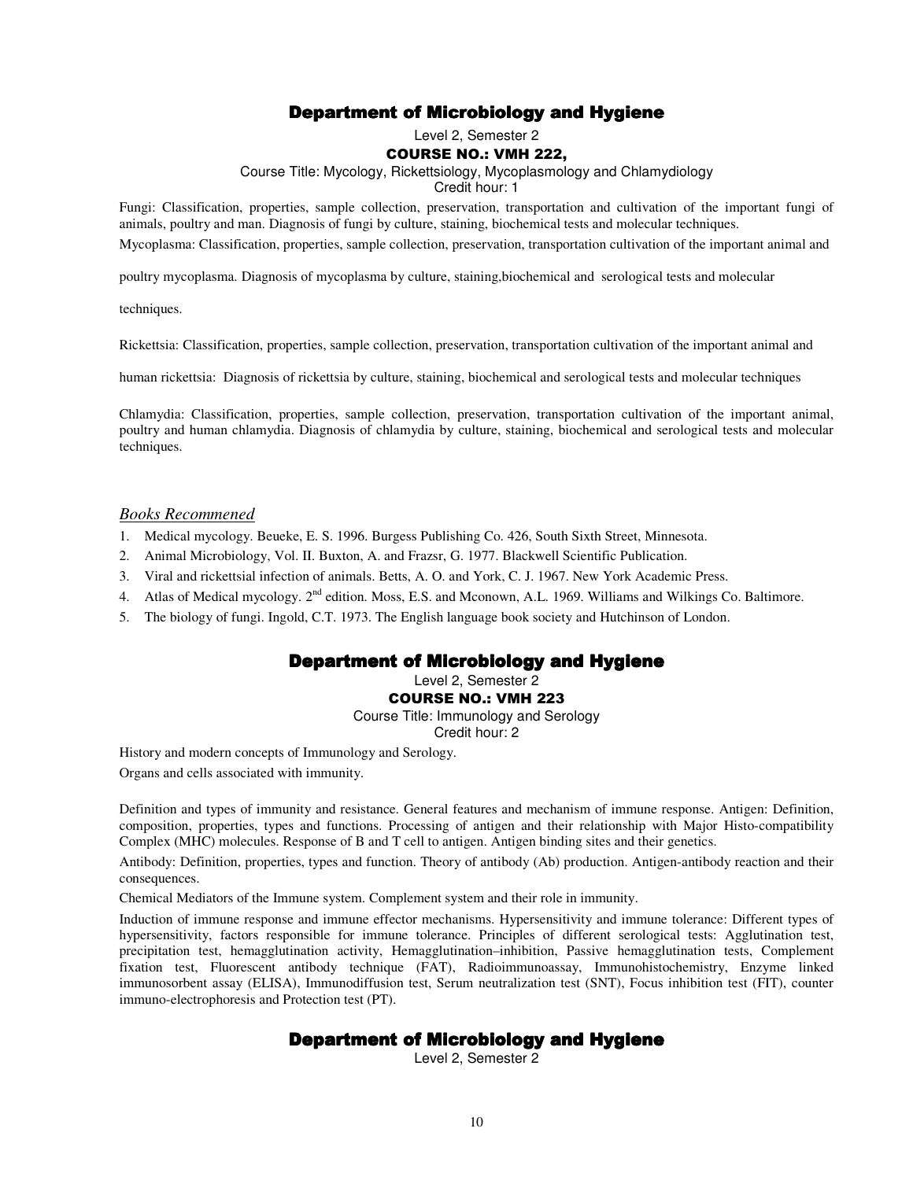## Department of Microbiology and Hygiene

Level 2, Semester 2

### COURSE NO.: VMH 222,

Course Title: Mycology, Rickettsiology, Mycoplasmology and Chlamydiology

Credit hour: 1

Fungi: Classification, properties, sample collection, preservation, transportation and cultivation of the important fungi of animals, poultry and man. Diagnosis of fungi by culture, staining, biochemical tests and molecular techniques.

Mycoplasma: Classification, properties, sample collection, preservation, transportation cultivation of the important animal and poultry mycoplasma. Diagnosis of mycoplasma by culture, staining,biochemical and serological tests and molecular techniques.

Rickettsia: Classification, properties, sample collection, preservation, transportation cultivation of the important animal and human rickettsia: Diagnosis of rickettsia by culture, staining, biochemical and serological tests and molecular techniques

Chlamydia: Classification, properties, sample collection, preservation, transportation cultivation of the important animal, poultry and human chlamydia. Diagnosis of chlamydia by culture, staining, biochemical and serological tests and molecular techniques.

*Books Recommened*

1. Medical mycology. Beueke, E. S. 1996. Burgess Publishing Co. 426, South Sixth Street, Minnesota.
2. Animal Microbiology, Vol. II. Buxton, A. and Frazsr, G. 1977. Blackwell Scientific Publication.
3. Viral and rickettsial infection of animals. Betts, A. O. and York, C. J. 1967. New York Academic Press.
4. Atlas of Medical mycology. 2nd edition. Moss, E.S. and Mconown, A.L. 1969. Williams and Wilkings Co. Baltimore.
5. The biology of fungi. Ingold, C.T. 1973. The English language book society and Hutchinson of London.

## Department of Microbiology and Hygiene

Level 2, Semester 2

### COURSE NO.: VMH 223

Course Title: Immunology and Serology

Credit hour: 2

History and modern concepts of Immunology and Serology.

Organs and cells associated with immunity.

Definition and types of immunity and resistance. General features and mechanism of immune response. Antigen: Definition, composition, properties, types and functions. Processing of antigen and their relationship with Major Histo-compatibility Complex (MHC) molecules. Response of B and T cell to antigen. Antigen binding sites and their genetics.

Antibody: Definition, properties, types and function. Theory of antibody (Ab) production. Antigen-antibody reaction and their consequences.

Chemical Mediators of the Immune system. Complement system and their role in immunity.

Induction of immune response and immune effector mechanisms. Hypersensitivity and immune tolerance: Different types of hypersensitivity, factors responsible for immune tolerance. Principles of different serological tests: Agglutination test, precipitation test, hemagglutination activity, Hemagglutination–inhibition, Passive hemagglutination tests, Complement fixation test, Fluorescent antibody technique (FAT), Radioimmunoassay, Immunohistochemistry, Enzyme linked immunosorbent assay (ELISA), Immunodiffusion test, Serum neutralization test (SNT), Focus inhibition test (FIT), counter immuno-electrophoresis and Protection test (PT).

## Department of Microbiology and Hygiene

Level 2, Semester 2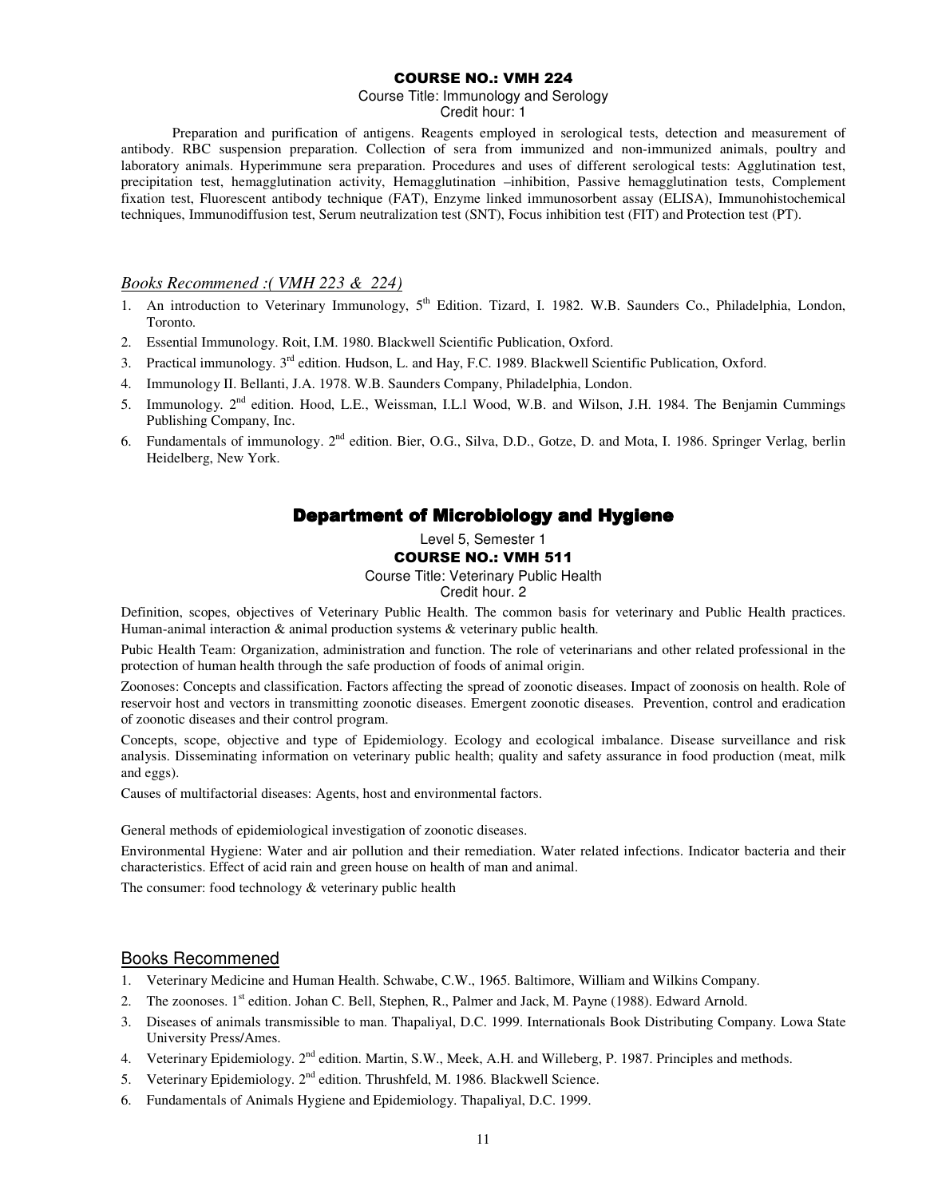### COURSE NO.: VMH 224

Course Title: Immunology and Serology

Credit hour: 1

Preparation and purification of antigens. Reagents employed in serological tests, detection and measurement of antibody. RBC suspension preparation. Collection of sera from immunized and non-immunized animals, poultry and laboratory animals. Hyperimmune sera preparation. Procedures and uses of different serological tests: Agglutination test, precipitation test, hemagglutination activity, Hemagglutination –inhibition, Passive hemagglutination tests, Complement fixation test, Fluorescent antibody technique (FAT), Enzyme linked immunosorbent assay (ELISA), Immunohistochemical techniques, Immunodiffusion test, Serum neutralization test (SNT), Focus inhibition test (FIT) and Protection test (PT).

*Books Recommened :( VMH 223 & 224)*

1. An introduction to Veterinary Immunology, 5th Edition. Tizard, I. 1982. W.B. Saunders Co., Philadelphia, London, Toronto.
2. Essential Immunology. Roit, I.M. 1980. Blackwell Scientific Publication, Oxford.
3. Practical immunology. 3rd edition. Hudson, L. and Hay, F.C. 1989. Blackwell Scientific Publication, Oxford.
4. Immunology II. Bellanti, J.A. 1978. W.B. Saunders Company, Philadelphia, London.
5. Immunology. 2nd edition. Hood, L.E., Weissman, I.L.l Wood, W.B. and Wilson, J.H. 1984. The Benjamin Cummings Publishing Company, Inc.
6. Fundamentals of immunology. 2nd edition. Bier, O.G., Silva, D.D., Gotze, D. and Mota, I. 1986. Springer Verlag, berlin Heidelberg, New York.

## Department of Microbiology and Hygiene

Level 5, Semester 1

### COURSE NO.: VMH 511

Course Title: Veterinary Public Health

Credit hour. 2

Definition, scopes, objectives of Veterinary Public Health. The common basis for veterinary and Public Health practices. Human-animal interaction & animal production systems & veterinary public health.

Pubic Health Team: Organization, administration and function. The role of veterinarians and other related professional in the protection of human health through the safe production of foods of animal origin.

Zoonoses: Concepts and classification. Factors affecting the spread of zoonotic diseases. Impact of zoonosis on health. Role of reservoir host and vectors in transmitting zoonotic diseases. Emergent zoonotic diseases. Prevention, control and eradication of zoonotic diseases and their control program.

Concepts, scope, objective and type of Epidemiology. Ecology and ecological imbalance. Disease surveillance and risk analysis. Disseminating information on veterinary public health; quality and safety assurance in food production (meat, milk and eggs).

Causes of multifactorial diseases: Agents, host and environmental factors.

General methods of epidemiological investigation of zoonotic diseases.

Environmental Hygiene: Water and air pollution and their remediation. Water related infections. Indicator bacteria and their characteristics. Effect of acid rain and green house on health of man and animal.

The consumer: food technology & veterinary public health

<u>Books Recommened</u>

1. Veterinary Medicine and Human Health. Schwabe, C.W., 1965. Baltimore, William and Wilkins Company.
2. The zoonoses. 1st edition. Johan C. Bell, Stephen, R., Palmer and Jack, M. Payne (1988). Edward Arnold.
3. Diseases of animals transmissible to man. Thapaliyal, D.C. 1999. Internationals Book Distributing Company. Lowa State University Press/Ames.
4. Veterinary Epidemiology. 2nd edition. Martin, S.W., Meek, A.H. and Willeberg, P. 1987. Principles and methods.
5. Veterinary Epidemiology. 2nd edition. Thrushfeld, M. 1986. Blackwell Science.
6. Fundamentals of Animals Hygiene and Epidemiology. Thapaliyal, D.C. 1999.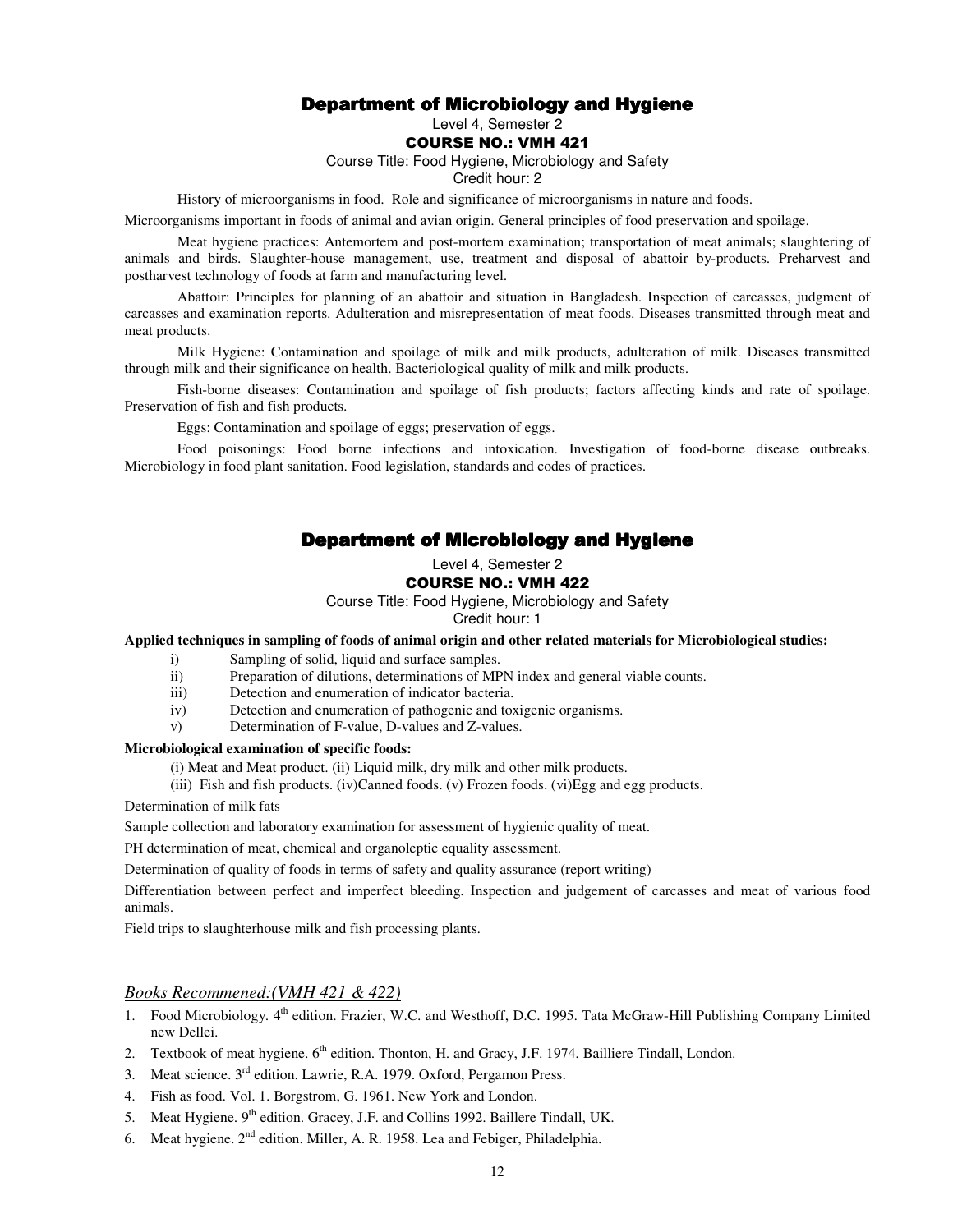## Department of Microbiology and Hygiene

Level 4, Semester 2

**COURSE NO.: VMH 421**

Course Title: Food Hygiene, Microbiology and Safety

Credit hour: 2

History of microorganisms in food. Role and significance of microorganisms in nature and foods. Microorganisms important in foods of animal and avian origin. General principles of food preservation and spoilage.

Meat hygiene practices: Antemortem and post-mortem examination; transportation of meat animals; slaughtering of animals and birds. Slaughter-house management, use, treatment and disposal of abattoir by-products. Preharvest and postharvest technology of foods at farm and manufacturing level.

Abattoir: Principles for planning of an abattoir and situation in Bangladesh. Inspection of carcasses, judgment of carcasses and examination reports. Adulteration and misrepresentation of meat foods. Diseases transmitted through meat and meat products.

Milk Hygiene: Contamination and spoilage of milk and milk products, adulteration of milk. Diseases transmitted through milk and their significance on health. Bacteriological quality of milk and milk products.

Fish-borne diseases: Contamination and spoilage of fish products; factors affecting kinds and rate of spoilage. Preservation of fish and fish products.

Eggs: Contamination and spoilage of eggs; preservation of eggs.

Food poisonings: Food borne infections and intoxication. Investigation of food-borne disease outbreaks. Microbiology in food plant sanitation. Food legislation, standards and codes of practices.

## Department of Microbiology and Hygiene

Level 4, Semester 2

**COURSE NO.: VMH 422**

Course Title: Food Hygiene, Microbiology and Safety

Credit hour: 1

**Applied techniques in sampling of foods of animal origin and other related materials for Microbiological studies:**

i) Sampling of solid, liquid and surface samples.
ii) Preparation of dilutions, determinations of MPN index and general viable counts.
iii) Detection and enumeration of indicator bacteria.
iv) Detection and enumeration of pathogenic and toxigenic organisms.
v) Determination of F-value, D-values and Z-values.

**Microbiological examination of specific foods:**

(i) Meat and Meat product. (ii) Liquid milk, dry milk and other milk products.
(iii) Fish and fish products. (iv)Canned foods. (v) Frozen foods. (vi)Egg and egg products.

Determination of milk fats

Sample collection and laboratory examination for assessment of hygienic quality of meat.

PH determination of meat, chemical and organoleptic equality assessment.

Determination of quality of foods in terms of safety and quality assurance (report writing)

Differentiation between perfect and imperfect bleeding. Inspection and judgement of carcasses and meat of various food animals.

Field trips to slaughterhouse milk and fish processing plants.

*Books Recommened:(VMH 421 & 422)*

1. Food Microbiology. 4th edition. Frazier, W.C. and Westhoff, D.C. 1995. Tata McGraw-Hill Publishing Company Limited new Dellei.
2. Textbook of meat hygiene. 6th edition. Thonton, H. and Gracy, J.F. 1974. Bailliere Tindall, London.
3. Meat science. 3rd edition. Lawrie, R.A. 1979. Oxford, Pergamon Press.
4. Fish as food. Vol. 1. Borgstrom, G. 1961. New York and London.
5. Meat Hygiene. 9th edition. Gracey, J.F. and Collins 1992. Ballere Tindall, UK.
6. Meat hygiene. 2nd edition. Miller, A. R. 1958. Lea and Febiger, Philadelphia.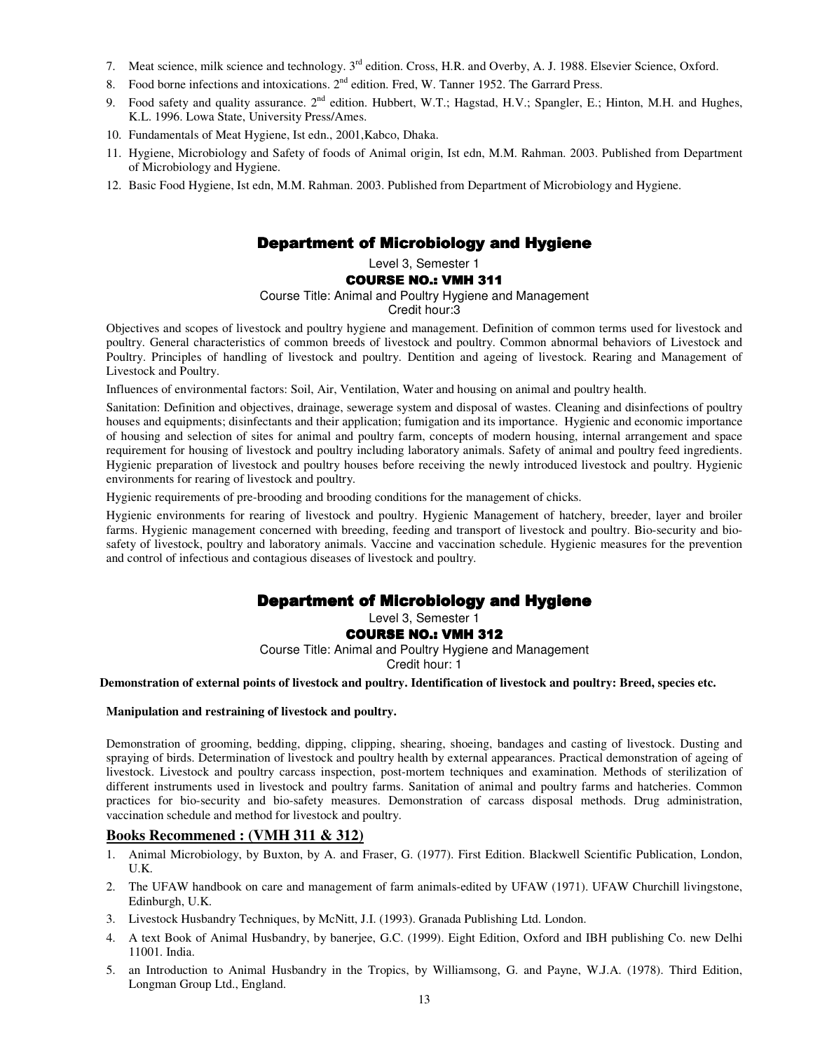7. Meat science, milk science and technology. 3rd edition. Cross, H.R. and Overby, A. J. 1988. Elsevier Science, Oxford.
8. Food borne infections and intoxications. 2nd edition. Fred, W. Tanner 1952. The Garrard Press.
9. Food safety and quality assurance. 2nd edition. Hubbert, W.T.; Hagstad, H.V.; Spangler, E.; Hinton, M.H. and Hughes, K.L. 1996. Lowa State, University Press/Ames.
10. Fundamentals of Meat Hygiene, Ist edn., 2001,Kabco, Dhaka.
11. Hygiene, Microbiology and Safety of foods of Animal origin, Ist edn, M.M. Rahman. 2003. Published from Department of Microbiology and Hygiene.
12. Basic Food Hygiene, Ist edn, M.M. Rahman. 2003. Published from Department of Microbiology and Hygiene.

## Department of Microbiology and Hygiene

Level 3, Semester 1

### COURSE NO.: VMH 311

Course Title: Animal and Poultry Hygiene and Management

Credit hour:3

Objectives and scopes of livestock and poultry hygiene and management. Definition of common terms used for livestock and poultry. General characteristics of common breeds of livestock and poultry. Common abnormal behaviors of Livestock and Poultry. Principles of handling of livestock and poultry. Dentition and ageing of livestock. Rearing and Management of Livestock and Poultry.

Influences of environmental factors: Soil, Air, Ventilation, Water and housing on animal and poultry health.

Sanitation: Definition and objectives, drainage, sewerage system and disposal of wastes. Cleaning and disinfections of poultry houses and equipments; disinfectants and their application; fumigation and its importance. Hygienic and economic importance of housing and selection of sites for animal and poultry farm, concepts of modern housing, internal arrangement and space requirement for housing of livestock and poultry including laboratory animals. Safety of animal and poultry feed ingredients. Hygienic preparation of livestock and poultry houses before receiving the newly introduced livestock and poultry. Hygienic environments for rearing of livestock and poultry.

Hygienic requirements of pre-brooding and brooding conditions for the management of chicks.

Hygienic environments for rearing of livestock and poultry. Hygienic Management of hatchery, breeder, layer and broiler farms. Hygienic management concerned with breeding, feeding and transport of livestock and poultry. Bio-security and bio-safety of livestock, poultry and laboratory animals. Vaccine and vaccination schedule. Hygienic measures for the prevention and control of infectious and contagious diseases of livestock and poultry.

## Department of Microbiology and Hygiene

Level 3, Semester 1

### COURSE NO.: VMH 312

Course Title: Animal and Poultry Hygiene and Management

Credit hour: 1

**Demonstration of external points of livestock and poultry. Identification of livestock and poultry: Breed, species etc.**

**Manipulation and restraining of livestock and poultry.**

Demonstration of grooming, bedding, dipping, clipping, shearing, shoeing, bandages and casting of livestock. Dusting and spraying of birds. Determination of livestock and poultry health by external appearances. Practical demonstration of ageing of livestock. Livestock and poultry carcass inspection, post-mortem techniques and examination. Methods of sterilization of different instruments used in livestock and poultry farms. Sanitation of animal and poultry farms and hatcheries. Common practices for bio-security and bio-safety measures. Demonstration of carcass disposal methods. Drug administration, vaccination schedule and method for livestock and poultry.

### Books Recommened : (VMH 311 & 312)

1. Animal Microbiology, by Buxton, by A. and Fraser, G. (1977). First Edition. Blackwell Scientific Publication, London, U.K.
2. The UFAW handbook on care and management of farm animals-edited by UFAW (1971). UFAW Churchill livingstone, Edinburgh, U.K.
3. Livestock Husbandry Techniques, by McNitt, J.I. (1993). Granada Publishing Ltd. London.
4. A text Book of Animal Husbandry, by banerjee, G.C. (1999). Eight Edition, Oxford and IBH publishing Co. new Delhi 11001. India.
5. an Introduction to Animal Husbandry in the Tropics, by Williamsong, G. and Payne, W.J.A. (1978). Third Edition, Longman Group Ltd., England.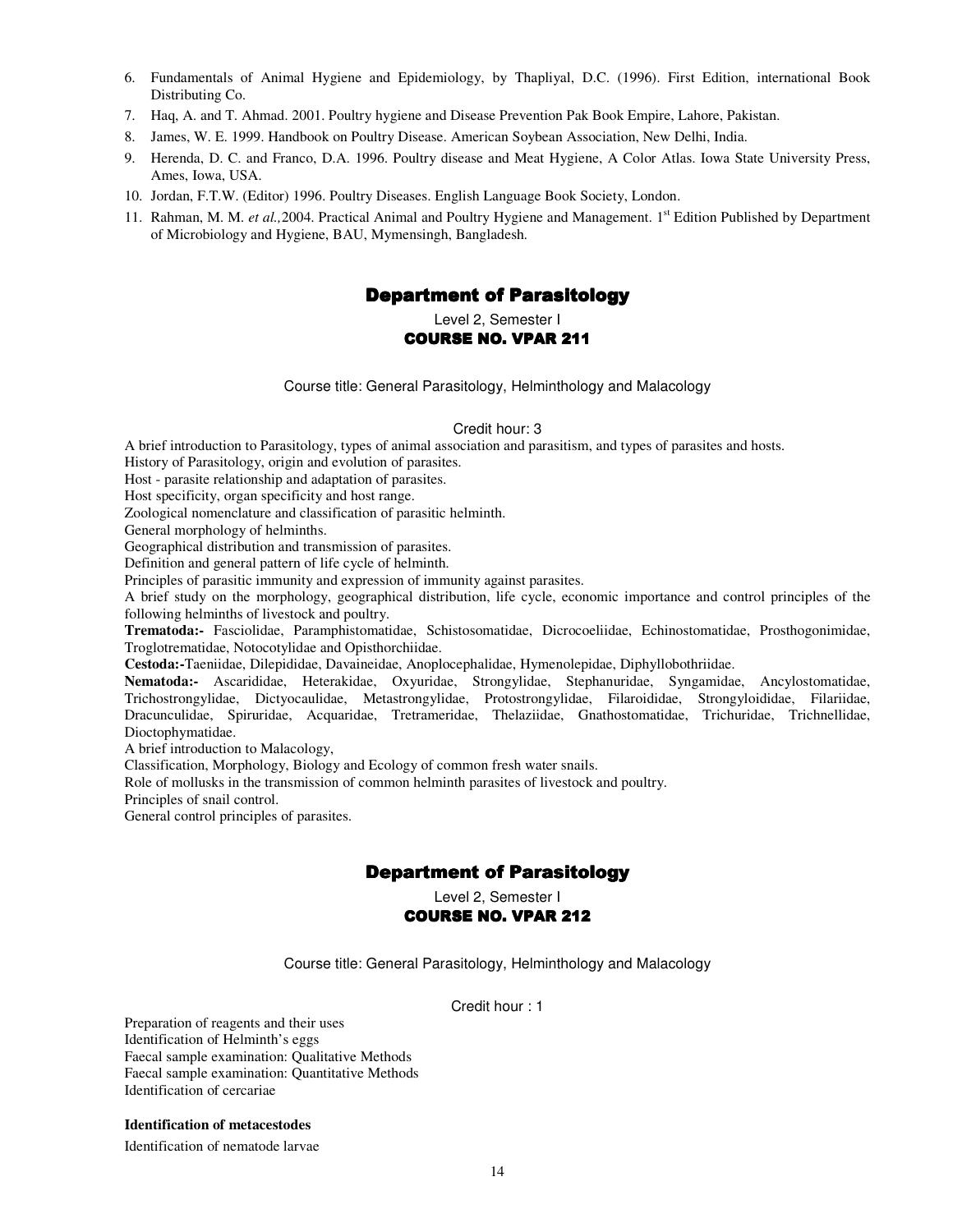6. Fundamentals of Animal Hygiene and Epidemiology, by Thapliyal, D.C. (1996). First Edition, international Book Distributing Co.
7. Haq, A. and T. Ahmad. 2001. Poultry hygiene and Disease Prevention Pak Book Empire, Lahore, Pakistan.
8. James, W. E. 1999. Handbook on Poultry Disease. American Soybean Association, New Delhi, India.
9. Herenda, D. C. and Franco, D.A. 1996. Poultry disease and Meat Hygiene, A Color Atlas. Iowa State University Press, Ames, Iowa, USA.
10. Jordan, F.T.W. (Editor) 1996. Poultry Diseases. English Language Book Society, London.
11. Rahman, M. M. *et al.,*2004. Practical Animal and Poultry Hygiene and Management. 1st Edition Published by Department of Microbiology and Hygiene, BAU, Mymensingh, Bangladesh.

## Department of Parasitology

Level 2, Semester I

### COURSE NO. VPAR 211

Course title: General Parasitology, Helminthology and Malacology

Credit hour: 3

A brief introduction to Parasitology, types of animal association and parasitism, and types of parasites and hosts.
History of Parasitology, origin and evolution of parasites.
Host - parasite relationship and adaptation of parasites.
Host specificity, organ specificity and host range.
Zoological nomenclature and classification of parasitic helminth.
General morphology of helminths.
Geographical distribution and transmission of parasites.
Definition and general pattern of life cycle of helminth.
Principles of parasitic immunity and expression of immunity against parasites.
A brief study on the morphology, geographical distribution, life cycle, economic importance and control principles of the following helminths of livestock and poultry.
**Trematoda:-** Fasciolidae, Paramphistomatidae, Schistosomatidae, Dicrocoeliidae, Echinostomatidae, Prosthogonimidae, Troglotrematidae, Notocotylidae and Opisthorchiidae.
**Cestoda:-**Taeniidae, Dilepididae, Davaineidae, Anoplocephalidae, Hymenolepidae, Diphyllobothriidae.
**Nematoda:-** Ascarididae, Heterakidae, Oxyuridae, Strongylidae, Stephanuridae, Syngamidae, Ancylostomatidae, Trichostrongylidae, Dictyocaulidae, Metastrongylidae, Protostrongylidae, Filaroididae, Strongyloididae, Filariidae, Dracunculidae, Spiruridae, Acquaridae, Tretrameridae, Thelaziidae, Gnathostomatidae, Trichuridae, Trichnellidae, Dioctophymatidae.
A brief introduction to Malacology,
Classification, Morphology, Biology and Ecology of common fresh water snails.
Role of mollusks in the transmission of common helminth parasites of livestock and poultry.
Principles of snail control.
General control principles of parasites.

## Department of Parasitology

Level 2, Semester I

### COURSE NO. VPAR 212

Course title: General Parasitology, Helminthology and Malacology

Credit hour : 1

Preparation of reagents and their uses
Identification of Helminth's eggs
Faecal sample examination: Qualitative Methods
Faecal sample examination: Quantitative Methods
Identification of cercariae

**Identification of metacestodes**

Identification of nematode larvae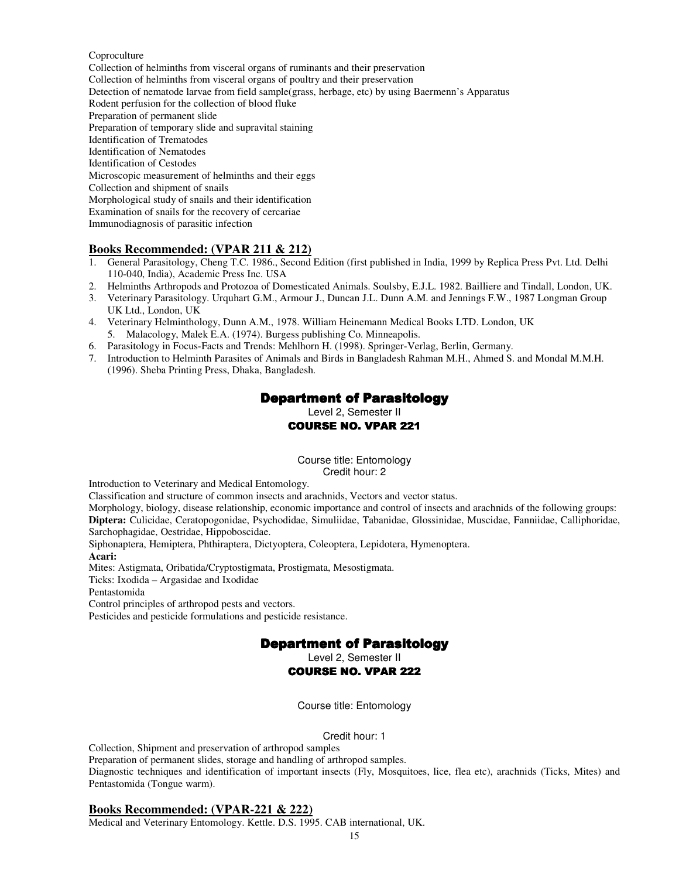Coproculture
Collection of helminths from visceral organs of ruminants and their preservation
Collection of helminths from visceral organs of poultry and their preservation
Detection of nematode larvae from field sample(grass, herbage, etc) by using Baermenn's Apparatus
Rodent perfusion for the collection of blood fluke
Preparation of permanent slide
Preparation of temporary slide and supravital staining
Identification of Trematodes
Identification of Nematodes
Identification of Cestodes
Microscopic measurement of helminths and their eggs
Collection and shipment of snails
Morphological study of snails and their identification
Examination of snails for the recovery of cercariae
Immunodiagnosis of parasitic infection

**Books Recommended: (VPAR 211 & 212)**

1. General Parasitology, Cheng T.C. 1986., Second Edition (first published in India, 1999 by Replica Press Pvt. Ltd. Delhi 110-040, India), Academic Press Inc. USA
2. Helminths Arthropods and Protozoa of Domesticated Animals. Soulsby, E.J.L. 1982. Bailliere and Tindall, London, UK.
3. Veterinary Parasitology. Urquhart G.M., Armour J., Duncan J.L. Dunn A.M. and Jennings F.W., 1987 Longman Group UK Ltd., London, UK
4. Veterinary Helminthology, Dunn A.M., 1978. William Heinemann Medical Books LTD. London, UK
5. Malacology, Malek E.A. (1974). Burgess publishing Co. Minneapolis.
6. Parasitology in Focus-Facts and Trends: Mehlhorn H. (1998). Springer-Verlag, Berlin, Germany.
7. Introduction to Helminth Parasites of Animals and Birds in Bangladesh Rahman M.H., Ahmed S. and Mondal M.M.H. (1996). Sheba Printing Press, Dhaka, Bangladesh.

## Department of Parasitology

Level 2, Semester II

### COURSE NO. VPAR 221

Course title: Entomology
Credit hour: 2

Introduction to Veterinary and Medical Entomology.
Classification and structure of common insects and arachnids, Vectors and vector status.
Morphology, biology, disease relationship, economic importance and control of insects and arachnids of the following groups:
**Diptera:** Culicidae, Ceratopogonidae, Psychodidae, Simuliidae, Tabanidae, Glossinidae, Muscidae, Fanniidae, Calliphoridae, Sarchophagidae, Oestridae, Hippoboscidae.
Siphonaptera, Hemiptera, Phthiraptera, Dictyoptera, Coleoptera, Lepidotera, Hymenoptera.
**Acari:**
Mites: Astigmata, Oribatida/Cryptostigmata, Prostigmata, Mesostigmata.
Ticks: Ixodida – Argasidae and Ixodidae
Pentastomida
Control principles of arthropod pests and vectors.
Pesticides and pesticide formulations and pesticide resistance.

## Department of Parasitology

Level 2, Semester II

### COURSE NO. VPAR 222

Course title: Entomology

Credit hour: 1

Collection, Shipment and preservation of arthropod samples
Preparation of permanent slides, storage and handling of arthropod samples.
Diagnostic techniques and identification of important insects (Fly, Mosquitoes, lice, flea etc), arachnids (Ticks, Mites) and Pentastomida (Tongue warm).

**Books Recommended: (VPAR-221 & 222)**

Medical and Veterinary Entomology. Kettle. D.S. 1995. CAB international, UK.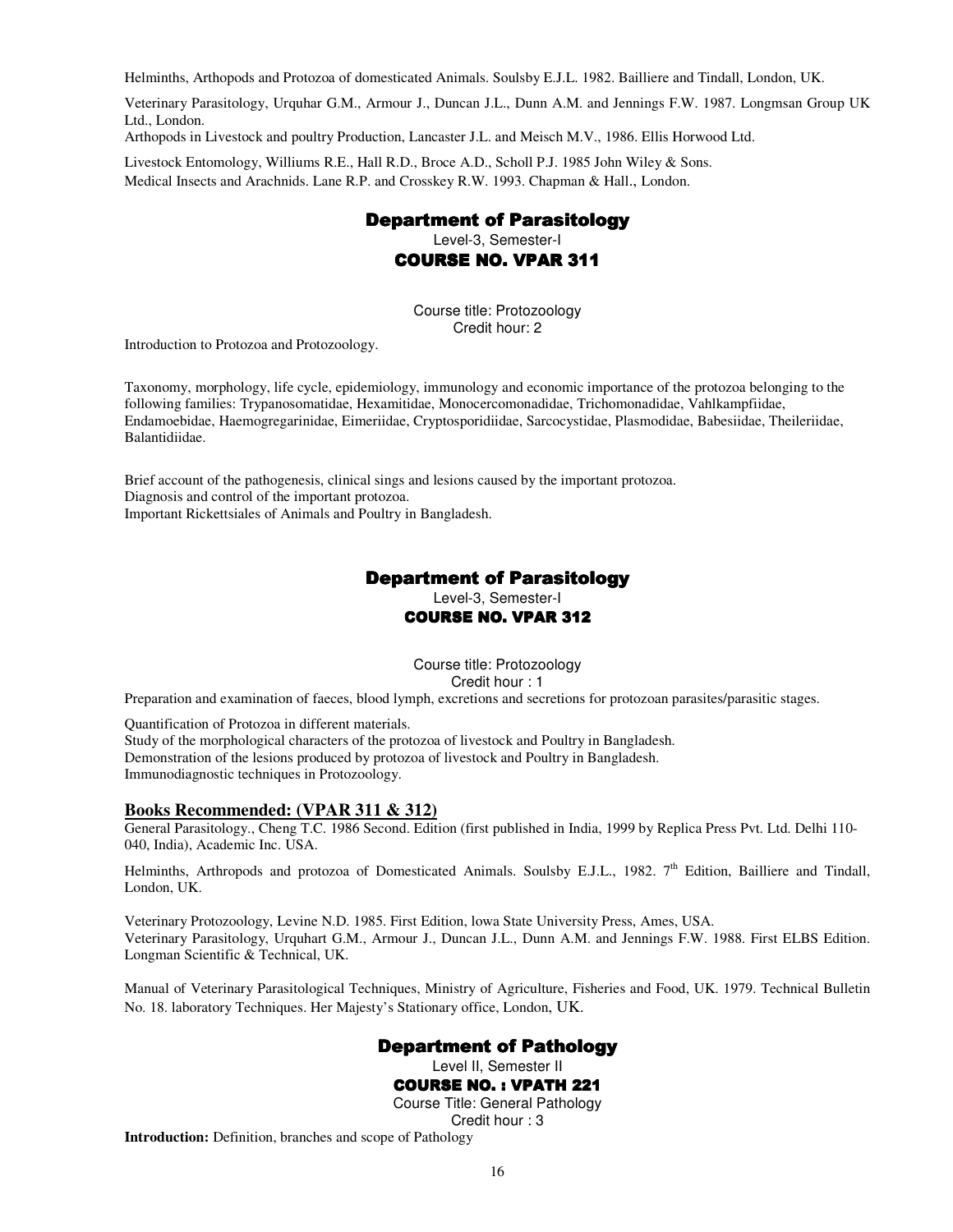Helminths, Arthopods and Protozoa of domesticated Animals. Soulsby E.J.L. 1982. Bailliere and Tindall, London, UK.

Veterinary Parasitology, Urquhar G.M., Armour J., Duncan J.L., Dunn A.M. and Jennings F.W. 1987. Longmsan Group UK Ltd., London.

Arthopods in Livestock and poultry Production, Lancaster J.L. and Meisch M.V., 1986. Ellis Horwood Ltd.

Livestock Entomology, Williums R.E., Hall R.D., Broce A.D., Scholl P.J. 1985 John Wiley & Sons.

Medical Insects and Arachnids. Lane R.P. and Crosskey R.W. 1993. Chapman & Hall., London.

## Department of Parasitology

Level-3, Semester-I

### COURSE NO. VPAR 311

Course title: Protozoology

Credit hour: 2

Introduction to Protozoa and Protozoology.

Taxonomy, morphology, life cycle, epidemiology, immunology and economic importance of the protozoa belonging to the following families: Trypanosomatidae, Hexamitidae, Monocercomonadidae, Trichomonadidae, Vahlkampfiidae, Endamoebidae, Haemogregarinidae, Eimeriidae, Cryptosporidiidae, Sarcocystidae, Plasmodidae, Babesiidae, Theileriidae, Balantidiidae.

Brief account of the pathogenesis, clinical sings and lesions caused by the important protozoa.

Diagnosis and control of the important protozoa.

Important Rickettsiales of Animals and Poultry in Bangladesh.

## Department of Parasitology

Level-3, Semester-I

### COURSE NO. VPAR 312

Course title: Protozoology

Credit hour : 1

Preparation and examination of faeces, blood lymph, excretions and secretions for protozoan parasites/parasitic stages.

Quantification of Protozoa in different materials.

Study of the morphological characters of the protozoa of livestock and Poultry in Bangladesh.

Demonstration of the lesions produced by protozoa of livestock and Poultry in Bangladesh.

Immunodiagnostic techniques in Protozoology.

**Books Recommended: (VPAR 311 & 312)**

General Parasitology., Cheng T.C. 1986 Second. Edition (first published in India, 1999 by Replica Press Pvt. Ltd. Delhi 110-040, India), Academic Inc. USA.

Helminths, Arthropods and protozoa of Domesticated Animals. Soulsby E.J.L., 1982. 7th Edition, Bailliere and Tindall, London, UK.

Veterinary Protozoology, Levine N.D. 1985. First Edition, lowa State University Press, Ames, USA.

Veterinary Parasitology, Urquhart G.M., Armour J., Duncan J.L., Dunn A.M. and Jennings F.W. 1988. First ELBS Edition. Longman Scientific & Technical, UK.

Manual of Veterinary Parasitological Techniques, Ministry of Agriculture, Fisheries and Food, UK. 1979. Technical Bulletin No. 18. laboratory Techniques. Her Majesty's Stationary office, London, UK.

## Department of Pathology

Level II, Semester II

### COURSE NO. : VPATH 221

Course Title: General Pathology

Credit hour : 3

**Introduction:** Definition, branches and scope of Pathology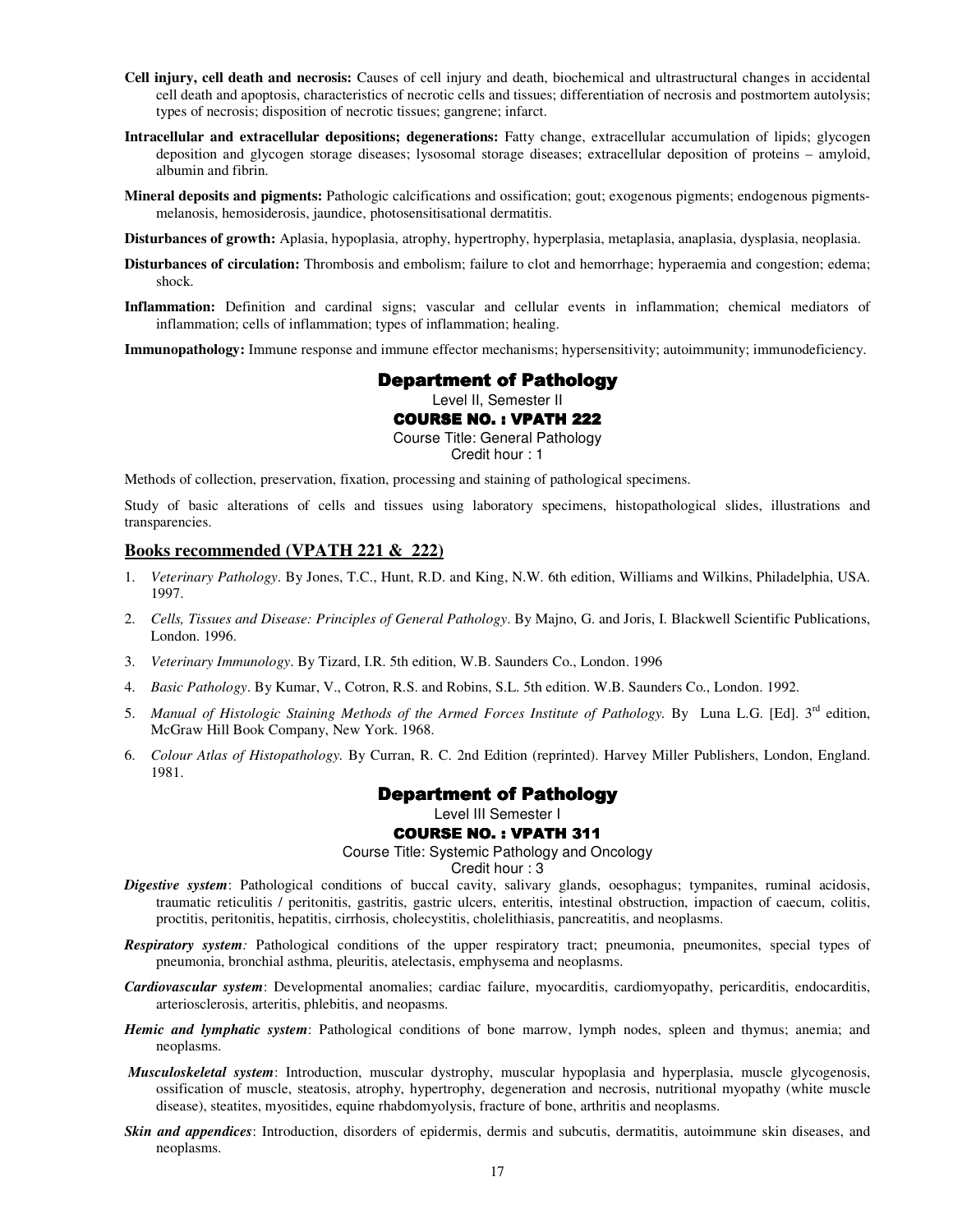**Cell injury, cell death and necrosis:** Causes of cell injury and death, biochemical and ultrastructural changes in accidental cell death and apoptosis, characteristics of necrotic cells and tissues; differentiation of necrosis and postmortem autolysis; types of necrosis; disposition of necrotic tissues; gangrene; infarct.

**Intracellular and extracellular depositions; degenerations:** Fatty change, extracellular accumulation of lipids; glycogen deposition and glycogen storage diseases; lysosomal storage diseases; extracellular deposition of proteins – amyloid, albumin and fibrin.

**Mineral deposits and pigments:** Pathologic calcifications and ossification; gout; exogenous pigments; endogenous pigments-melanosis, hemosiderosis, jaundice, photosensitisational dermatitis.

**Disturbances of growth:** Aplasia, hypoplasia, atrophy, hypertrophy, hyperplasia, metaplasia, anaplasia, dysplasia, neoplasia.

**Disturbances of circulation:** Thrombosis and embolism; failure to clot and hemorrhage; hyperaemia and congestion; edema; shock.

**Inflammation:** Definition and cardinal signs; vascular and cellular events in inflammation; chemical mediators of inflammation; cells of inflammation; types of inflammation; healing.

**Immunopathology:** Immune response and immune effector mechanisms; hypersensitivity; autoimmunity; immunodeficiency.

## Department of Pathology

Level II, Semester II

### COURSE NO. : VPATH 222

Course Title: General Pathology

Credit hour : 1

Methods of collection, preservation, fixation, processing and staining of pathological specimens.

Study of basic alterations of cells and tissues using laboratory specimens, histopathological slides, illustrations and transparencies.

### Books recommended (VPATH 221 & 222)

1. *Veterinary Pathology*. By Jones, T.C., Hunt, R.D. and King, N.W. 6th edition, Williams and Wilkins, Philadelphia, USA. 1997.
2. *Cells, Tissues and Disease: Principles of General Pathology*. By Majno, G. and Joris, I. Blackwell Scientific Publications, London. 1996.
3. *Veterinary Immunology*. By Tizard, I.R. 5th edition, W.B. Saunders Co., London. 1996
4. *Basic Pathology*. By Kumar, V., Cotron, R.S. and Robins, S.L. 5th edition. W.B. Saunders Co., London. 1992.
5. *Manual of Histologic Staining Methods of the Armed Forces Institute of Pathology.* By Luna L.G. [Ed]. 3rd edition, McGraw Hill Book Company, New York. 1968.
6. *Colour Atlas of Histopathology.* By Curran, R. C. 2nd Edition (reprinted). Harvey Miller Publishers, London, England. 1981.

## Department of Pathology

Level III Semester I

### COURSE NO. : VPATH 311

Course Title: Systemic Pathology and Oncology

Credit hour : 3

***Digestive system***: Pathological conditions of buccal cavity, salivary glands, oesophagus; tympanites, ruminal acidosis, traumatic reticulitis / peritonitis, gastritis, gastric ulcers, enteritis, intestinal obstruction, impaction of caecum, colitis, proctitis, peritonitis, hepatitis, cirrhosis, cholecystitis, cholelithiasis, pancreatitis, and neoplasms.

***Respiratory system:*** Pathological conditions of the upper respiratory tract; pneumonia, pneumonites, special types of pneumonia, bronchial asthma, pleuritis, atelectasis, emphysema and neoplasms.

***Cardiovascular system***: Developmental anomalies; cardiac failure, myocarditis, cardiomyopathy, pericarditis, endocarditis, arteriosclerosis, arteritis, phlebitis, and neopasms.

***Hemic and lymphatic system***: Pathological conditions of bone marrow, lymph nodes, spleen and thymus; anemia; and neoplasms.

***Musculoskeletal system***: Introduction, muscular dystrophy, muscular hypoplasia and hyperplasia, muscle glycogenosis, ossification of muscle, steatosis, atrophy, hypertrophy, degeneration and necrosis, nutritional myopathy (white muscle disease), steatites, myositides, equine rhabdomyolysis, fracture of bone, arthritis and neoplasms.

***Skin and appendices***: Introduction, disorders of epidermis, dermis and subcutis, dermatitis, autoimmune skin diseases, and neoplasms.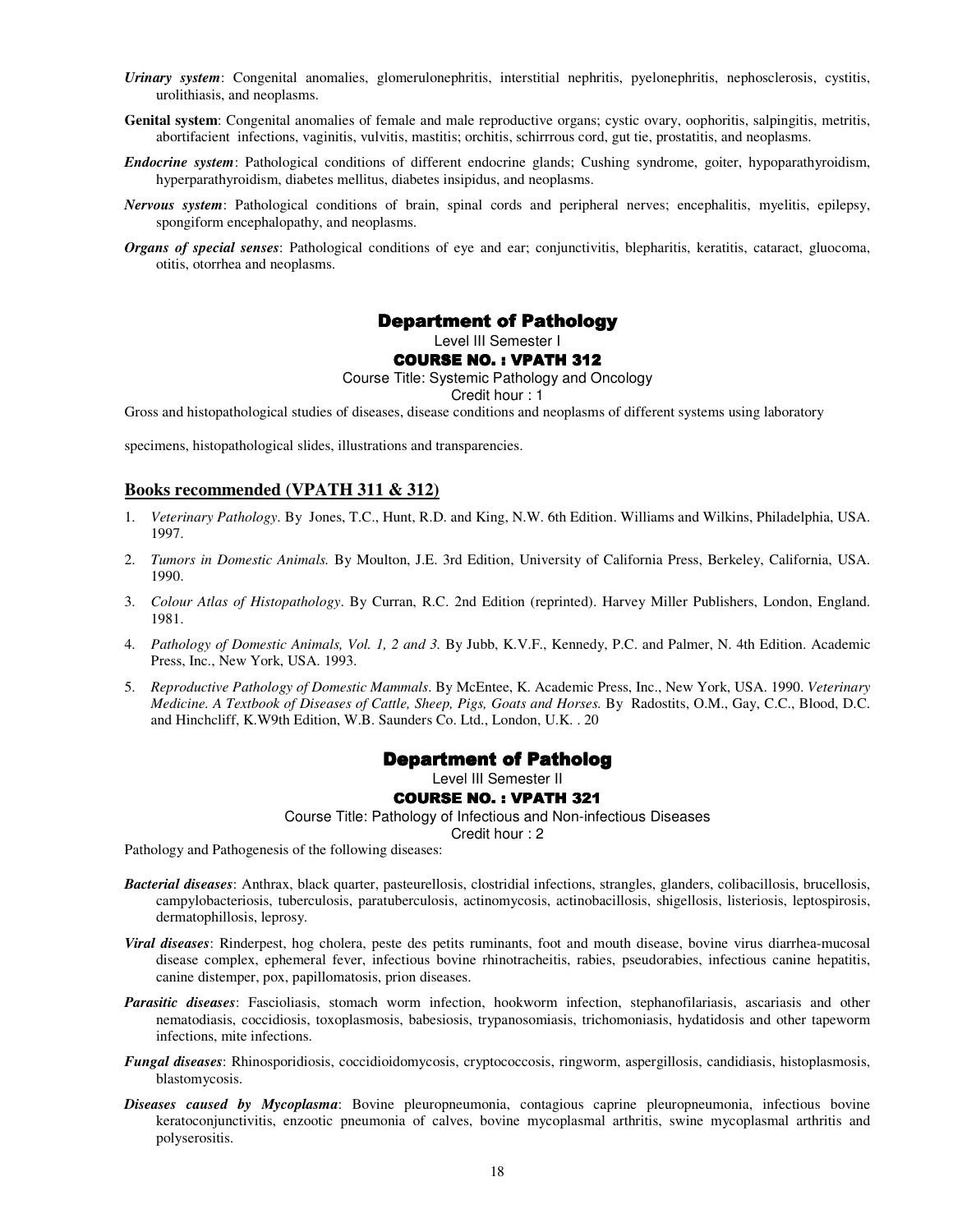***Urinary system***: Congenital anomalies, glomerulonephritis, interstitial nephritis, pyelonephritis, nephosclerosis, cystitis, urolithiasis, and neoplasms.

**Genital system**: Congenital anomalies of female and male reproductive organs; cystic ovary, oophoritis, salpingitis, metritis, abortifacient infections, vaginitis, vulvitis, mastitis; orchitis, schirrrous cord, gut tie, prostatitis, and neoplasms.

***Endocrine system***: Pathological conditions of different endocrine glands; Cushing syndrome, goiter, hypoparathyroidism, hyperparathyroidism, diabetes mellitus, diabetes insipidus, and neoplasms.

***Nervous system***: Pathological conditions of brain, spinal cords and peripheral nerves; encephalitis, myelitis, epilepsy, spongiform encephalopathy, and neoplasms.

***Organs of special senses***: Pathological conditions of eye and ear; conjunctivitis, blepharitis, keratitis, cataract, gluocoma, otitis, otorrhea and neoplasms.

## Department of Pathology

Level III Semester I

**COURSE NO. : VPATH 312**

Course Title: Systemic Pathology and Oncology

Credit hour : 1

Gross and histopathological studies of diseases, disease conditions and neoplasms of different systems using laboratory

specimens, histopathological slides, illustrations and transparencies.

### Books recommended (VPATH 311 & 312)

1. *Veterinary Pathology*. By Jones, T.C., Hunt, R.D. and King, N.W. 6th Edition. Williams and Wilkins, Philadelphia, USA. 1997.
2. *Tumors in Domestic Animals.* By Moulton, J.E. 3rd Edition, University of California Press, Berkeley, California, USA. 1990.
3. *Colour Atlas of Histopathology*. By Curran, R.C. 2nd Edition (reprinted). Harvey Miller Publishers, London, England. 1981.
4. *Pathology of Domestic Animals, Vol. 1, 2 and 3.* By Jubb, K.V.F., Kennedy, P.C. and Palmer, N. 4th Edition. Academic Press, Inc., New York, USA. 1993.
5. *Reproductive Pathology of Domestic Mammals*. By McEntee, K. Academic Press, Inc., New York, USA. 1990. *Veterinary Medicine. A Textbook of Diseases of Cattle, Sheep, Pigs, Goats and Horses.* By Radostits, O.M., Gay, C.C., Blood, D.C. and Hinchcliff, K.W9th Edition, W.B. Saunders Co. Ltd., London, U.K. . 20

## Department of Patholog

Level III Semester II

**COURSE NO. : VPATH 321**

Course Title: Pathology of Infectious and Non-infectious Diseases

Credit hour : 2

Pathology and Pathogenesis of the following diseases:

***Bacterial diseases***: Anthrax, black quarter, pasteurellosis, clostridial infections, strangles, glanders, colibacillosis, brucellosis, campylobacteriosis, tuberculosis, paratuberculosis, actinomycosis, actinobacillosis, shigellosis, listeriosis, leptospirosis, dermatophillosis, leprosy.

***Viral diseases***: Rinderpest, hog cholera, peste des petits ruminants, foot and mouth disease, bovine virus diarrhea-mucosal disease complex, ephemeral fever, infectious bovine rhinotracheitis, rabies, pseudorabies, infectious canine hepatitis, canine distemper, pox, papillomatosis, prion diseases.

***Parasitic diseases***: Fascioliasis, stomach worm infection, hookworm infection, stephanofilariasis, ascariasis and other nematodiasis, coccidiosis, toxoplasmosis, babesiosis, trypanosomiasis, trichomoniasis, hydatidosis and other tapeworm infections, mite infections.

***Fungal diseases***: Rhinosporidiosis, coccidioidomycosis, cryptococcosis, ringworm, aspergillosis, candidiasis, histoplasmosis, blastomycosis.

***Diseases caused by Mycoplasma***: Bovine pleuropneumonia, contagious caprine pleuropneumonia, infectious bovine keratoconjunctivitis, enzootic pneumonia of calves, bovine mycoplasmal arthritis, swine mycoplasmal arthritis and polyserositis.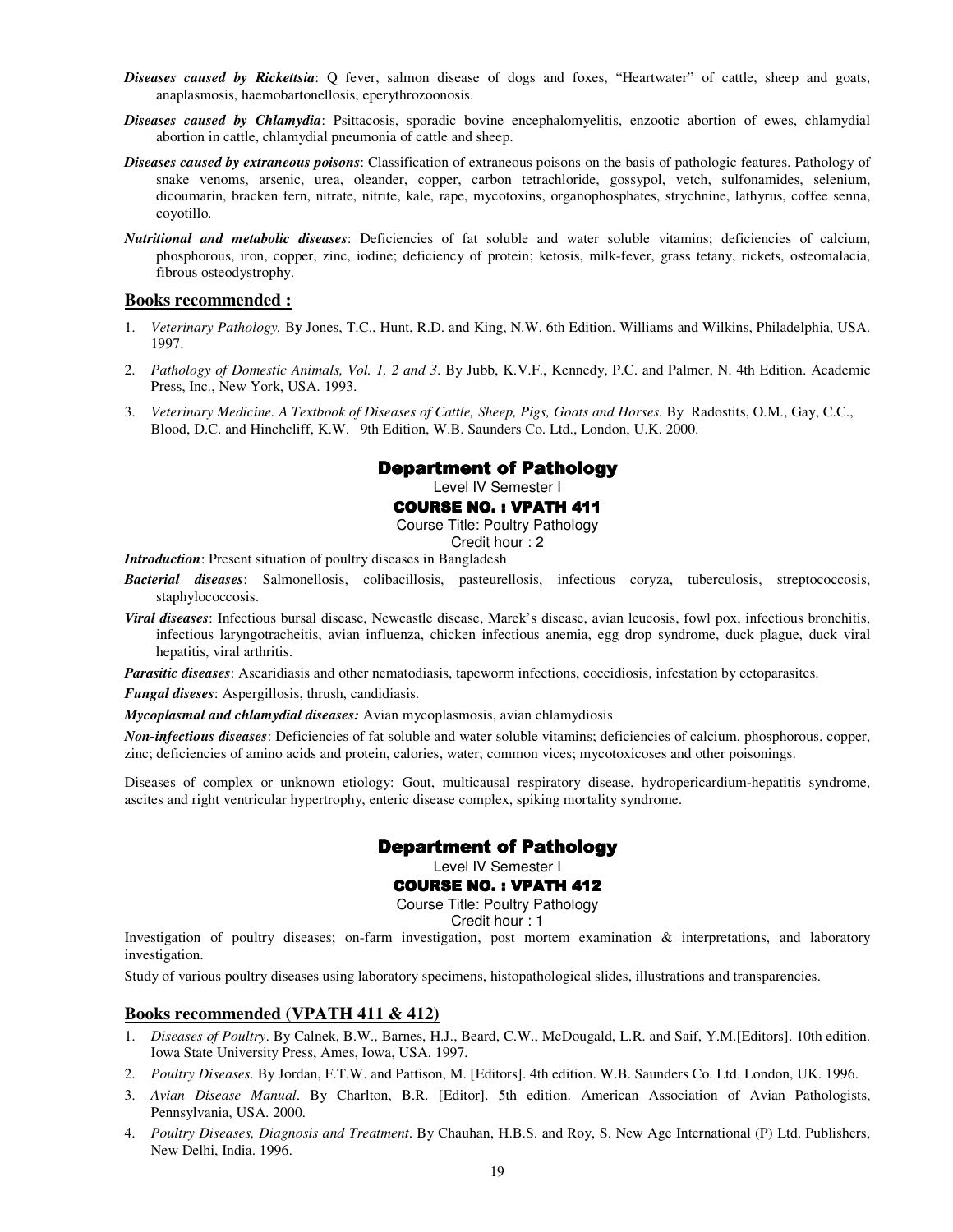***Diseases caused by Rickettsia***: Q fever, salmon disease of dogs and foxes, "Heartwater" of cattle, sheep and goats, anaplasmosis, haemobartonellosis, eperythrozoonosis.

***Diseases caused by Chlamydia***: Psittacosis, sporadic bovine encephalomyelitis, enzootic abortion of ewes, chlamydial abortion in cattle, chlamydial pneumonia of cattle and sheep.

***Diseases caused by extraneous poisons***: Classification of extraneous poisons on the basis of pathologic features. Pathology of snake venoms, arsenic, urea, oleander, copper, carbon tetrachloride, gossypol, vetch, sulfonamides, selenium, dicoumarin, bracken fern, nitrate, nitrite, kale, rape, mycotoxins, organophosphates, strychnine, lathyrus, coffee senna, coyotillo.

***Nutritional and metabolic diseases***: Deficiencies of fat soluble and water soluble vitamins; deficiencies of calcium, phosphorous, iron, copper, zinc, iodine; deficiency of protein; ketosis, milk-fever, grass tetany, rickets, osteomalacia, fibrous osteodystrophy.

## Books recommended :

1. *Veterinary Pathology.* By Jones, T.C., Hunt, R.D. and King, N.W. 6th Edition. Williams and Wilkins, Philadelphia, USA. 1997.
2. *Pathology of Domestic Animals, Vol. 1, 2 and 3.* By Jubb, K.V.F., Kennedy, P.C. and Palmer, N. 4th Edition. Academic Press, Inc., New York, USA. 1993.
3. *Veterinary Medicine. A Textbook of Diseases of Cattle, Sheep, Pigs, Goats and Horses.* By Radostits, O.M., Gay, C.C., Blood, D.C. and Hinchcliff, K.W. 9th Edition, W.B. Saunders Co. Ltd., London, U.K. 2000.

## Department of Pathology

Level IV Semester I

**COURSE NO. : VPATH 411**

Course Title: Poultry Pathology

Credit hour : 2

***Introduction***: Present situation of poultry diseases in Bangladesh

***Bacterial diseases***: Salmonellosis, colibacillosis, pasteurellosis, infectious coryza, tuberculosis, streptococcosis, staphylococcosis.

***Viral diseases***: Infectious bursal disease, Newcastle disease, Marek's disease, avian leucosis, fowl pox, infectious bronchitis, infectious laryngotracheitis, avian influenza, chicken infectious anemia, egg drop syndrome, duck plague, duck viral hepatitis, viral arthritis.

***Parasitic diseases***: Ascaridiasis and other nematodiasis, tapeworm infections, coccidiosis, infestation by ectoparasites.

***Fungal diseses***: Aspergillosis, thrush, candidiasis.

***Mycoplasmal and chlamydial diseases:*** Avian mycoplasmosis, avian chlamydiosis

***Non-infectious diseases***: Deficiencies of fat soluble and water soluble vitamins; deficiencies of calcium, phosphorous, copper, zinc; deficiencies of amino acids and protein, calories, water; common vices; mycotoxicoses and other poisonings.

Diseases of complex or unknown etiology: Gout, multicausal respiratory disease, hydropericardium-hepatitis syndrome, ascites and right ventricular hypertrophy, enteric disease complex, spiking mortality syndrome.

## Department of Pathology

Level IV Semester I

**COURSE NO. : VPATH 412**

Course Title: Poultry Pathology

Credit hour : 1

Investigation of poultry diseases; on-farm investigation, post mortem examination & interpretations, and laboratory investigation.

Study of various poultry diseases using laboratory specimens, histopathological slides, illustrations and transparencies.

## Books recommended (VPATH 411 & 412)

1. *Diseases of Poultry*. By Calnek, B.W., Barnes, H.J., Beard, C.W., McDougald, L.R. and Saif, Y.M.[Editors]. 10th edition. Iowa State University Press, Ames, Iowa, USA. 1997.
2. *Poultry Diseases.* By Jordan, F.T.W. and Pattison, M. [Editors]. 4th edition. W.B. Saunders Co. Ltd. London, UK. 1996.
3. *Avian Disease Manual*. By Charlton, B.R. [Editor]. 5th edition. American Association of Avian Pathologists, Pennsylvania, USA. 2000.
4. *Poultry Diseases, Diagnosis and Treatment*. By Chauhan, H.B.S. and Roy, S. New Age International (P) Ltd. Publishers, New Delhi, India. 1996.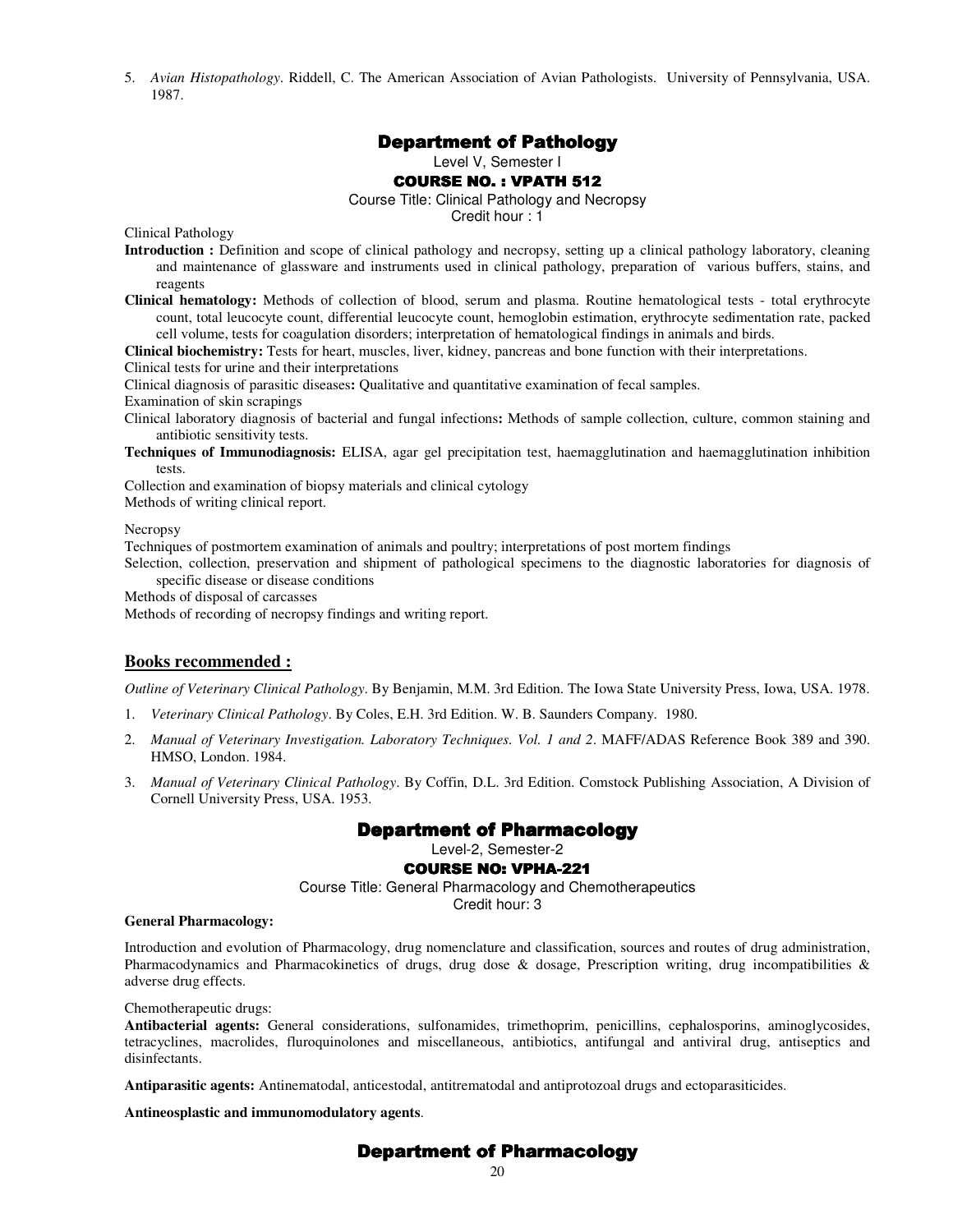5. *Avian Histopathology*. Riddell, C. The American Association of Avian Pathologists. University of Pennsylvania, USA. 1987.

## Department of Pathology

Level V, Semester I

### COURSE NO. : VPATH 512

Course Title: Clinical Pathology and Necropsy

Credit hour : 1

Clinical Pathology

**Introduction :** Definition and scope of clinical pathology and necropsy, setting up a clinical pathology laboratory, cleaning and maintenance of glassware and instruments used in clinical pathology, preparation of various buffers, stains, and reagents

**Clinical hematology:** Methods of collection of blood, serum and plasma. Routine hematological tests - total erythrocyte count, total leucocyte count, differential leucocyte count, hemoglobin estimation, erythrocyte sedimentation rate, packed cell volume, tests for coagulation disorders; interpretation of hematological findings in animals and birds.

**Clinical biochemistry:** Tests for heart, muscles, liver, kidney, pancreas and bone function with their interpretations.

Clinical tests for urine and their interpretations

Clinical diagnosis of parasitic diseases**:** Qualitative and quantitative examination of fecal samples.

Examination of skin scrapings

Clinical laboratory diagnosis of bacterial and fungal infections**:** Methods of sample collection, culture, common staining and antibiotic sensitivity tests.

**Techniques of Immunodiagnosis:** ELISA, agar gel precipitation test, haemagglutination and haemagglutination inhibition tests.

Collection and examination of biopsy materials and clinical cytology

Methods of writing clinical report.

Necropsy

Techniques of postmortem examination of animals and poultry; interpretations of post mortem findings

Selection, collection, preservation and shipment of pathological specimens to the diagnostic laboratories for diagnosis of specific disease or disease conditions

Methods of disposal of carcasses

Methods of recording of necropsy findings and writing report.

### Books recommended :

*Outline of Veterinary Clinical Pathology*. By Benjamin, M.M. 3rd Edition. The Iowa State University Press, Iowa, USA. 1978.

1. *Veterinary Clinical Pathology*. By Coles, E.H. 3rd Edition. W. B. Saunders Company. 1980.
2. *Manual of Veterinary Investigation. Laboratory Techniques. Vol. 1 and 2*. MAFF/ADAS Reference Book 389 and 390. HMSO, London. 1984.
3. *Manual of Veterinary Clinical Pathology*. By Coffin, D.L. 3rd Edition. Comstock Publishing Association, A Division of Cornell University Press, USA. 1953.

## Department of Pharmacology

Level-2, Semester-2

### COURSE NO: VPHA-221

Course Title: General Pharmacology and Chemotherapeutics

Credit hour: 3

**General Pharmacology:**

Introduction and evolution of Pharmacology, drug nomenclature and classification, sources and routes of drug administration, Pharmacodynamics and Pharmacokinetics of drugs, drug dose & dosage, Prescription writing, drug incompatibilities & adverse drug effects.

Chemotherapeutic drugs:

**Antibacterial agents:** General considerations, sulfonamides, trimethoprim, penicillins, cephalosporins, aminoglycosides, tetracyclines, macrolides, fluroquinolones and miscellaneous, antibiotics, antifungal and antiviral drug, antiseptics and disinfectants.

**Antiparasitic agents:** Antinematodal, anticestodal, antitrematodal and antiprotozoal drugs and ectoparasiticides.

**Antineosplastic and immunomodulatory agents**.

## Department of Pharmacology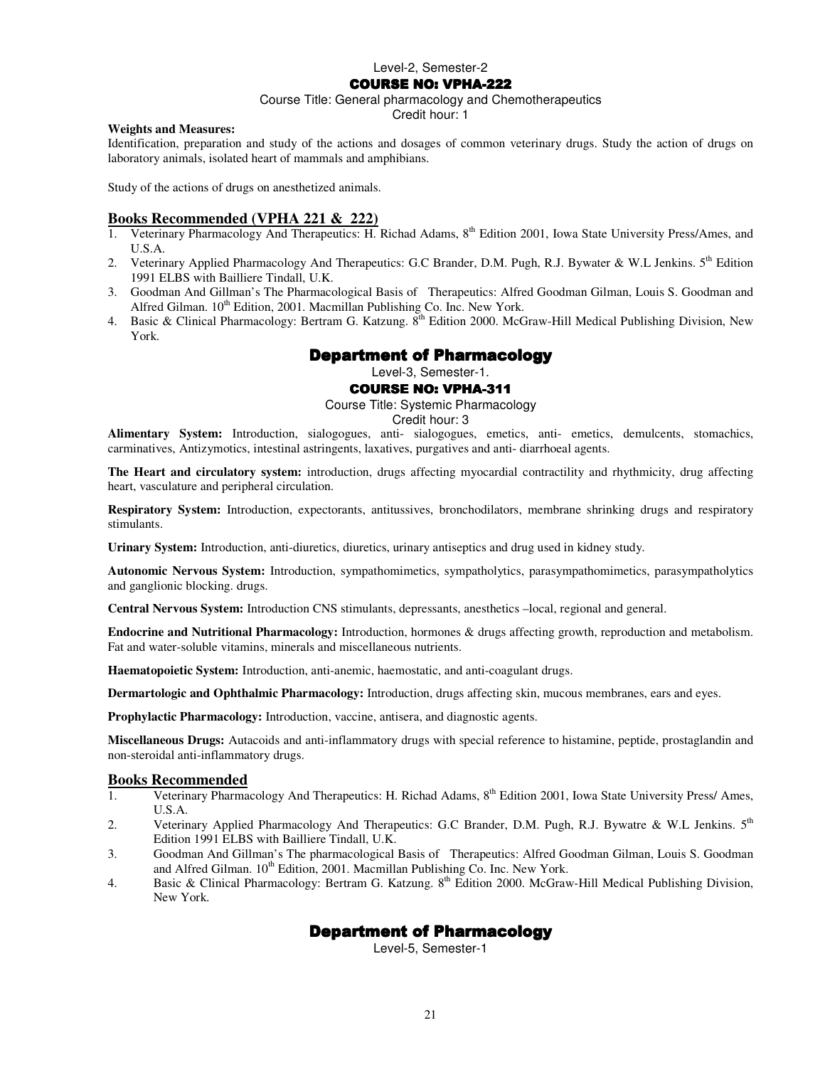Level-2, Semester-2

### COURSE NO: VPHA-222

Course Title: General pharmacology and Chemotherapeutics

Credit hour: 1

**Weights and Measures:**

Identification, preparation and study of the actions and dosages of common veterinary drugs. Study the action of drugs on laboratory animals, isolated heart of mammals and amphibians.

Study of the actions of drugs on anesthetized animals.

## Books Recommended (VPHA 221 & 222)

1. Veterinary Pharmacology And Therapeutics: H. Richad Adams, 8th Edition 2001, Iowa State University Press/Ames, and U.S.A.
2. Veterinary Applied Pharmacology And Therapeutics: G.C Brander, D.M. Pugh, R.J. Bywater & W.L Jenkins. 5th Edition 1991 ELBS with Bailliere Tindall, U.K.
3. Goodman And Gillman's The Pharmacological Basis of Therapeutics: Alfred Goodman Gilman, Louis S. Goodman and Alfred Gilman. 10th Edition, 2001. Macmillan Publishing Co. Inc. New York.
4. Basic & Clinical Pharmacology: Bertram G. Katzung. 8th Edition 2000. McGraw-Hill Medical Publishing Division, New York.

## Department of Pharmacology

Level-3, Semester-1.

### COURSE NO: VPHA-311

Course Title: Systemic Pharmacology

Credit hour: 3

**Alimentary System:** Introduction, sialogogues, anti- sialogogues, emetics, anti- emetics, demulcents, stomachics, carminatives, Antizymotics, intestinal astringents, laxatives, purgatives and anti- diarrhoeal agents.

**The Heart and circulatory system:** introduction, drugs affecting myocardial contractility and rhythmicity, drug affecting heart, vasculature and peripheral circulation.

**Respiratory System:** Introduction, expectorants, antitussives, bronchodilators, membrane shrinking drugs and respiratory stimulants.

**Urinary System:** Introduction, anti-diuretics, diuretics, urinary antiseptics and drug used in kidney study.

**Autonomic Nervous System:** Introduction, sympathomimetics, sympatholytics, parasympathomimetics, parasympatholytics and ganglionic blocking. drugs.

**Central Nervous System:** Introduction CNS stimulants, depressants, anesthetics –local, regional and general.

**Endocrine and Nutritional Pharmacology:** Introduction, hormones & drugs affecting growth, reproduction and metabolism. Fat and water-soluble vitamins, minerals and miscellaneous nutrients.

**Haematopoietic System:** Introduction, anti-anemic, haemostatic, and anti-coagulant drugs.

**Dermartologic and Ophthalmic Pharmacology:** Introduction, drugs affecting skin, mucous membranes, ears and eyes.

**Prophylactic Pharmacology:** Introduction, vaccine, antisera, and diagnostic agents.

**Miscellaneous Drugs:** Autacoids and anti-inflammatory drugs with special reference to histamine, peptide, prostaglandin and non-steroidal anti-inflammatory drugs.

## Books Recommended

1. Veterinary Pharmacology And Therapeutics: H. Richad Adams, 8th Edition 2001, Iowa State University Press/ Ames, U.S.A.
2. Veterinary Applied Pharmacology And Therapeutics: G.C Brander, D.M. Pugh, R.J. Bywatre & W.L Jenkins. 5th Edition 1991 ELBS with Bailliere Tindall, U.K.
3. Goodman And Gillman's The pharmacological Basis of Therapeutics: Alfred Goodman Gilman, Louis S. Goodman and Alfred Gilman. 10th Edition, 2001. Macmillan Publishing Co. Inc. New York.
4. Basic & Clinical Pharmacology: Bertram G. Katzung. 8th Edition 2000. McGraw-Hill Medical Publishing Division, New York.

## Department of Pharmacology

Level-5, Semester-1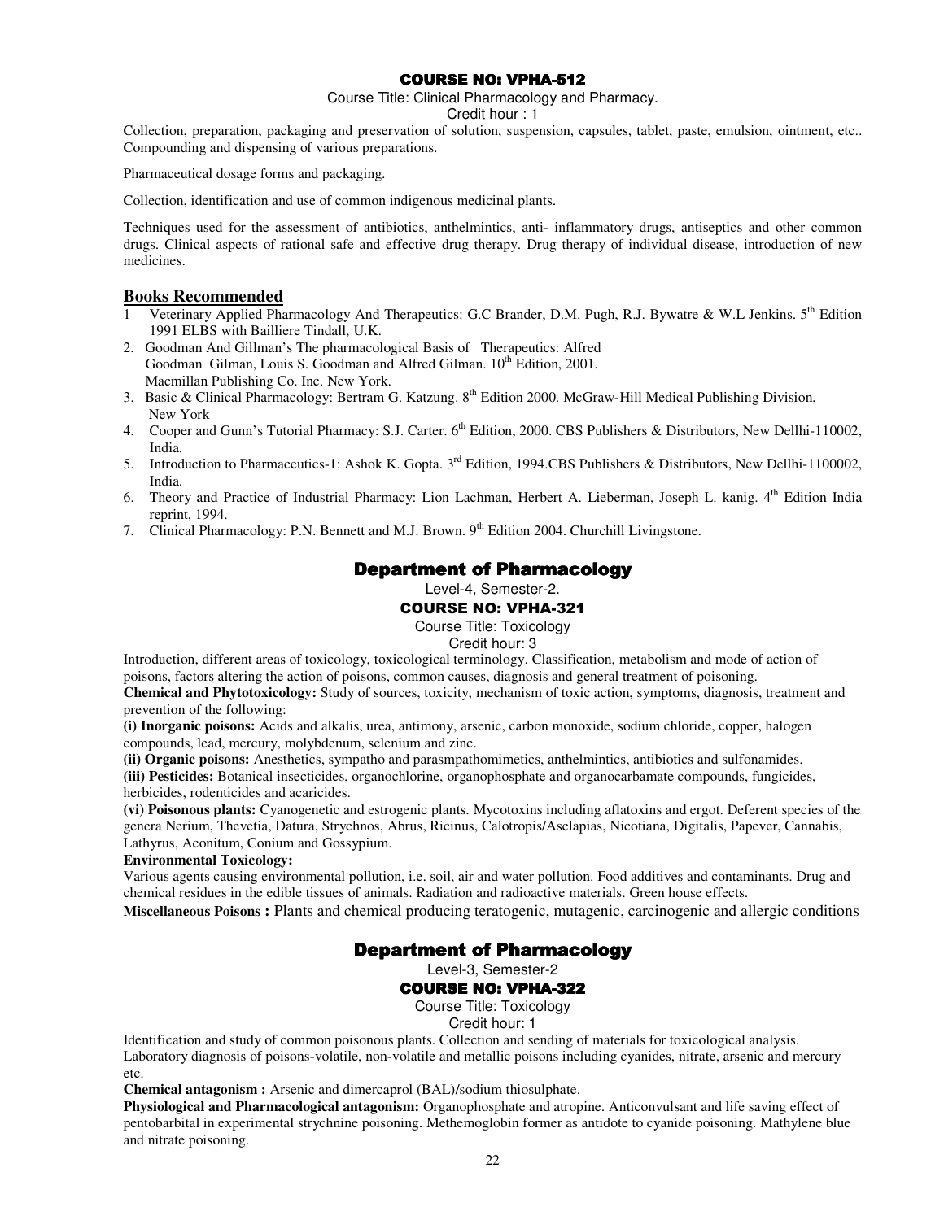### COURSE NO: VPHA-512

Course Title: Clinical Pharmacology and Pharmacy.

Credit hour : 1

Collection, preparation, packaging and preservation of solution, suspension, capsules, tablet, paste, emulsion, ointment, etc.. Compounding and dispensing of various preparations.

Pharmaceutical dosage forms and packaging.

Collection, identification and use of common indigenous medicinal plants.

Techniques used for the assessment of antibiotics, anthelmintics, anti- inflammatory drugs, antiseptics and other common drugs. Clinical aspects of rational safe and effective drug therapy. Drug therapy of individual disease, introduction of new medicines.

## Books Recommended

1. Veterinary Applied Pharmacology And Therapeutics: G.C Brander, D.M. Pugh, R.J. Bywatre & W.L Jenkins. 5th Edition 1991 ELBS with Bailliere Tindall, U.K.
2. Goodman And Gillman's The pharmacological Basis of Therapeutics: Alfred Goodman Gilman, Louis S. Goodman and Alfred Gilman. 10th Edition, 2001. Macmillan Publishing Co. Inc. New York.
3. Basic & Clinical Pharmacology: Bertram G. Katzung. 8th Edition 2000. McGraw-Hill Medical Publishing Division, New York
4. Cooper and Gunn's Tutorial Pharmacy: S.J. Carter. 6th Edition, 2000. CBS Publishers & Distributors, New Dellhi-110002, India.
5. Introduction to Pharmaceutics-1: Ashok K. Gopta. 3rd Edition, 1994.CBS Publishers & Distributors, New Dellhi-1100002, India.
6. Theory and Practice of Industrial Pharmacy: Lion Lachman, Herbert A. Lieberman, Joseph L. kanig. 4th Edition India reprint, 1994.
7. Clinical Pharmacology: P.N. Bennett and M.J. Brown. 9th Edition 2004. Churchill Livingstone.

## Department of Pharmacology

Level-4, Semester-2.

### COURSE NO: VPHA-321

Course Title: Toxicology

Credit hour: 3

Introduction, different areas of toxicology, toxicological terminology. Classification, metabolism and mode of action of poisons, factors altering the action of poisons, common causes, diagnosis and general treatment of poisoning.

**Chemical and Phytotoxicology:** Study of sources, toxicity, mechanism of toxic action, symptoms, diagnosis, treatment and prevention of the following:

**(i) Inorganic poisons:** Acids and alkalis, urea, antimony, arsenic, carbon monoxide, sodium chloride, copper, halogen compounds, lead, mercury, molybdenum, selenium and zinc.

**(ii) Organic poisons:** Anesthetics, sympatho and parasmpathomimetics, anthelmintics, antibiotics and sulfonamides.

**(iii) Pesticides:** Botanical insecticides, organochlorine, organophosphate and organocarbamate compounds, fungicides, herbicides, rodenticides and acaricides.

**(vi) Poisonous plants:** Cyanogenetic and estrogenic plants. Mycotoxins including aflatoxins and ergot. Deferent species of the genera Nerium, Thevetia, Datura, Strychnos, Abrus, Ricinus, Calotropis/Asclapias, Nicotiana, Digitalis, Papever, Cannabis, Lathyrus, Aconitum, Conium and Gossypium.

**Environmental Toxicology:**

Various agents causing environmental pollution, i.e. soil, air and water pollution. Food additives and contaminants. Drug and chemical residues in the edible tissues of animals. Radiation and radioactive materials. Green house effects.

**Miscellaneous Poisons :** Plants and chemical producing teratogenic, mutagenic, carcinogenic and allergic conditions

## Department of Pharmacology

Level-3, Semester-2

### COURSE NO: VPHA-322

Course Title: Toxicology

Credit hour: 1

Identification and study of common poisonous plants. Collection and sending of materials for toxicological analysis. Laboratory diagnosis of poisons-volatile, non-volatile and metallic poisons including cyanides, nitrate, arsenic and mercury etc.

**Chemical antagonism :** Arsenic and dimercaprol (BAL)/sodium thiosulphate.

**Physiological and Pharmacological antagonism:** Organophosphate and atropine. Anticonvulsant and life saving effect of pentobarbital in experimental strychnine poisoning. Methemoglobin former as antidote to cyanide poisoning. Mathylene blue and nitrate poisoning.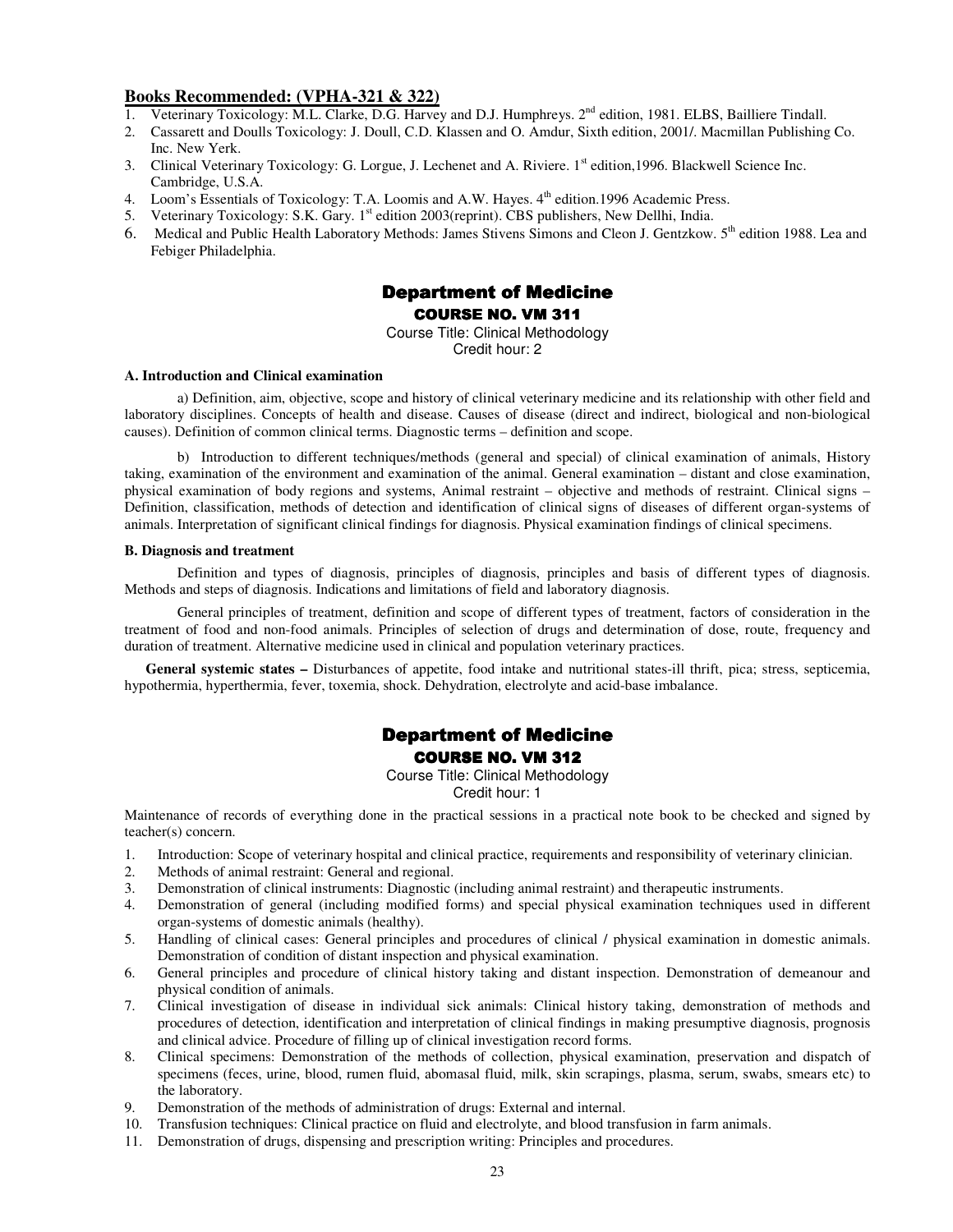**Books Recommended: (VPHA-321 & 322)**

1. Veterinary Toxicology: M.L. Clarke, D.G. Harvey and D.J. Humphreys. 2nd edition, 1981. ELBS, Bailliere Tindall.
2. Cassarett and Doulls Toxicology: J. Doull, C.D. Klassen and O. Amdur, Sixth edition, 2001/. Macmillan Publishing Co. Inc. New Yerk.
3. Clinical Veterinary Toxicology: G. Lorgue, J. Lechenet and A. Riviere. 1st edition,1996. Blackwell Science Inc. Cambridge, U.S.A.
4. Loom's Essentials of Toxicology: T.A. Loomis and A.W. Hayes. 4th edition.1996 Academic Press.
5. Veterinary Toxicology: S.K. Gary. 1st edition 2003(reprint). CBS publishers, New Dellhi, India.
6. Medical and Public Health Laboratory Methods: James Stivens Simons and Cleon J. Gentzkow. 5th edition 1988. Lea and Febiger Philadelphia.

## Department of Medicine

### COURSE NO. VM 311

Course Title: Clinical Methodology

Credit hour: 2

**A. Introduction and Clinical examination**

a) Definition, aim, objective, scope and history of clinical veterinary medicine and its relationship with other field and laboratory disciplines. Concepts of health and disease. Causes of disease (direct and indirect, biological and non-biological causes). Definition of common clinical terms. Diagnostic terms – definition and scope.

b) Introduction to different techniques/methods (general and special) of clinical examination of animals, History taking, examination of the environment and examination of the animal. General examination – distant and close examination, physical examination of body regions and systems, Animal restraint – objective and methods of restraint. Clinical signs – Definition, classification, methods of detection and identification of clinical signs of diseases of different organ-systems of animals. Interpretation of significant clinical findings for diagnosis. Physical examination findings of clinical specimens.

**B. Diagnosis and treatment**

Definition and types of diagnosis, principles of diagnosis, principles and basis of different types of diagnosis. Methods and steps of diagnosis. Indications and limitations of field and laboratory diagnosis.

General principles of treatment, definition and scope of different types of treatment, factors of consideration in the treatment of food and non-food animals. Principles of selection of drugs and determination of dose, route, frequency and duration of treatment. Alternative medicine used in clinical and population veterinary practices.

**General systemic states –** Disturbances of appetite, food intake and nutritional states-ill thrift, pica; stress, septicemia, hypothermia, hyperthermia, fever, toxemia, shock. Dehydration, electrolyte and acid-base imbalance.

## Department of Medicine

### COURSE NO. VM 312

Course Title: Clinical Methodology

Credit hour: 1

Maintenance of records of everything done in the practical sessions in a practical note book to be checked and signed by teacher(s) concern.

1. Introduction: Scope of veterinary hospital and clinical practice, requirements and responsibility of veterinary clinician.
2. Methods of animal restraint: General and regional.
3. Demonstration of clinical instruments: Diagnostic (including animal restraint) and therapeutic instruments.
4. Demonstration of general (including modified forms) and special physical examination techniques used in different organ-systems of domestic animals (healthy).
5. Handling of clinical cases: General principles and procedures of clinical / physical examination in domestic animals. Demonstration of condition of distant inspection and physical examination.
6. General principles and procedure of clinical history taking and distant inspection. Demonstration of demeanour and physical condition of animals.
7. Clinical investigation of disease in individual sick animals: Clinical history taking, demonstration of methods and procedures of detection, identification and interpretation of clinical findings in making presumptive diagnosis, prognosis and clinical advice. Procedure of filling up of clinical investigation record forms.
8. Clinical specimens: Demonstration of the methods of collection, physical examination, preservation and dispatch of specimens (feces, urine, blood, rumen fluid, abomasal fluid, milk, skin scrapings, plasma, serum, swabs, smears etc) to the laboratory.
9. Demonstration of the methods of administration of drugs: External and internal.
10. Transfusion techniques: Clinical practice on fluid and electrolyte, and blood transfusion in farm animals.
11. Demonstration of drugs, dispensing and prescription writing: Principles and procedures.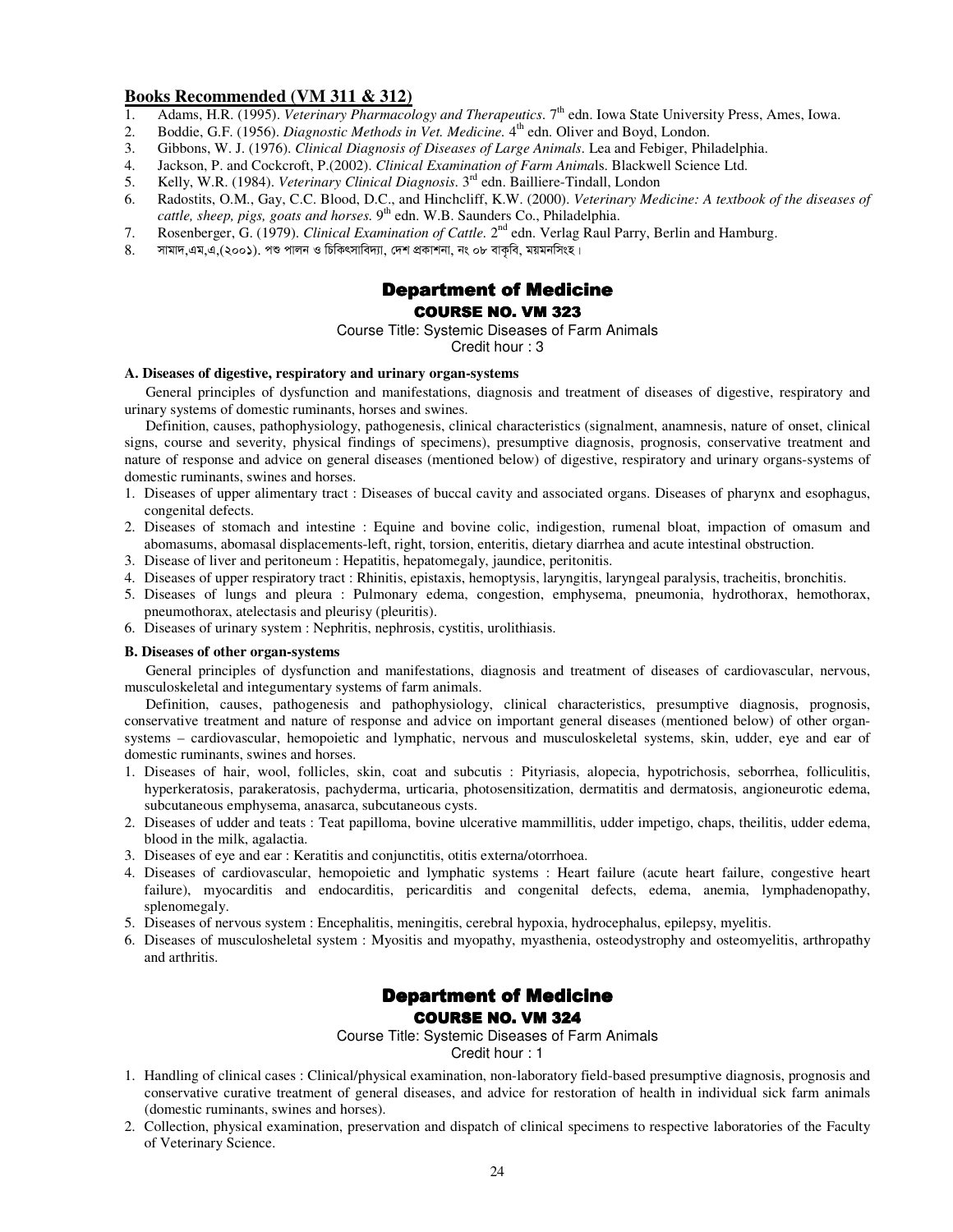## Books Recommended (VM 311 & 312)

1. Adams, H.R. (1995). *Veterinary Pharmacology and Therapeutics*. 7th edn. Iowa State University Press, Ames, Iowa.
2. Boddie, G.F. (1956). *Diagnostic Methods in Vet. Medicine*. 4th edn. Oliver and Boyd, London.
3. Gibbons, W. J. (1976). *Clinical Diagnosis of Diseases of Large Animals*. Lea and Febiger, Philadelphia.
4. Jackson, P. and Cockcroft, P.(2002). *Clinical Examination of Farm Animals*. Blackwell Science Ltd.
5. Kelly, W.R. (1984). *Veterinary Clinical Diagnosis*. 3rd edn. Bailliere-Tindall, London
6. Radostits, O.M., Gay, C.C. Blood, D.C., and Hinchcliff, K.W. (2000). *Veterinary Medicine: A textbook of the diseases of cattle, sheep, pigs, goats and horses*. 9th edn. W.B. Saunders Co., Philadelphia.
7. Rosenberger, G. (1979). *Clinical Examination of Cattle*. 2nd edn. Verlag Raul Parry, Berlin and Hamburg.
8. সামাদ,এম,এ,(২০০১). পশু পালন ও চিকিৎসাবিদ্যা, দেশ প্রকাশনা, নং ০৮ বাকৃবি, ময়মনসিংহ।

# Department of Medicine

## COURSE NO. VM 323

Course Title: Systemic Diseases of Farm Animals

Credit hour : 3

**A. Diseases of digestive, respiratory and urinary organ-systems**

General principles of dysfunction and manifestations, diagnosis and treatment of diseases of digestive, respiratory and urinary systems of domestic ruminants, horses and swines.

Definition, causes, pathophysiology, pathogenesis, clinical characteristics (signalment, anamnesis, nature of onset, clinical signs, course and severity, physical findings of specimens), presumptive diagnosis, prognosis, conservative treatment and nature of response and advice on general diseases (mentioned below) of digestive, respiratory and urinary organs-systems of domestic ruminants, swines and horses.

1. Diseases of upper alimentary tract : Diseases of buccal cavity and associated organs. Diseases of pharynx and esophagus, congenital defects.
2. Diseases of stomach and intestine : Equine and bovine colic, indigestion, rumenal bloat, impaction of omasum and abomasums, abomasal displacements-left, right, torsion, enteritis, dietary diarrhea and acute intestinal obstruction.
3. Disease of liver and peritoneum : Hepatitis, hepatomegaly, jaundice, peritonitis.
4. Diseases of upper respiratory tract : Rhinitis, epistaxis, hemoptysis, laryngitis, laryngeal paralysis, tracheitis, bronchitis.
5. Diseases of lungs and pleura : Pulmonary edema, congestion, emphysema, pneumonia, hydrothorax, hemothorax, pneumothorax, atelectasis and pleurisy (pleuritis).
6. Diseases of urinary system : Nephritis, nephrosis, cystitis, urolithiasis.

**B. Diseases of other organ-systems**

General principles of dysfunction and manifestations, diagnosis and treatment of diseases of cardiovascular, nervous, musculoskeletal and integumentary systems of farm animals.

Definition, causes, pathogenesis and pathophysiology, clinical characteristics, presumptive diagnosis, prognosis, conservative treatment and nature of response and advice on important general diseases (mentioned below) of other organ-systems – cardiovascular, hemopoietic and lymphatic, nervous and musculoskeletal systems, skin, udder, eye and ear of domestic ruminants, swines and horses.

1. Diseases of hair, wool, follicles, skin, coat and subcutis : Pityriasis, alopecia, hypotrichosis, seborrhea, folliculitis, hyperkeratosis, parakeratosis, pachyderma, urticaria, photosensitization, dermatitis and dermatosis, angioneurotic edema, subcutaneous emphysema, anasarca, subcutaneous cysts.
2. Diseases of udder and teats : Teat papilloma, bovine ulcerative mammillitis, udder impetigo, chaps, theilitis, udder edema, blood in the milk, agalactia.
3. Diseases of eye and ear : Keratitis and conjunctitis, otitis externa/otorrhoea.
4. Diseases of cardiovascular, hemopoietic and lymphatic systems : Heart failure (acute heart failure, congestive heart failure), myocarditis and endocarditis, pericarditis and congenital defects, edema, anemia, lymphadenopathy, splenomegaly.
5. Diseases of nervous system : Encephalitis, meningitis, cerebral hypoxia, hydrocephalus, epilepsy, myelitis.
6. Diseases of musculosheletal system : Myositis and myopathy, myasthenia, osteodystrophy and osteomyelitis, arthropathy and arthritis.

# Department of Medicine

## COURSE NO. VM 324

Course Title: Systemic Diseases of Farm Animals

Credit hour : 1

1. Handling of clinical cases : Clinical/physical examination, non-laboratory field-based presumptive diagnosis, prognosis and conservative curative treatment of general diseases, and advice for restoration of health in individual sick farm animals (domestic ruminants, swines and horses).
2. Collection, physical examination, preservation and dispatch of clinical specimens to respective laboratories of the Faculty of Veterinary Science.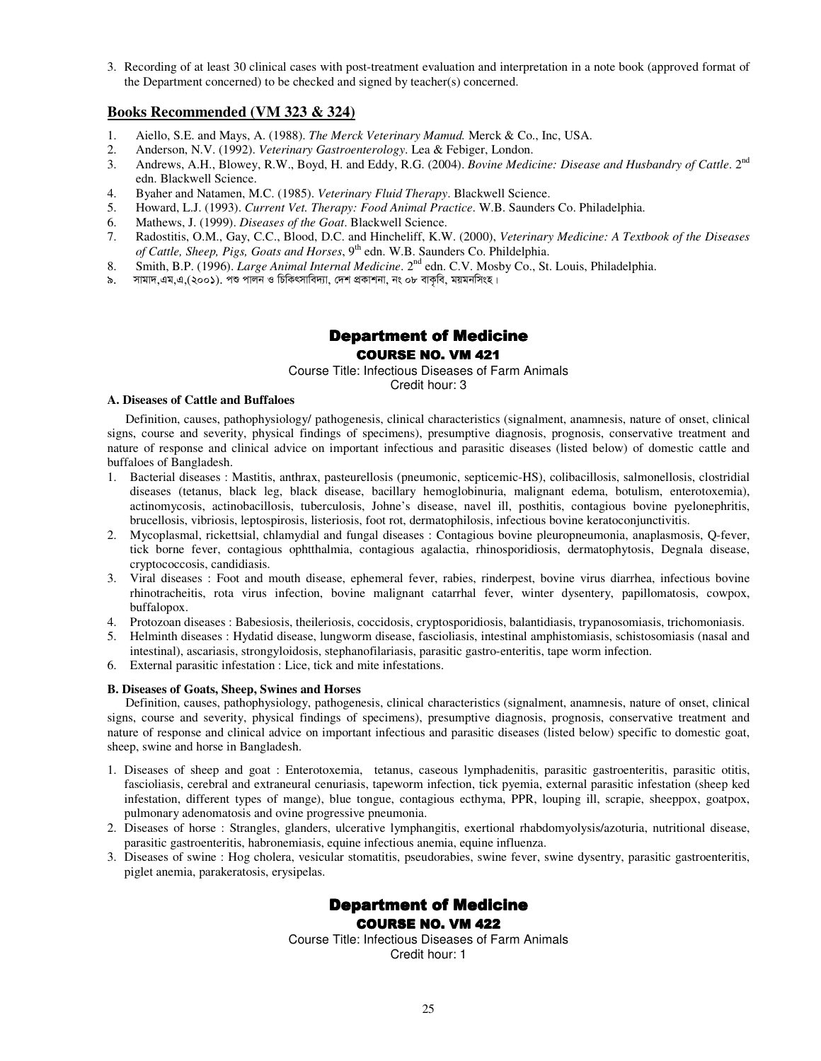3. Recording of at least 30 clinical cases with post-treatment evaluation and interpretation in a note book (approved format of the Department concerned) to be checked and signed by teacher(s) concerned.

## Books Recommended (VM 323 & 324)

1. Aiello, S.E. and Mays, A. (1988). *The Merck Veterinary Mamud.* Merck & Co., Inc, USA.
2. Anderson, N.V. (1992). *Veterinary Gastroenterology*. Lea & Febiger, London.
3. Andrews, A.H., Blowey, R.W., Boyd, H. and Eddy, R.G. (2004). *Bovine Medicine: Disease and Husbandry of Cattle*. 2nd edn. Blackwell Science.
4. Byaher and Natamen, M.C. (1985). *Veterinary Fluid Therapy*. Blackwell Science.
5. Howard, L.J. (1993). *Current Vet. Therapy: Food Animal Practice*. W.B. Saunders Co. Philadelphia.
6. Mathews, J. (1999). *Diseases of the Goat*. Blackwell Science.
7. Radostitis, O.M., Gay, C.C., Blood, D.C. and Hincheliff, K.W. (2000), *Veterinary Medicine: A Textbook of the Diseases of Cattle, Sheep, Pigs, Goats and Horses*, 9th edn. W.B. Saunders Co. Phildelphia.
8. Smith, B.P. (1996). *Large Animal Internal Medicine*. 2nd edn. C.V. Mosby Co., St. Louis, Philadelphia.
৯. সামাদ,এম,এ,(২০০১). পশু পালন ও চিকিৎসাবিদ্যা, দেশ প্রকাশনা, নং ০৮ বাকৃবি, ময়মনসিংহ।

## Department of Medicine

### COURSE NO. VM 421

Course Title: Infectious Diseases of Farm Animals
Credit hour: 3

**A. Diseases of Cattle and Buffaloes**

Definition, causes, pathophysiology/ pathogenesis, clinical characteristics (signalment, anamnesis, nature of onset, clinical signs, course and severity, physical findings of specimens), presumptive diagnosis, prognosis, conservative treatment and nature of response and clinical advice on important infectious and parasitic diseases (listed below) of domestic cattle and buffaloes of Bangladesh.

1. Bacterial diseases : Mastitis, anthrax, pasteurellosis (pneumonic, septicemic-HS), colibacillosis, salmonellosis, clostridial diseases (tetanus, black leg, black disease, bacillary hemoglobinuria, malignant edema, botulism, enterotoxemia), actinomycosis, actinobacillosis, tuberculosis, Johne's disease, navel ill, posthitis, contagious bovine pyelonephritis, brucellosis, vibriosis, leptospirosis, listeriosis, foot rot, dermatophilosis, infectious bovine keratoconjunctivitis.
2. Mycoplasmal, rickettsial, chlamydial and fungal diseases : Contagious bovine pleuropneumonia, anaplasmosis, Q-fever, tick borne fever, contagious ophtthalmia, contagious agalactia, rhinosporidiosis, dermatophytosis, Degnala disease, cryptococcosis, candidiasis.
3. Viral diseases : Foot and mouth disease, ephemeral fever, rabies, rinderpest, bovine virus diarrhea, infectious bovine rhinotracheitis, rota virus infection, bovine malignant catarrhal fever, winter dysentery, papillomatosis, cowpox, buffalopox.
4. Protozoan diseases : Babesiosis, theileriosis, coccidosis, cryptosporidiosis, balantidiasis, trypanosomiasis, trichomoniasis.
5. Helminth diseases : Hydatid disease, lungworm disease, fascioliasis, intestinal amphistomiasis, schistosomiasis (nasal and intestinal), ascariasis, strongyloidosis, stephanofilariasis, parasitic gastro-enteritis, tape worm infection.
6. External parasitic infestation : Lice, tick and mite infestations.

**B. Diseases of Goats, Sheep, Swines and Horses**

Definition, causes, pathophysiology, pathogenesis, clinical characteristics (signalment, anamnesis, nature of onset, clinical signs, course and severity, physical findings of specimens), presumptive diagnosis, prognosis, conservative treatment and nature of response and clinical advice on important infectious and parasitic diseases (listed below) specific to domestic goat, sheep, swine and horse in Bangladesh.

1. Diseases of sheep and goat : Enterotoxemia, tetanus, caseous lymphadenitis, parasitic gastroenteritis, parasitic otitis, fascioliasis, cerebral and extraneural cenuriasis, tapeworm infection, tick pyemia, external parasitic infestation (sheep ked infestation, different types of mange), blue tongue, contagious ecthyma, PPR, louping ill, scrapie, sheeppox, goatpox, pulmonary adenomatosis and ovine progressive pneumonia.
2. Diseases of horse : Strangles, glanders, ulcerative lymphangitis, exertional rhabdomyolysis/azoturia, nutritional disease, parasitic gastroenteritis, habronemiasis, equine infectious anemia, equine influenza.
3. Diseases of swine : Hog cholera, vesicular stomatitis, pseudorabies, swine fever, swine dysentry, parasitic gastroenteritis, piglet anemia, parakeratosis, erysipelas.

## Department of Medicine

### COURSE NO. VM 422

Course Title: Infectious Diseases of Farm Animals
Credit hour: 1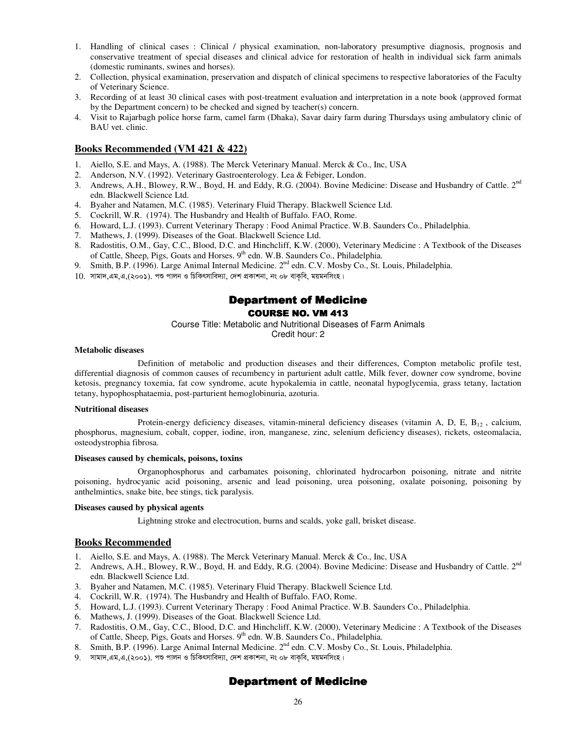1. Handling of clinical cases : Clinical / physical examination, non-laboratory presumptive diagnosis, prognosis and conservative treatment of special diseases and clinical advice for restoration of health in individual sick farm animals (domestic ruminants, swines and horses).
2. Collection, physical examination, preservation and dispatch of clinical specimens to respective laboratories of the Faculty of Veterinary Science.
3. Recording of at least 30 clinical cases with post-treatment evaluation and interpretation in a note book (approved format by the Department concern) to be checked and signed by teacher(s) concern.
4. Visit to Rajarbagh police horse farm, camel farm (Dhaka), Savar dairy farm during Thursdays using ambulatory clinic of BAU vet. clinic.

## Books Recommended (VM 421 & 422)

1. Aiello, S.E. and Mays, A. (1988). The Merck Veterinary Manual. Merck & Co., Inc, USA
2. Anderson, N.V. (1992). Veterinary Gastroenterology. Lea & Febiger, London.
3. Andrews, A.H., Blowey, R.W., Boyd, H. and Eddy, R.G. (2004). Bovine Medicine: Disease and Husbandry of Cattle. 2nd edn. Blackwell Science Ltd.
4. Byaher and Natamen, M.C. (1985). Veterinary Fluid Therapy. Blackwell Science Ltd.
5. Cockrill, W.R. (1974). The Husbandry and Health of Buffalo. FAO, Rome.
6. Howard, L.J. (1993). Current Veterinary Therapy : Food Animal Practice. W.B. Saunders Co., Philadelphia.
7. Mathews, J. (1999). Diseases of the Goat. Blackwell Science Ltd.
8. Radostitis, O.M., Gay, C.C., Blood, D.C. and Hinchcliff, K.W. (2000), Veterinary Medicine : A Textbook of the Diseases of Cattle, Sheep, Pigs, Goats and Horses. 9th edn. W.B. Saunders Co., Philadelphia.
9. Smith, B.P. (1996). Large Animal Internal Medicine. 2nd edn. C.V. Mosby Co., St. Louis, Philadelphia.
10. সামাদ,এম,এ,(২০০১). পশু পালন ও চিকিৎসাবিদ্যা, দেশ প্রকাশনা, নং ০৮ বাকৃবি, ময়মনসিংহ।

# Department of Medicine

## COURSE NO. VM 413

Course Title: Metabolic and Nutritional Diseases of Farm Animals
Credit hour: 2

**Metabolic diseases**

Definition of metabolic and production diseases and their differences, Compton metabolic profile test, differential diagnosis of common causes of recumbency in parturient adult cattle, Milk fever, downer cow syndrome, bovine ketosis, pregnancy toxemia, fat cow syndrome, acute hypokalemia in cattle, neonatal hypoglycemia, grass tetany, lactation tetany, hypophosphataemia, post-parturient hemoglobinuria, azoturia.

**Nutritional diseases**

Protein-energy deficiency diseases, vitamin-mineral deficiency diseases (vitamin A, D, E, $B_{12}$ , calcium, phosphorus, magnesium, cobalt, copper, iodine, iron, manganese, zinc, selenium deficiency diseases), rickets, osteomalacia, osteodystrophia fibrosa.

**Diseases caused by chemicals, poisons, toxins**

Organophosphorus and carbamates poisoning, chlorinated hydrocarbon poisoning, nitrate and nitrite poisoning, hydrocyanic acid poisoning, arsenic and lead poisoning, urea poisoning, oxalate poisoning, poisoning by anthelmintics, snake bite, bee stings, tick paralysis.

**Diseases caused by physical agents**

Lightning stroke and electrocution, burns and scalds, yoke gall, brisket disease.

## Books Recommended

1. Aiello, S.E. and Mays, A. (1988). The Merck Veterinary Manual. Merck & Co., Inc, USA
2. Andrews, A.H., Blowey, R.W., Boyd, H. and Eddy, R.G. (2004). Bovine Medicine: Disease and Husbandry of Cattle. 2nd edn. Blackwell Science Ltd.
3. Byaher and Natamen, M.C. (1985). Veterinary Fluid Therapy. Blackwell Science Ltd.
4. Cockrill, W.R. (1974). The Husbandry and Health of Buffalo. FAO, Rome.
5. Howard, L.J. (1993). Current Veterinary Therapy : Food Animal Practice. W.B. Saunders Co., Philadelphia.
6. Mathews, J. (1999). Diseases of the Goat. Blackwell Science Ltd.
7. Radostitis, O.M., Gay, C.C., Blood, D.C. and Hinchcliff, K.W. (2000), Veterinary Medicine : A Textbook of the Diseases of Cattle, Sheep, Pigs, Goats and Horses. 9th edn. W.B. Saunders Co., Philadelphia.
8. Smith, B.P. (1996). Large Animal Internal Medicine. 2nd edn. C.V. Mosby Co., St. Louis, Philadelphia.
9. সামাদ,এম,এ,(২০০১). পশু পালন ও চিকিৎসাবিদ্যা, দেশ প্রকাশনা, নং ০৮ বাকৃবি, ময়মনসিংহ।

# Department of Medicine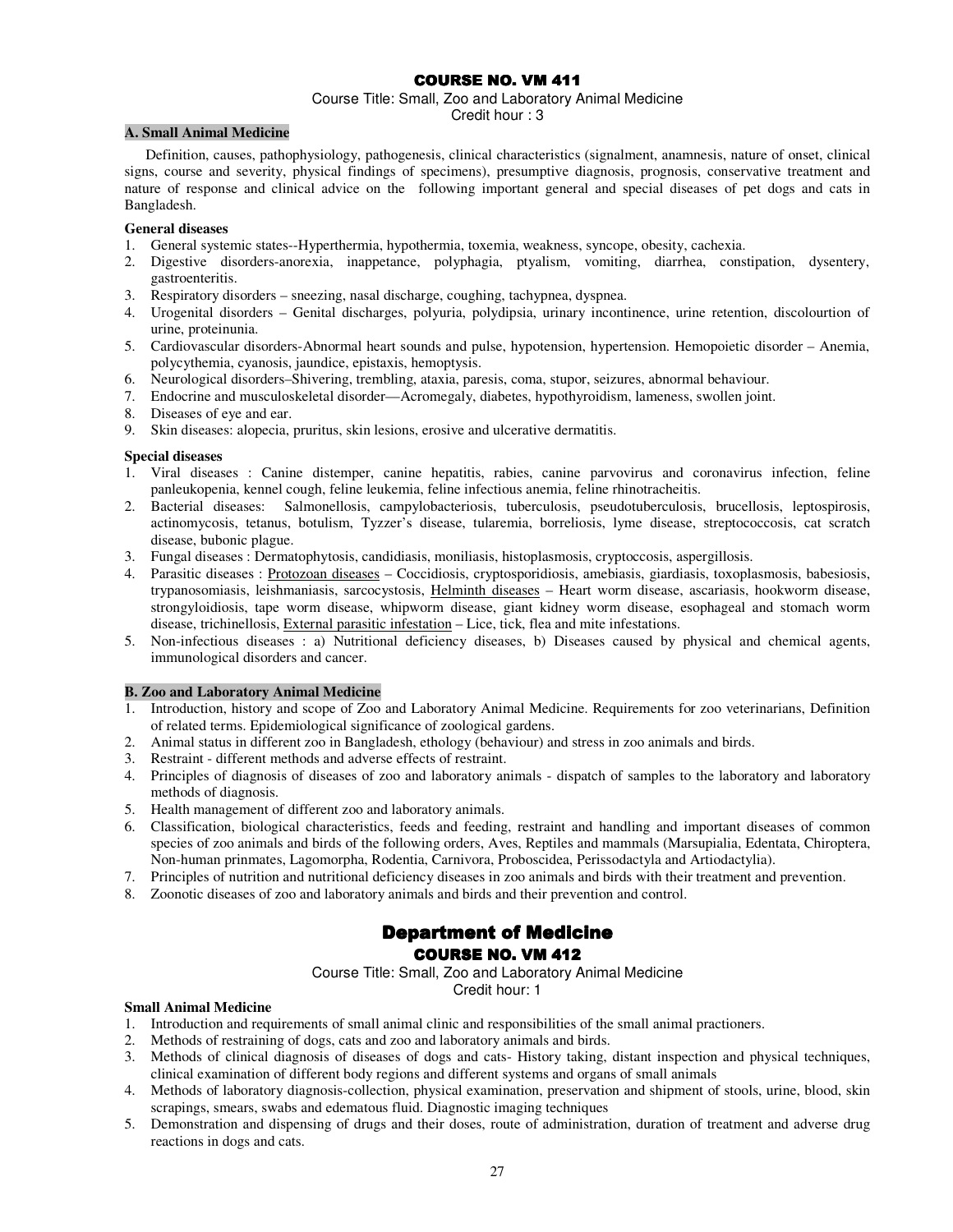## COURSE NO. VM 411

Course Title: Small, Zoo and Laboratory Animal Medicine
Credit hour : 3

### A. Small Animal Medicine

Definition, causes, pathophysiology, pathogenesis, clinical characteristics (signalment, anamnesis, nature of onset, clinical signs, course and severity, physical findings of specimens), presumptive diagnosis, prognosis, conservative treatment and nature of response and clinical advice on the following important general and special diseases of pet dogs and cats in Bangladesh.

**General diseases**

1. General systemic states--Hyperthermia, hypothermia, toxemia, weakness, syncope, obesity, cachexia.
2. Digestive disorders-anorexia, inappetance, polyphagia, ptyalism, vomiting, diarrhea, constipation, dysentery, gastroenteritis.
3. Respiratory disorders – sneezing, nasal discharge, coughing, tachypnea, dyspnea.
4. Urogenital disorders – Genital discharges, polyuria, polydipsia, urinary incontinence, urine retention, discolourtion of urine, proteinunia.
5. Cardiovascular disorders-Abnormal heart sounds and pulse, hypotension, hypertension. Hemopoietic disorder – Anemia, polycythemia, cyanosis, jaundice, epistaxis, hemoptysis.
6. Neurological disorders–Shivering, trembling, ataxia, paresis, coma, stupor, seizures, abnormal behaviour.
7. Endocrine and musculoskeletal disorder—Acromegaly, diabetes, hypothyroidism, lameness, swollen joint.
8. Diseases of eye and ear.
9. Skin diseases: alopecia, pruritus, skin lesions, erosive and ulcerative dermatitis.

**Special diseases**

1. Viral diseases : Canine distemper, canine hepatitis, rabies, canine parvovirus and coronavirus infection, feline panleukopenia, kennel cough, feline leukemia, feline infectious anemia, feline rhinotracheitis.
2. Bacterial diseases: Salmonellosis, campylobacteriosis, tuberculosis, pseudotuberculosis, brucellosis, leptospirosis, actinomycosis, tetanus, botulism, Tyzzer's disease, tularemia, borreliosis, lyme disease, streptococcosis, cat scratch disease, bubonic plague.
3. Fungal diseases : Dermatophytosis, candidiasis, moniliasis, histoplasmosis, cryptoccosis, aspergillosis.
4. Parasitic diseases : Protozoan diseases – Coccidiosis, cryptosporidiosis, amebiasis, giardiasis, toxoplasmosis, babesiosis, trypanosomiasis, leishmaniasis, sarcocystosis, Helminth diseases – Heart worm disease, ascariasis, hookworm disease, strongyloidiosis, tape worm disease, whipworm disease, giant kidney worm disease, esophageal and stomach worm disease, trichinellosis, External parasitic infestation – Lice, tick, flea and mite infestations.
5. Non-infectious diseases : a) Nutritional deficiency diseases, b) Diseases caused by physical and chemical agents, immunological disorders and cancer.

### B. Zoo and Laboratory Animal Medicine

1. Introduction, history and scope of Zoo and Laboratory Animal Medicine. Requirements for zoo veterinarians, Definition of related terms. Epidemiological significance of zoological gardens.
2. Animal status in different zoo in Bangladesh, ethology (behaviour) and stress in zoo animals and birds.
3. Restraint - different methods and adverse effects of restraint.
4. Principles of diagnosis of diseases of zoo and laboratory animals - dispatch of samples to the laboratory and laboratory methods of diagnosis.
5. Health management of different zoo and laboratory animals.
6. Classification, biological characteristics, feeds and feeding, restraint and handling and important diseases of common species of zoo animals and birds of the following orders, Aves, Reptiles and mammals (Marsupialia, Edentata, Chiroptera, Non-human prinmates, Lagomorpha, Rodentia, Carnivora, Proboscidea, Perissodactyla and Artiodactylia).
7. Principles of nutrition and nutritional deficiency diseases in zoo animals and birds with their treatment and prevention.
8. Zoonotic diseases of zoo and laboratory animals and birds and their prevention and control.

# Department of Medicine

## COURSE NO. VM 412

Course Title: Small, Zoo and Laboratory Animal Medicine
Credit hour: 1

### Small Animal Medicine

1. Introduction and requirements of small animal clinic and responsibilities of the small animal practioners.
2. Methods of restraining of dogs, cats and zoo and laboratory animals and birds.
3. Methods of clinical diagnosis of diseases of dogs and cats- History taking, distant inspection and physical techniques, clinical examination of different body regions and different systems and organs of small animals
4. Methods of laboratory diagnosis-collection, physical examination, preservation and shipment of stools, urine, blood, skin scrapings, smears, swabs and edematous fluid. Diagnostic imaging techniques
5. Demonstration and dispensing of drugs and their doses, route of administration, duration of treatment and adverse drug reactions in dogs and cats.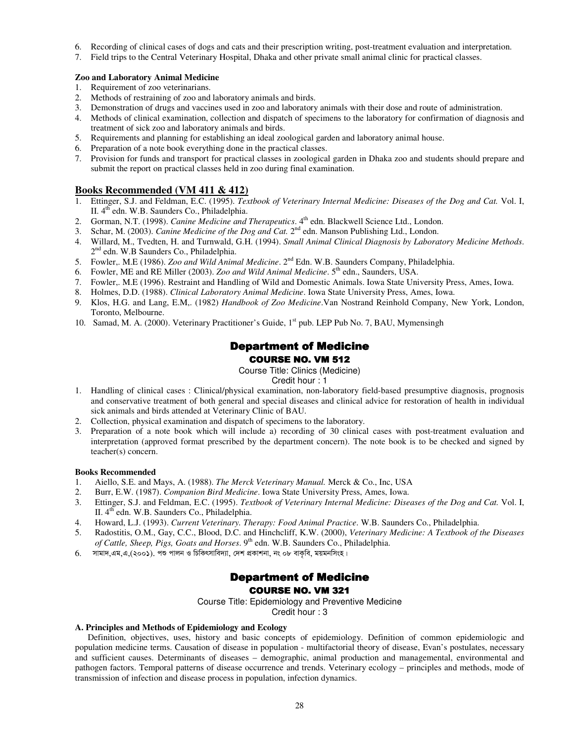6. Recording of clinical cases of dogs and cats and their prescription writing, post-treatment evaluation and interpretation.
7. Field trips to the Central Veterinary Hospital, Dhaka and other private small animal clinic for practical classes.

**Zoo and Laboratory Animal Medicine**

1. Requirement of zoo veterinarians.
2. Methods of restraining of zoo and laboratory animals and birds.
3. Demonstration of drugs and vaccines used in zoo and laboratory animals with their dose and route of administration.
4. Methods of clinical examination, collection and dispatch of specimens to the laboratory for confirmation of diagnosis and treatment of sick zoo and laboratory animals and birds.
5. Requirements and planning for establishing an ideal zoological garden and laboratory animal house.
6. Preparation of a note book everything done in the practical classes.
7. Provision for funds and transport for practical classes in zoological garden in Dhaka zoo and students should prepare and submit the report on practical classes held in zoo during final examination.

## Books Recommended (VM 411 & 412)

1. Ettinger, S.J. and Feldman, E.C. (1995). *Textbook of Veterinary Internal Medicine: Diseases of the Dog and Cat.* Vol. I, II. 4th edn. W.B. Saunders Co., Philadelphia.
2. Gorman, N.T. (1998). *Canine Medicine and Therapeutics*. 4th edn. Blackwell Science Ltd., London.
3. Schar, M. (2003). *Canine Medicine of the Dog and Cat.* 2nd edn. Manson Publishing Ltd., London.
4. Willard, M., Tvedten, H. and Turnwald, G.H. (1994). *Small Animal Clinical Diagnosis by Laboratory Medicine Methods*. 2nd edn. W.B Saunders Co., Philadelphia.
5. Fowler,. M.E (1986). *Zoo and Wild Animal Medicine*. 2nd Edn. W.B. Saunders Company, Philadelphia.
6. Fowler, ME and RE Miller (2003). *Zoo and Wild Animal Medicine*. 5th edn., Saunders, USA.
7. Fowler,. M.E (1996). Restraint and Handling of Wild and Domestic Animals. Iowa State University Press, Ames, Iowa.
8. Holmes, D.D. (1988). *Clinical Laboratory Animal Medicine*. Iowa State University Press, Ames, Iowa.
9. Klos, H.G. and Lang, E.M,. (1982) *Handbook of Zoo Medicine*.Van Nostrand Reinhold Company, New York, London, Toronto, Melbourne.
10. Samad, M. A. (2000). Veterinary Practitioner's Guide, 1st pub. LEP Pub No. 7, BAU, Mymensingh

# Department of Medicine

## COURSE NO. VM 512

Course Title: Clinics (Medicine)

Credit hour : 1

1. Handling of clinical cases : Clinical/physical examination, non-laboratory field-based presumptive diagnosis, prognosis and conservative treatment of both general and special diseases and clinical advice for restoration of health in individual sick animals and birds attended at Veterinary Clinic of BAU.
2. Collection, physical examination and dispatch of specimens to the laboratory.
3. Preparation of a note book which will include a) recording of 30 clinical cases with post-treatment evaluation and interpretation (approved format prescribed by the department concern). The note book is to be checked and signed by teacher(s) concern.

**Books Recommended**

1. Aiello, S.E. and Mays, A. (1988). *The Merck Veterinary Manual.* Merck & Co., Inc, USA
2. Burr, E.W. (1987). *Companion Bird Medicine*. Iowa State University Press, Ames, Iowa.
3. Ettinger, S.J. and Feldman, E.C. (1995). *Textbook of Veterinary Internal Medicine: Diseases of the Dog and Cat.* Vol. I, II. 4th edn. W.B. Saunders Co., Philadelphia.
4. Howard, L.J. (1993). *Current Veterinary. Therapy: Food Animal Practice*. W.B. Saunders Co., Philadelphia.
5. Radostitis, O.M., Gay, C.C., Blood, D.C. and Hinchcliff, K.W. (2000), *Veterinary Medicine: A Textbook of the Diseases of Cattle, Sheep, Pigs, Goats and Horses*. 9th edn. W.B. Saunders Co., Philadelphia.
6. সামাদ,এম,এ,(২০০১). পশু পালন ও চিকিৎসাবিদ্যা, দেশ প্রকাশনা, নং ০৮ বাকৃবি, ময়মনসিংহ।

# Department of Medicine

## COURSE NO. VM 321

Course Title: Epidemiology and Preventive Medicine

Credit hour : 3

**A. Principles and Methods of Epidemiology and Ecology**

Definition, objectives, uses, history and basic concepts of epidemiology. Definition of common epidemiologic and population medicine terms. Causation of disease in population - multifactorial theory of disease, Evan's postulates, necessary and sufficient causes. Determinants of diseases – demographic, animal production and managemental, environmental and pathogen factors. Temporal patterns of disease occurrence and trends. Veterinary ecology – principles and methods, mode of transmission of infection and disease process in population, infection dynamics.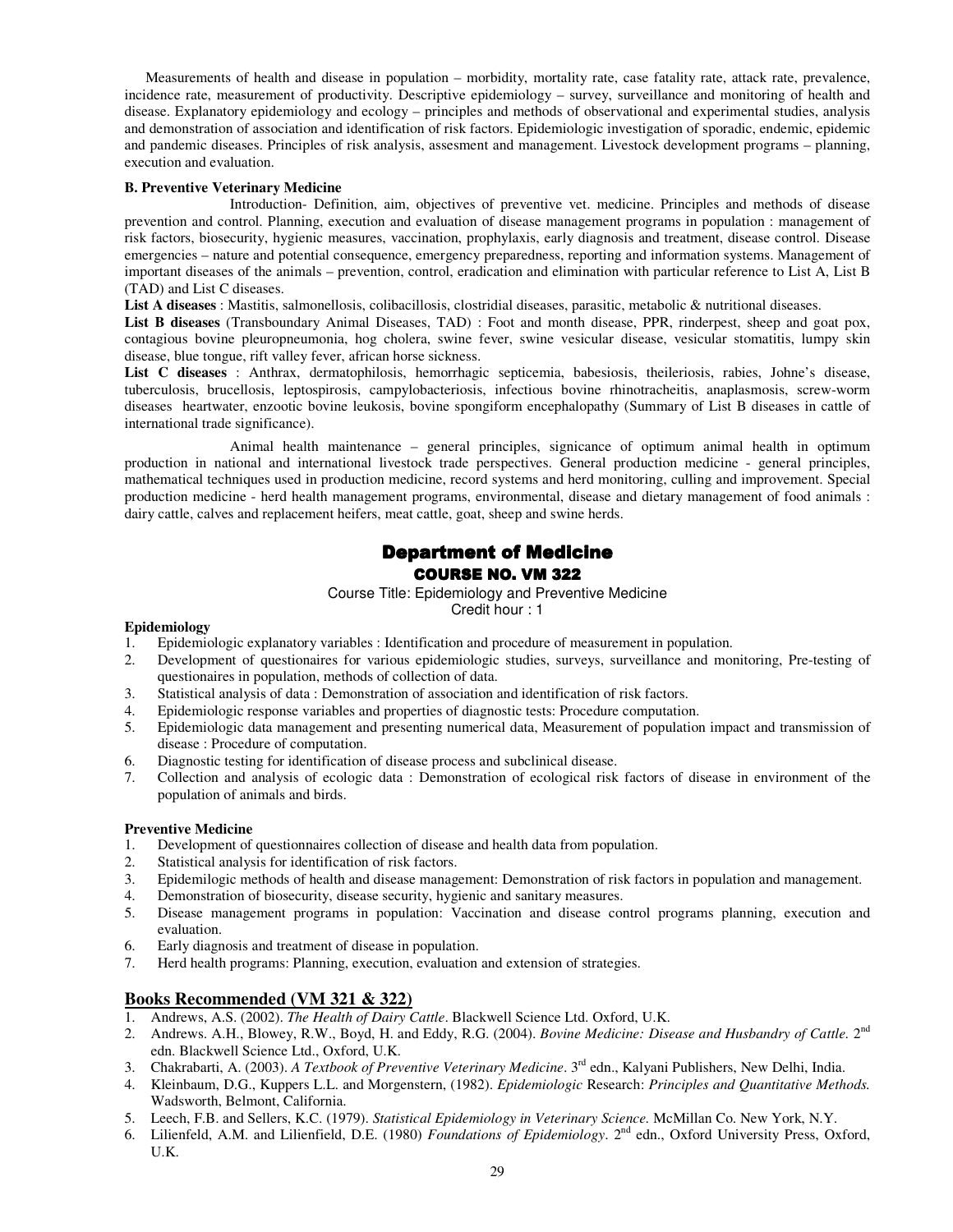Measurements of health and disease in population – morbidity, mortality rate, case fatality rate, attack rate, prevalence, incidence rate, measurement of productivity. Descriptive epidemiology – survey, surveillance and monitoring of health and disease. Explanatory epidemiology and ecology – principles and methods of observational and experimental studies, analysis and demonstration of association and identification of risk factors. Epidemiologic investigation of sporadic, endemic, epidemic and pandemic diseases. Principles of risk analysis, assesment and management. Livestock development programs – planning, execution and evaluation.

**B. Preventive Veterinary Medicine**

Introduction- Definition, aim, objectives of preventive vet. medicine. Principles and methods of disease prevention and control. Planning, execution and evaluation of disease management programs in population : management of risk factors, biosecurity, hygienic measures, vaccination, prophylaxis, early diagnosis and treatment, disease control. Disease emergencies – nature and potential consequence, emergency preparedness, reporting and information systems. Management of important diseases of the animals – prevention, control, eradication and elimination with particular reference to List A, List B (TAD) and List C diseases.

**List A diseases** : Mastitis, salmonellosis, colibacillosis, clostridial diseases, parasitic, metabolic & nutritional diseases.

**List B diseases** (Transboundary Animal Diseases, TAD) : Foot and month disease, PPR, rinderpest, sheep and goat pox, contagious bovine pleuropneumonia, hog cholera, swine fever, swine vesicular disease, vesicular stomatitis, lumpy skin disease, blue tongue, rift valley fever, african horse sickness.

**List C diseases** : Anthrax, dermatophilosis, hemorrhagic septicemia, babesiosis, theileriosis, rabies, Johne's disease, tuberculosis, brucellosis, leptospirosis, campylobacteriosis, infectious bovine rhinotracheitis, anaplasmosis, screw-worm diseases heartwater, enzootic bovine leukosis, bovine spongiform encephalopathy (Summary of List B diseases in cattle of international trade significance).

Animal health maintenance – general principles, signicance of optimum animal health in optimum production in national and international livestock trade perspectives. General production medicine - general principles, mathematical techniques used in production medicine, record systems and herd monitoring, culling and improvement. Special production medicine - herd health management programs, environmental, disease and dietary management of food animals : dairy cattle, calves and replacement heifers, meat cattle, goat, sheep and swine herds.

## Department of Medicine
### COURSE NO. VM 322

Course Title: Epidemiology and Preventive Medicine
Credit hour : 1

**Epidemiology**

1. Epidemiologic explanatory variables : Identification and procedure of measurement in population.
2. Development of questionaires for various epidemiologic studies, surveys, surveillance and monitoring, Pre-testing of questionaires in population, methods of collection of data.
3. Statistical analysis of data : Demonstration of association and identification of risk factors.
4. Epidemiologic response variables and properties of diagnostic tests: Procedure computation.
5. Epidemiologic data management and presenting numerical data, Measurement of population impact and transmission of disease : Procedure of computation.
6. Diagnostic testing for identification of disease process and subclinical disease.
7. Collection and analysis of ecologic data : Demonstration of ecological risk factors of disease in environment of the population of animals and birds.

**Preventive Medicine**

1. Development of questionnaires collection of disease and health data from population.
2. Statistical analysis for identification of risk factors.
3. Epidemilogic methods of health and disease management: Demonstration of risk factors in population and management.
4. Demonstration of biosecurity, disease security, hygienic and sanitary measures.
5. Disease management programs in population: Vaccination and disease control programs planning, execution and evaluation.
6. Early diagnosis and treatment of disease in population.
7. Herd health programs: Planning, execution, evaluation and extension of strategies.

## Books Recommended (VM 321 & 322)

1. Andrews, A.S. (2002). *The Health of Dairy Cattle*. Blackwell Science Ltd. Oxford, U.K.
2. Andrews. A.H., Blowey, R.W., Boyd, H. and Eddy, R.G. (2004). *Bovine Medicine: Disease and Husbandry of Cattle.* 2nd edn. Blackwell Science Ltd., Oxford, U.K.
3. Chakrabarti, A. (2003). *A Textbook of Preventive Veterinary Medicine*. 3rd edn., Kalyani Publishers, New Delhi, India.
4. Kleinbaum, D.G., Kuppers L.L. and Morgenstern, (1982). *Epidemiologic* Research: *Principles and Quantitative Methods.* Wadsworth, Belmont, California.
5. Leech, F.B. and Sellers, K.C. (1979). *Statistical Epidemiology in Veterinary Science.* McMillan Co. New York, N.Y.
6. Lilienfeld, A.M. and Lilienfeld, D.E. (1980) *Foundations of Epidemiology*. 2nd edn., Oxford University Press, Oxford, U.K.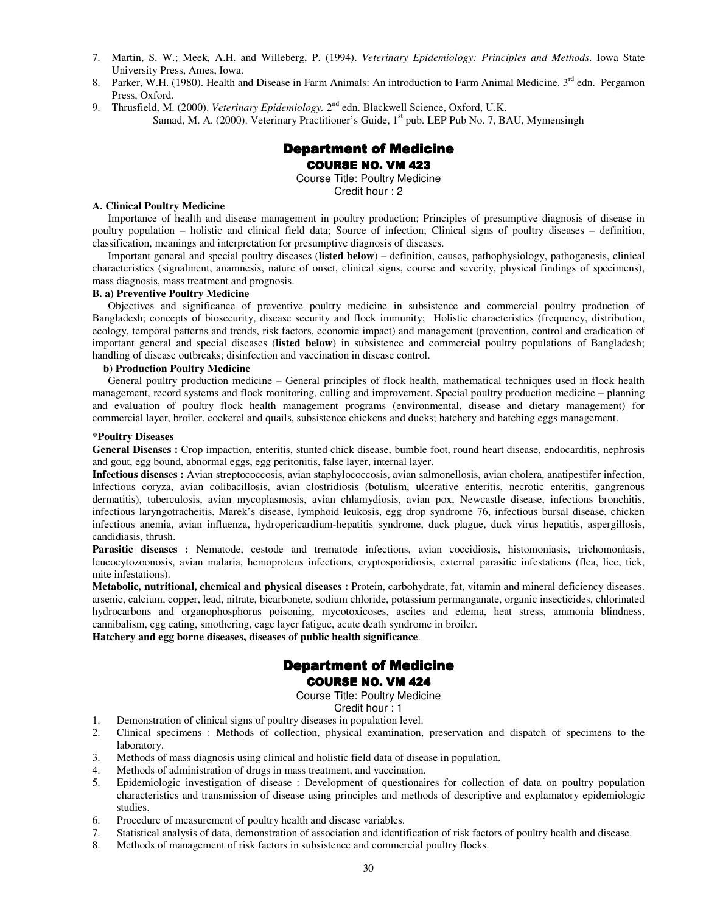7. Martin, S. W.; Meek, A.H. and Willeberg, P. (1994). *Veterinary Epidemiology: Principles and Methods*. Iowa State University Press, Ames, Iowa.
8. Parker, W.H. (1980). Health and Disease in Farm Animals: An introduction to Farm Animal Medicine. 3rd edn. Pergamon Press, Oxford.
9. Thrusfield, M. (2000). *Veterinary Epidemiology*. 2nd edn. Blackwell Science, Oxford, U.K.
   Samad, M. A. (2000). Veterinary Practitioner's Guide, 1st pub. LEP Pub No. 7, BAU, Mymensingh

## Department of Medicine

### COURSE NO. VM 423

Course Title: Poultry Medicine
Credit hour : 2

**A. Clinical Poultry Medicine**

Importance of health and disease management in poultry production; Principles of presumptive diagnosis of disease in poultry population – holistic and clinical field data; Source of infection; Clinical signs of poultry diseases – definition, classification, meanings and interpretation for presumptive diagnosis of diseases.

Important general and special poultry diseases (**listed below**) – definition, causes, pathophysiology, pathogenesis, clinical characteristics (signalment, anamnesis, nature of onset, clinical signs, course and severity, physical findings of specimens), mass diagnosis, mass treatment and prognosis.

**B. a) Preventive Poultry Medicine**

Objectives and significance of preventive poultry medicine in subsistence and commercial poultry production of Bangladesh; concepts of biosecurity, disease security and flock immunity; Holistic characteristics (frequency, distribution, ecology, temporal patterns and trends, risk factors, economic impact) and management (prevention, control and eradication of important general and special diseases (**listed below**) in subsistence and commercial poultry populations of Bangladesh; handling of disease outbreaks; disinfection and vaccination in disease control.

**b) Production Poultry Medicine**

General poultry production medicine – General principles of flock health, mathematical techniques used in flock health management, record systems and flock monitoring, culling and improvement. Special poultry production medicine – planning and evaluation of poultry flock health management programs (environmental, disease and dietary management) for commercial layer, broiler, cockerel and quails, subsistence chickens and ducks; hatchery and hatching eggs management.

\***Poultry Diseases**

**General Diseases :** Crop impaction, enteritis, stunted chick disease, bumble foot, round heart disease, endocarditis, nephrosis and gout, egg bound, abnormal eggs, egg peritonitis, false layer, internal layer.

**Infectious diseases :** Avian streptococcosis, avian staphylococcosis, avian salmonellosis, avian cholera, anatipestifer infection, Infectious coryza, avian colibacillosis, avian clostridiosis (botulism, ulcerative enteritis, necrotic enteritis, gangrenous dermatitis), tuberculosis, avian mycoplasmosis, avian chlamydiosis, avian pox, Newcastle disease, infections bronchitis, infectious laryngotracheitis, Marek's disease, lymphoid leukosis, egg drop syndrome 76, infectious bursal disease, chicken infectious anemia, avian influenza, hydropericardium-hepatitis syndrome, duck plague, duck virus hepatitis, aspergillosis, candidiasis, thrush.

**Parasitic diseases :** Nematode, cestode and trematode infections, avian coccidiosis, histomoniasis, trichomoniasis, leucocytozoonosis, avian malaria, hemoproteus infections, cryptosporidiosis, external parasitic infestations (flea, lice, tick, mite infestations).

**Metabolic, nutritional, chemical and physical diseases :** Protein, carbohydrate, fat, vitamin and mineral deficiency diseases. arsenic, calcium, copper, lead, nitrate, bicarbonete, sodium chloride, potassium permanganate, organic insecticides, chlorinated hydrocarbons and organophosphorus poisoning, mycotoxicoses, ascites and edema, heat stress, ammonia blindness, cannibalism, egg eating, smothering, cage layer fatigue, acute death syndrome in broiler.

**Hatchery and egg borne diseases, diseases of public health significance**.

## Department of Medicine

### COURSE NO. VM 424

Course Title: Poultry Medicine
Credit hour : 1

1. Demonstration of clinical signs of poultry diseases in population level.
2. Clinical specimens : Methods of collection, physical examination, preservation and dispatch of specimens to the laboratory.
3. Methods of mass diagnosis using clinical and holistic field data of disease in population.
4. Methods of administration of drugs in mass treatment, and vaccination.
5. Epidemiologic investigation of disease : Development of questionaires for collection of data on poultry population characteristics and transmission of disease using principles and methods of descriptive and explamatory epidemiologic studies.
6. Procedure of measurement of poultry health and disease variables.
7. Statistical analysis of data, demonstration of association and identification of risk factors of poultry health and disease.
8. Methods of management of risk factors in subsistence and commercial poultry flocks.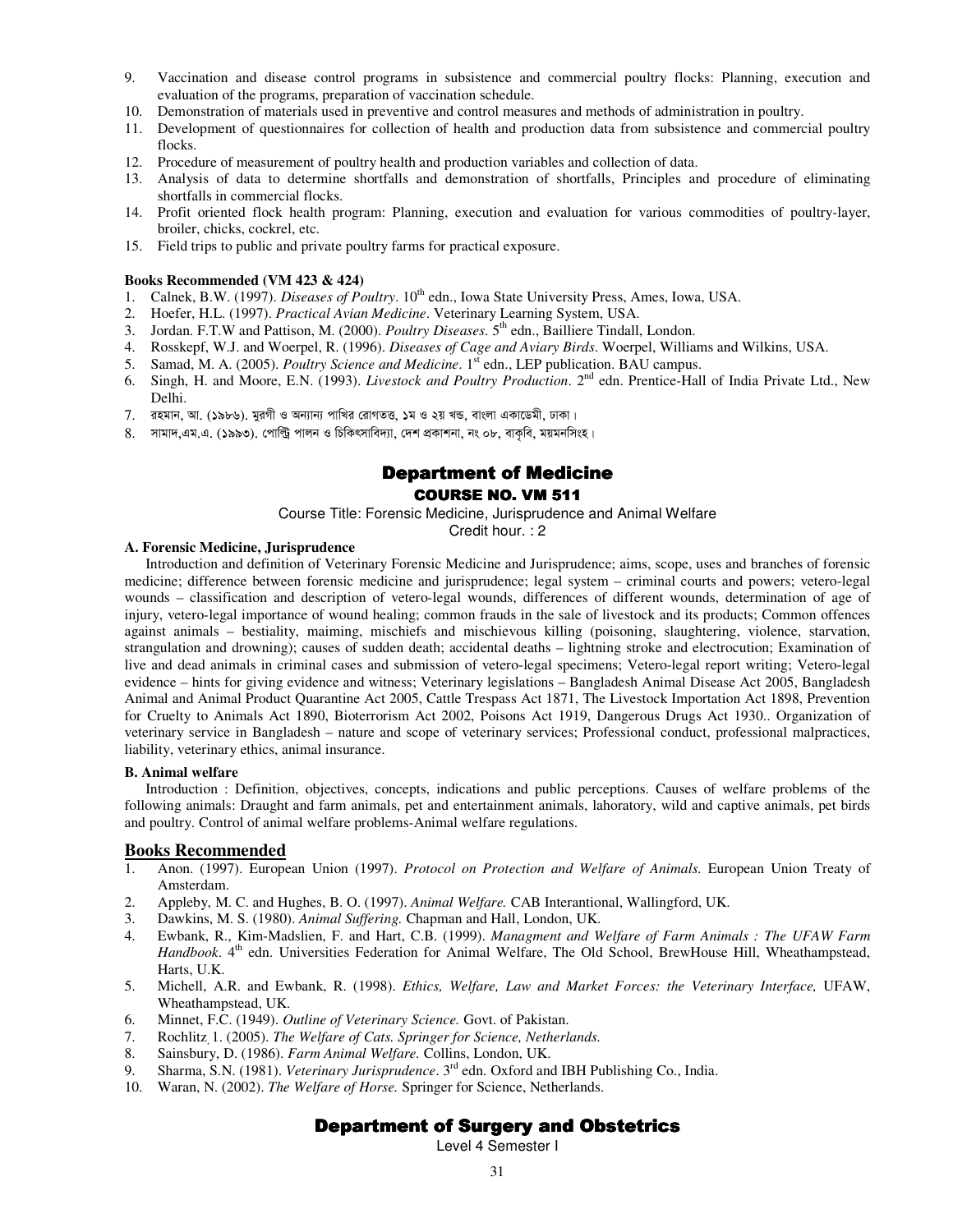9. Vaccination and disease control programs in subsistence and commercial poultry flocks: Planning, execution and evaluation of the programs, preparation of vaccination schedule.
10. Demonstration of materials used in preventive and control measures and methods of administration in poultry.
11. Development of questionnaires for collection of health and production data from subsistence and commercial poultry flocks.
12. Procedure of measurement of poultry health and production variables and collection of data.
13. Analysis of data to determine shortfalls and demonstration of shortfalls, Principles and procedure of eliminating shortfalls in commercial flocks.
14. Profit oriented flock health program: Planning, execution and evaluation for various commodities of poultry-layer, broiler, chicks, cockrel, etc.
15. Field trips to public and private poultry farms for practical exposure.

**Books Recommended (VM 423 & 424)**

1. Calnek, B.W. (1997). *Diseases of Poultry*. 10th edn., Iowa State University Press, Ames, Iowa, USA.
2. Hoefer, H.L. (1997). *Practical Avian Medicine*. Veterinary Learning System, USA.
3. Jordan. F.T.W and Pattison, M. (2000). *Poultry Diseases*. 5th edn., Bailliere Tindall, London.
4. Rosskepf, W.J. and Woerpel, R. (1996). *Diseases of Cage and Aviary Birds*. Woerpel, Williams and Wilkins, USA.
5. Samad, M. A. (2005). *Poultry Science and Medicine*. 1st edn., LEP publication. BAU campus.
6. Singh, H. and Moore, E.N. (1993). *Livestock and Poultry Production*. 2nd edn. Prentice-Hall of India Private Ltd., New Delhi.
7. রহমান, আ. (১৯৮৬). মুরগী ও অন্যান্য পাখির রোগতত্ব, ১ম ও ২য় খন্ড, বাংলা একাডেমী, ঢাকা।
8. সামাদ,এম.এ. (১৯৯৩). পোল্ট্রি পালন ও চিকিৎসাবিদ্যা, দেশ প্রকাশনা, নং ০৮, বাকৃবি, ময়মনসিংহ।

## Department of Medicine

### COURSE NO. VM 511

Course Title: Forensic Medicine, Jurisprudence and Animal Welfare

Credit hour. : 2

**A. Forensic Medicine, Jurisprudence**

Introduction and definition of Veterinary Forensic Medicine and Jurisprudence; aims, scope, uses and branches of forensic medicine; difference between forensic medicine and jurisprudence; legal system – criminal courts and powers; vetero-legal wounds – classification and description of vetero-legal wounds, differences of different wounds, determination of age of injury, vetero-legal importance of wound healing; common frauds in the sale of livestock and its products; Common offences against animals – bestiality, maiming, mischiefs and mischievous killing (poisoning, slaughtering, violence, starvation, strangulation and drowning); causes of sudden death; accidental deaths – lightning stroke and electrocution; Examination of live and dead animals in criminal cases and submission of vetero-legal specimens; Vetero-legal report writing; Vetero-legal evidence – hints for giving evidence and witness; Veterinary legislations – Bangladesh Animal Disease Act 2005, Bangladesh Animal and Animal Product Quarantine Act 2005, Cattle Trespass Act 1871, The Livestock Importation Act 1898, Prevention for Cruelty to Animals Act 1890, Bioterrorism Act 2002, Poisons Act 1919, Dangerous Drugs Act 1930.. Organization of veterinary service in Bangladesh – nature and scope of veterinary services; Professional conduct, professional malpractices, liability, veterinary ethics, animal insurance.

**B. Animal welfare**

Introduction : Definition, objectives, concepts, indications and public perceptions. Causes of welfare problems of the following animals: Draught and farm animals, pet and entertainment animals, lahoratory, wild and captive animals, pet birds and poultry. Control of animal welfare problems-Animal welfare regulations.

**Books Recommended**

1. Anon. (1997). European Union (1997). *Protocol on Protection and Welfare of Animals.* European Union Treaty of Amsterdam.
2. Appleby, M. C. and Hughes, B. O. (1997). *Animal Welfare.* CAB Interantional, Wallingford, UK.
3. Dawkins, M. S. (1980). *Animal Suffering.* Chapman and Hall, London, UK.
4. Ewbank, R., Kim-Madslien, F. and Hart, C.B. (1999). *Managment and Welfare of Farm Animals : The UFAW Farm Handbook*. 4th edn. Universities Federation for Animal Welfare, The Old School, BrewHouse Hill, Wheathampstead, Harts, U.K.
5. Michell, A.R. and Ewbank, R. (1998). *Ethics, Welfare, Law and Market Forces: the Veterinary Interface,* UFAW, Wheathampstead, UK.
6. Minnet, F.C. (1949). *Outline of Veterinary Science.* Govt. of Pakistan.
7. Rochlitz, 1. (2005). *The Welfare of Cats. Springer for Science, Netherlands.*
8. Sainsbury, D. (1986). *Farm Animal Welfare.* Collins, London, UK.
9. Sharma, S.N. (1981). *Veterinary Jurisprudence*. 3rd edn. Oxford and IBH Publishing Co., India.
10. Waran, N. (2002). *The Welfare of Horse.* Springer for Science, Netherlands.

## Department of Surgery and Obstetrics

Level 4 Semester I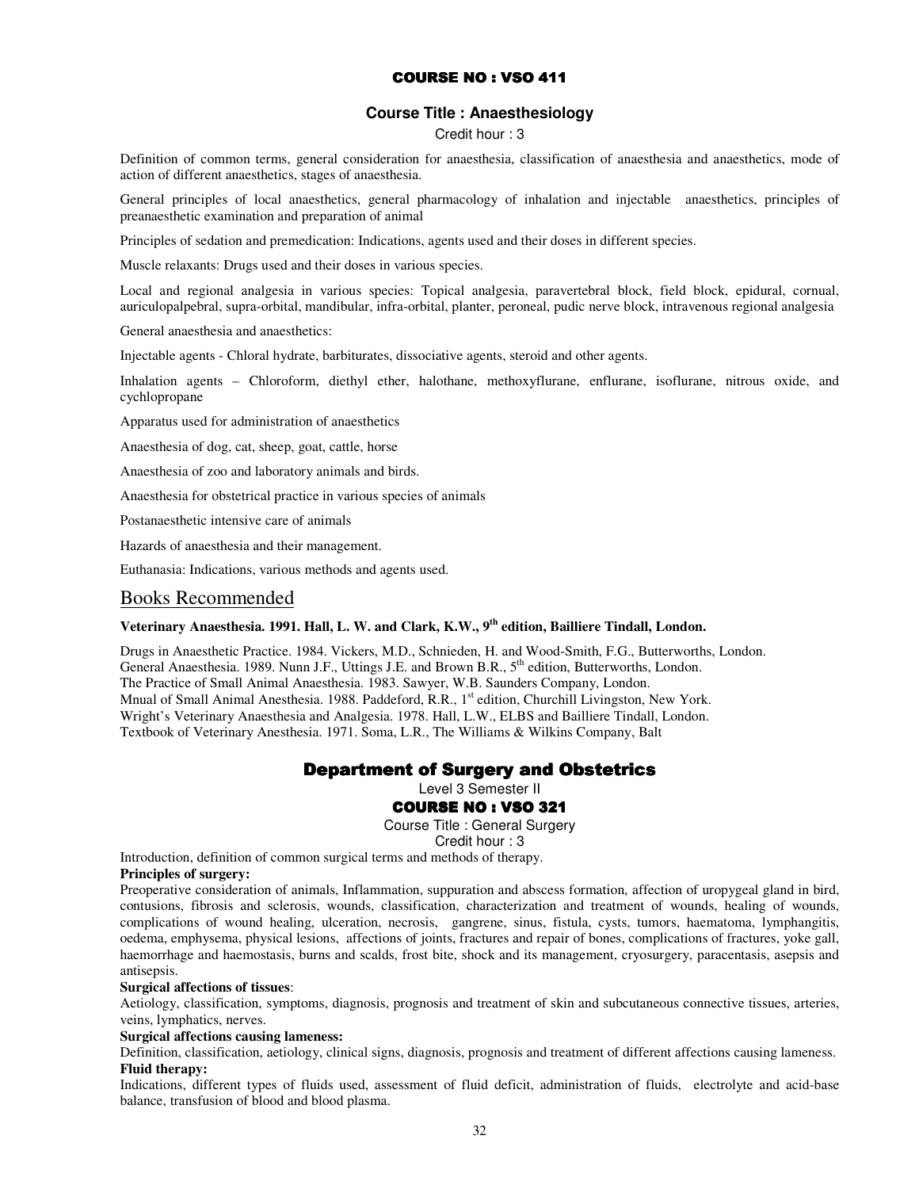## COURSE NO : VSO 411

### Course Title : Anaesthesiology

Credit hour : 3

Definition of common terms, general consideration for anaesthesia, classification of anaesthesia and anaesthetics, mode of action of different anaesthetics, stages of anaesthesia.

General principles of local anaesthetics, general pharmacology of inhalation and injectable anaesthetics, principles of preanaesthetic examination and preparation of animal

Principles of sedation and premedication: Indications, agents used and their doses in different species.

Muscle relaxants: Drugs used and their doses in various species.

Local and regional analgesia in various species: Topical analgesia, paravertebral block, field block, epidural, cornual, auriculopalpebral, supra-orbital, mandibular, infra-orbital, planter, peroneal, pudic nerve block, intravenous regional analgesia

General anaesthesia and anaesthetics:

Injectable agents - Chloral hydrate, barbiturates, dissociative agents, steroid and other agents.

Inhalation agents – Chloroform, diethyl ether, halothane, methoxyflurane, enflurane, isoflurane, nitrous oxide, and cychlopropane

Apparatus used for administration of anaesthetics

Anaesthesia of dog, cat, sheep, goat, cattle, horse

Anaesthesia of zoo and laboratory animals and birds.

Anaesthesia for obstetrical practice in various species of animals

Postanaesthetic intensive care of animals

Hazards of anaesthesia and their management.

Euthanasia: Indications, various methods and agents used.

## Books Recommended

**Veterinary Anaesthesia. 1991. Hall, L. W. and Clark, K.W., 9th edition, Bailliere Tindall, London.**

Drugs in Anaesthetic Practice. 1984. Vickers, M.D., Schnieden, H. and Wood-Smith, F.G., Butterworths, London.
General Anaesthesia. 1989. Nunn J.F., Uttings J.E. and Brown B.R., 5th edition, Butterworths, London.
The Practice of Small Animal Anaesthesia. 1983. Sawyer, W.B. Saunders Company, London.
Mnual of Small Animal Anesthesia. 1988. Paddeford, R.R., 1st edition, Churchill Livingston, New York.
Wright's Veterinary Anaesthesia and Analgesia. 1978. Hall, L.W., ELBS and Bailliere Tindall, London.
Textbook of Veterinary Anesthesia. 1971. Soma, L.R., The Williams & Wilkins Company, Balt

# Department of Surgery and Obstetrics

Level 3 Semester II

## COURSE NO : VSO 321

Course Title : General Surgery

Credit hour : 3

Introduction, definition of common surgical terms and methods of therapy.

**Principles of surgery:**

Preoperative consideration of animals, Inflammation, suppuration and abscess formation, affection of uropygeal gland in bird, contusions, fibrosis and sclerosis, wounds, classification, characterization and treatment of wounds, healing of wounds, complications of wound healing, ulceration, necrosis, gangrene, sinus, fistula, cysts, tumors, haematoma, lymphangitis, oedema, emphysema, physical lesions, affections of joints, fractures and repair of bones, complications of fractures, yoke gall, haemorrhage and haemostasis, burns and scalds, frost bite, shock and its management, cryosurgery, paracentasis, asepsis and antisepsis.

**Surgical affections of tissues**:

Aetiology, classification, symptoms, diagnosis, prognosis and treatment of skin and subcutaneous connective tissues, arteries, veins, lymphatics, nerves.

**Surgical affections causing lameness:**

Definition, classification, aetiology, clinical signs, diagnosis, prognosis and treatment of different affections causing lameness.

**Fluid therapy:**

Indications, different types of fluids used, assessment of fluid deficit, administration of fluids, electrolyte and acid-base balance, transfusion of blood and blood plasma.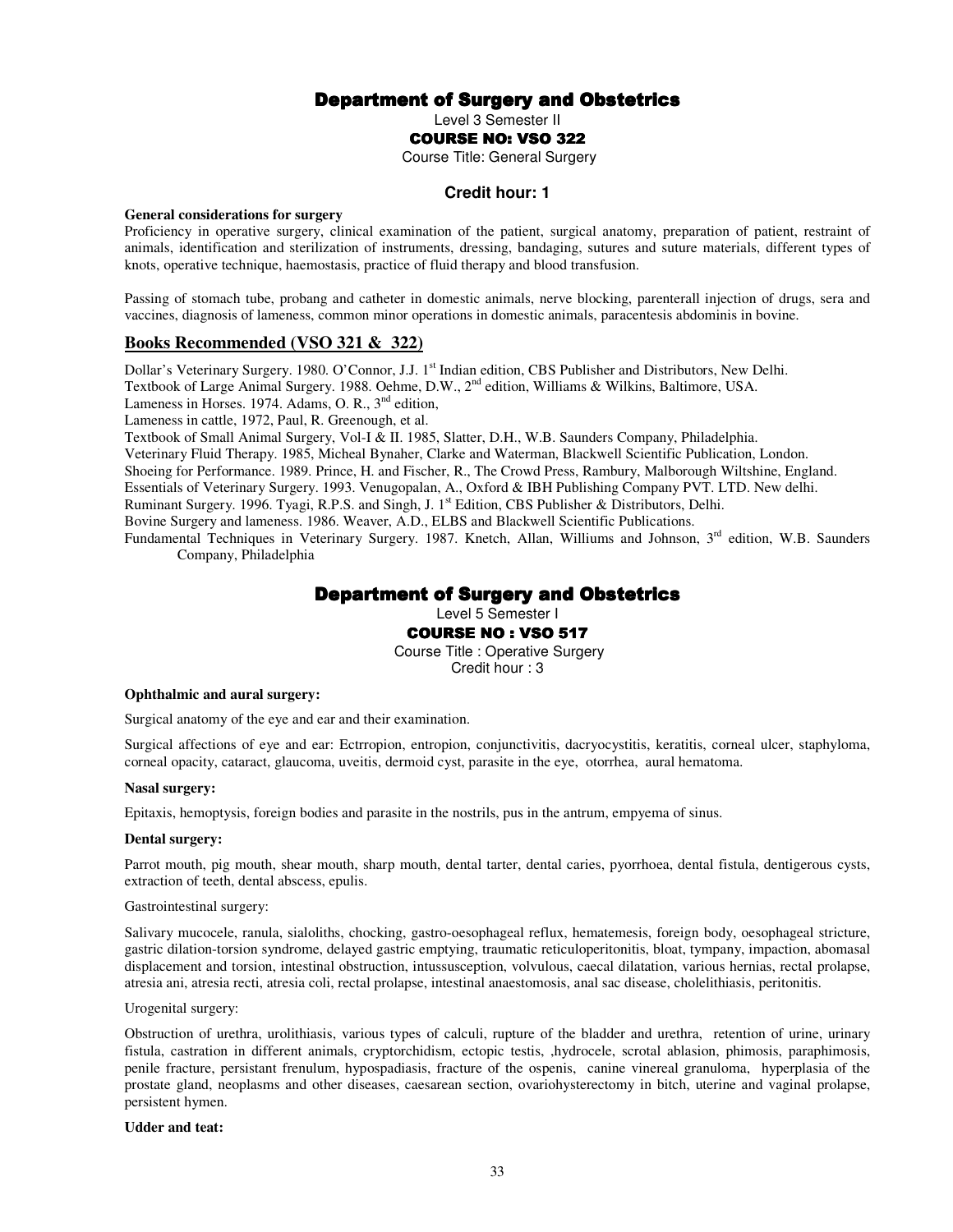## Department of Surgery and Obstetrics

Level 3 Semester II

### COURSE NO: VSO 322

Course Title: General Surgery

**Credit hour: 1**

**General considerations for surgery**

Proficiency in operative surgery, clinical examination of the patient, surgical anatomy, preparation of patient, restraint of animals, identification and sterilization of instruments, dressing, bandaging, sutures and suture materials, different types of knots, operative technique, haemostasis, practice of fluid therapy and blood transfusion.

Passing of stomach tube, probang and catheter in domestic animals, nerve blocking, parenterall injection of drugs, sera and vaccines, diagnosis of lameness, common minor operations in domestic animals, paracentesis abdominis in bovine.

### Books Recommended (VSO 321 & 322)

Dollar's Veterinary Surgery. 1980. O'Connor, J.J. 1st Indian edition, CBS Publisher and Distributors, New Delhi.
Textbook of Large Animal Surgery. 1988. Oehme, D.W., 2nd edition, Williams & Wilkins, Baltimore, USA.
Lameness in Horses. 1974. Adams, O. R., 3rd edition,
Lameness in cattle, 1972, Paul, R. Greenough, et al.
Textbook of Small Animal Surgery, Vol-I & II. 1985, Slatter, D.H., W.B. Saunders Company, Philadelphia.
Veterinary Fluid Therapy. 1985, Micheal Bynaher, Clarke and Waterman, Blackwell Scientific Publication, London.
Shoeing for Performance. 1989. Prince, H. and Fischer, R., The Crowd Press, Rambury, Malborough Wiltshine, England.
Essentials of Veterinary Surgery. 1993. Venugopalan, A., Oxford & IBH Publishing Company PVT. LTD. New delhi.
Ruminant Surgery. 1996. Tyagi, R.P.S. and Singh, J. 1st Edition, CBS Publisher & Distributors, Delhi.
Bovine Surgery and lameness. 1986. Weaver, A.D., ELBS and Blackwell Scientific Publications.
Fundamental Techniques in Veterinary Surgery. 1987. Knetch, Allan, Williums and Johnson, 3rd edition, W.B. Saunders Company, Philadelphia

## Department of Surgery and Obstetrics

Level 5 Semester I

### COURSE NO : VSO 517

Course Title : Operative Surgery
Credit hour : 3

**Ophthalmic and aural surgery:**

Surgical anatomy of the eye and ear and their examination.

Surgical affections of eye and ear: Ectrropion, entropion, conjunctivitis, dacryocystitis, keratitis, corneal ulcer, staphyloma, corneal opacity, cataract, glaucoma, uveitis, dermoid cyst, parasite in the eye, otorrhea, aural hematoma.

**Nasal surgery:**

Epitaxis, hemoptysis, foreign bodies and parasite in the nostrils, pus in the antrum, empyema of sinus.

**Dental surgery:**

Parrot mouth, pig mouth, shear mouth, sharp mouth, dental tarter, dental caries, pyorrhoea, dental fistula, dentigerous cysts, extraction of teeth, dental abscess, epulis.

Gastrointestinal surgery:

Salivary mucocele, ranula, sialoliths, chocking, gastro-oesophageal reflux, hematemesis, foreign body, oesophageal stricture, gastric dilation-torsion syndrome, delayed gastric emptying, traumatic reticuloperitonitis, bloat, tympany, impaction, abomasal displacement and torsion, intestinal obstruction, intussusception, volvulous, caecal dilatation, various hernias, rectal prolapse, atresia ani, atresia recti, atresia coli, rectal prolapse, intestinal anaestomosis, anal sac disease, cholelithiasis, peritonitis.

Urogenital surgery:

Obstruction of urethra, urolithiasis, various types of calculi, rupture of the bladder and urethra, retention of urine, urinary fistula, castration in different animals, cryptorchidism, ectopic testis, ,hydrocele, scrotal ablasion, phimosis, paraphimosis, penile fracture, persistant frenulum, hypospadiasis, fracture of the ospenis, canine vinereal granuloma, hyperplasia of the prostate gland, neoplasms and other diseases, caesarean section, ovariohysterectomy in bitch, uterine and vaginal prolapse, persistent hymen.

**Udder and teat:**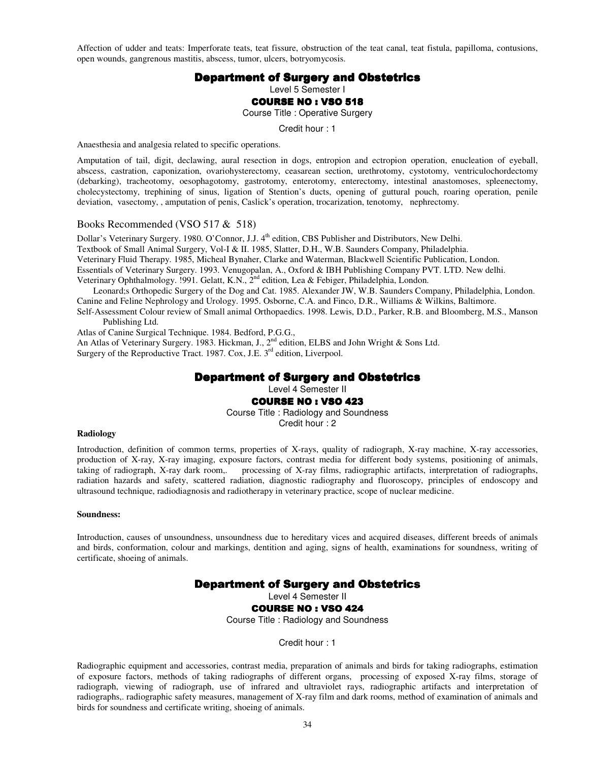Affection of udder and teats: Imperforate teats, teat fissure, obstruction of the teat canal, teat fistula, papilloma, contusions, open wounds, gangrenous mastitis, abscess, tumor, ulcers, botryomycosis.

## Department of Surgery and Obstetrics

Level 5 Semester I

### COURSE NO : VSO 518

Course Title : Operative Surgery

Credit hour : 1

Anaesthesia and analgesia related to specific operations.

Amputation of tail, digit, declawing, aural resection in dogs, entropion and ectropion operation, enucleation of eyeball, abscess, castration, caponization, ovariohysterectomy, ceasarean section, urethrotomy, cystotomy, ventriculochordectomy (debarking), tracheotomy, oesophagotomy, gastrotomy, enterotomy, enterectomy, intestinal anastomoses, spleenectomy, cholecystectomy, trephining of sinus, ligation of Stention's ducts, opening of guttural pouch, roaring operation, penile deviation, vasectomy, , amputation of penis, Caslick's operation, trocarization, tenotomy, nephrectomy.

Books Recommended (VSO 517 & 518)

Dollar's Veterinary Surgery. 1980. O'Connor, J.J. 4th edition, CBS Publisher and Distributors, New Delhi.
Textbook of Small Animal Surgery, Vol-I & II. 1985, Slatter, D.H., W.B. Saunders Company, Philadelphia.
Veterinary Fluid Therapy. 1985, Micheal Bynaher, Clarke and Waterman, Blackwell Scientific Publication, London.
Essentials of Veterinary Surgery. 1993. Venugopalan, A., Oxford & IBH Publishing Company PVT. LTD. New delhi.
Veterinary Ophthalmology. !991. Gelatt, K.N., 2nd edition, Lea & Febiger, Philadelphia, London.
Leonard;s Orthopedic Surgery of the Dog and Cat. 1985. Alexander JW, W.B. Saunders Company, Philadelphia, London.
Canine and Feline Nephrology and Urology. 1995. Osborne, C.A. and Finco, D.R., Williams & Wilkins, Baltimore.
Self-Assessment Colour review of Small animal Orthopaedics. 1998. Lewis, D.D., Parker, R.B. and Bloomberg, M.S., Manson Publishing Ltd.
Atlas of Canine Surgical Technique. 1984. Bedford, P.G.G.,
An Atlas of Veterinary Surgery. 1983. Hickman, J., 2nd edition, ELBS and John Wright & Sons Ltd.
Surgery of the Reproductive Tract. 1987. Cox, J.E. 3rd edition, Liverpool.

## Department of Surgery and Obstetrics

Level 4 Semester II

### COURSE NO : VSO 423

Course Title : Radiology and Soundness

Credit hour : 2

**Radiology**

Introduction, definition of common terms, properties of X-rays, quality of radiograph, X-ray machine, X-ray accessories, production of X-ray, X-ray imaging, exposure factors, contrast media for different body systems, positioning of animals, taking of radiograph, X-ray dark room,. processing of X-ray films, radiographic artifacts, interpretation of radiographs, radiation hazards and safety, scattered radiation, diagnostic radiography and fluoroscopy, principles of endoscopy and ultrasound technique, radiodiagnosis and radiotherapy in veterinary practice, scope of nuclear medicine.

**Soundness:**

Introduction, causes of unsoundness, unsoundness due to hereditary vices and acquired diseases, different breeds of animals and birds, conformation, colour and markings, dentition and aging, signs of health, examinations for soundness, writing of certificate, shoeing of animals.

## Department of Surgery and Obstetrics

Level 4 Semester II

### COURSE NO : VSO 424

Course Title : Radiology and Soundness

Credit hour : 1

Radiographic equipment and accessories, contrast media, preparation of animals and birds for taking radiographs, estimation of exposure factors, methods of taking radiographs of different organs, processing of exposed X-ray films, storage of radiograph, viewing of radiograph, use of infrared and ultraviolet rays, radiographic artifacts and interpretation of radiographs,. radiographic safety measures, management of X-ray film and dark rooms, method of examination of animals and birds for soundness and certificate writing, shoeing of animals.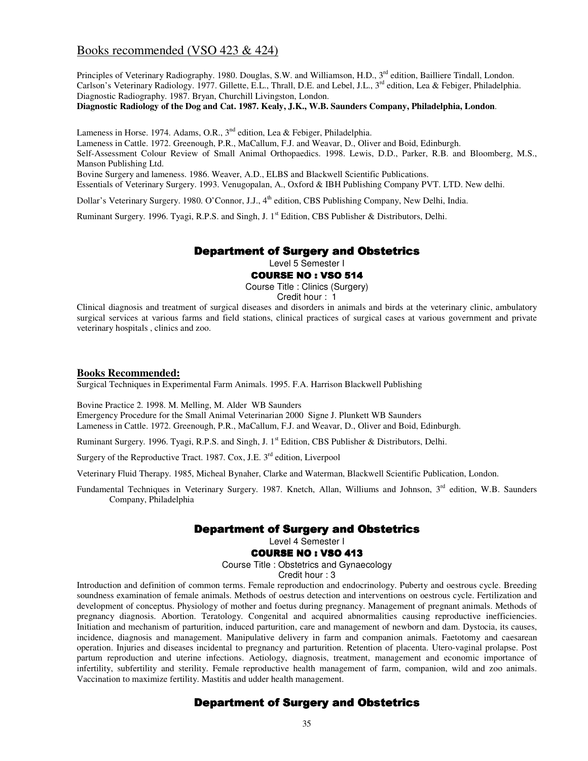## Books recommended (VSO 423 & 424)

Principles of Veterinary Radiography. 1980. Douglas, S.W. and Williamson, H.D., 3rd edition, Bailliere Tindall, London.
Carlson's Veterinary Radiology. 1977. Gillette, E.L., Thrall, D.E. and Lebel, J.L., 3rd edition, Lea & Febiger, Philadelphia.
Diagnostic Radiography. 1987. Bryan, Churchill Livingston, London.
**Diagnostic Radiology of the Dog and Cat. 1987. Kealy, J.K., W.B. Saunders Company, Philadelphia, London**.

Lameness in Horse. 1974. Adams, O.R., 3nd edition, Lea & Febiger, Philadelphia.
Lameness in Cattle. 1972. Greenough, P.R., MaCallum, F.J. and Weavar, D., Oliver and Boid, Edinburgh.
Self-Assessment Colour Review of Small Animal Orthopaedics. 1998. Lewis, D.D., Parker, R.B. and Bloomberg, M.S., Manson Publishing Ltd.
Bovine Surgery and lameness. 1986. Weaver, A.D., ELBS and Blackwell Scientific Publications.
Essentials of Veterinary Surgery. 1993. Venugopalan, A., Oxford & IBH Publishing Company PVT. LTD. New delhi.

Dollar's Veterinary Surgery. 1980. O'Connor, J.J., 4th edition, CBS Publishing Company, New Delhi, India.

Ruminant Surgery. 1996. Tyagi, R.P.S. and Singh, J. 1st Edition, CBS Publisher & Distributors, Delhi.

## Department of Surgery and Obstetrics

Level 5 Semester I

### COURSE NO : VSO 514

Course Title : Clinics (Surgery)

Credit hour : 1

Clinical diagnosis and treatment of surgical diseases and disorders in animals and birds at the veterinary clinic, ambulatory surgical services at various farms and field stations, clinical practices of surgical cases at various government and private veterinary hospitals , clinics and zoo.

**Books Recommended:**

Surgical Techniques in Experimental Farm Animals. 1995. F.A. Harrison Blackwell Publishing

Bovine Practice 2. 1998. M. Melling, M. Alder WB Saunders
Emergency Procedure for the Small Animal Veterinarian 2000 Signe J. Plunkett WB Saunders
Lameness in Cattle. 1972. Greenough, P.R., MaCallum, F.J. and Weavar, D., Oliver and Boid, Edinburgh.

Ruminant Surgery. 1996. Tyagi, R.P.S. and Singh, J. 1st Edition, CBS Publisher & Distributors, Delhi.

Surgery of the Reproductive Tract. 1987. Cox, J.E. 3rd edition, Liverpool

Veterinary Fluid Therapy. 1985, Micheal Bynaher, Clarke and Waterman, Blackwell Scientific Publication, London.

Fundamental Techniques in Veterinary Surgery. 1987. Knetch, Allan, Williums and Johnson, 3rd edition, W.B. Saunders Company, Philadelphia

## Department of Surgery and Obstetrics

Level 4 Semester I

### COURSE NO : VSO 413

Course Title : Obstetrics and Gynaecology

Credit hour : 3

Introduction and definition of common terms. Female reproduction and endocrinology. Puberty and oestrous cycle. Breeding soundness examination of female animals. Methods of oestrus detection and interventions on oestrous cycle. Fertilization and development of conceptus. Physiology of mother and foetus during pregnancy. Management of pregnant animals. Methods of pregnancy diagnosis. Abortion. Teratology. Congenital and acquired abnormalities causing reproductive inefficiencies. Initiation and mechanism of parturition, induced parturition, care and management of newborn and dam. Dystocia, its causes, incidence, diagnosis and management. Manipulative delivery in farm and companion animals. Faetotomy and caesarean operation. Injuries and diseases incidental to pregnancy and parturition. Retention of placenta. Utero-vaginal prolapse. Post partum reproduction and uterine infections. Aetiology, diagnosis, treatment, management and economic importance of infertility, subfertility and sterility. Female reproductive health management of farm, companion, wild and zoo animals. Vaccination to maximize fertility. Mastitis and udder health management.

## Department of Surgery and Obstetrics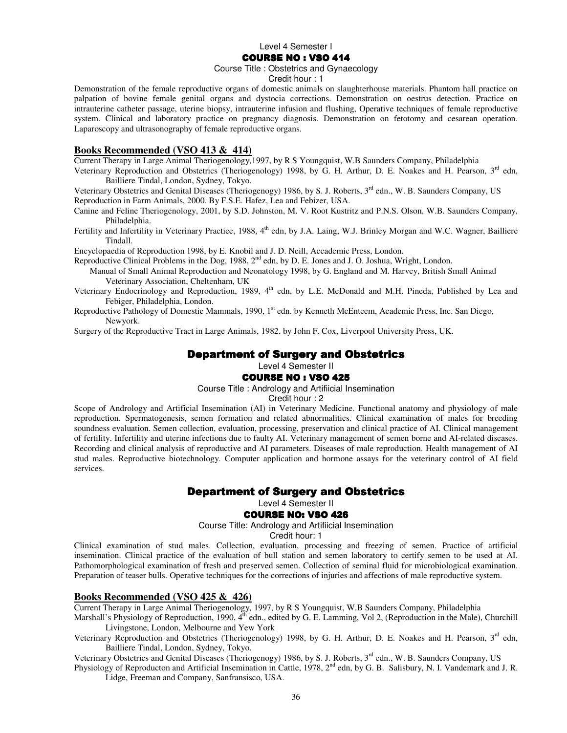Level 4 Semester I

**COURSE NO : VSO 414**

Course Title : Obstetrics and Gynaecology

Credit hour : 1

Demonstration of the female reproductive organs of domestic animals on slaughterhouse materials. Phantom hall practice on palpation of bovine female genital organs and dystocia corrections. Demonstration on oestrus detection. Practice on intrauterine catheter passage, uterine biopsy, intrauterine infusion and flushing, Operative techniques of female reproductive system. Clinical and laboratory practice on pregnancy diagnosis. Demonstration on fetotomy and cesarean operation. Laparoscopy and ultrasonography of female reproductive organs.

**Books Recommended (VSO 413 & 414)**

Current Therapy in Large Animal Theriogenology,1997, by R S Youngquist, W.B Saunders Company, Philadelphia

Veterinary Reproduction and Obstetrics (Theriogenology) 1998, by G. H. Arthur, D. E. Noakes and H. Pearson, 3rd edn, Bailliere Tindal, London, Sydney, Tokyo.

Veterinary Obstetrics and Genital Diseases (Theriogenogy) 1986, by S. J. Roberts, 3rd edn., W. B. Saunders Company, US

Reproduction in Farm Animals, 2000. By F.S.E. Hafez, Lea and Febizer, USA.

Canine and Feline Theriogenology, 2001, by S.D. Johnston, M. V. Root Kustritz and P.N.S. Olson, W.B. Saunders Company, Philadelphia.

Fertility and Infertility in Veterinary Practice, 1988, 4th edn, by J.A. Laing, W.J. Brinley Morgan and W.C. Wagner, Bailliere Tindall.

Encyclopaedia of Reproduction 1998, by E. Knobil and J. D. Neill, Accademic Press, London.

Reproductive Clinical Problems in the Dog, 1988, 2nd edn, by D. E. Jones and J. O. Joshua, Wright, London.

Manual of Small Animal Reproduction and Neonatology 1998, by G. England and M. Harvey, British Small Animal Veterinary Association, Cheltenham, UK

Veterinary Endocrinology and Reproduction, 1989, 4th edn, by L.E. McDonald and M.H. Pineda, Published by Lea and Febiger, Philadelphia, London.

Reproductive Pathology of Domestic Mammals, 1990, 1st edn. by Kenneth McEnteem, Academic Press, Inc. San Diego, Newyork.

Surgery of the Reproductive Tract in Large Animals, 1982. by John F. Cox, Liverpool University Press, UK.

## Department of Surgery and Obstetrics

Level 4 Semester II

**COURSE NO : VSO 425**

Course Title : Andrology and Artifiicial Insemination

Credit hour : 2

Scope of Andrology and Artificial Insemination (AI) in Veterinary Medicine. Functional anatomy and physiology of male reproduction. Spermatogenesis, semen formation and related abnormalities. Clinical examination of males for breeding soundness evaluation. Semen collection, evaluation, processing, preservation and clinical practice of AI. Clinical management of fertility. Infertility and uterine infections due to faulty AI. Veterinary management of semen borne and AI-related diseases. Recording and clinical analysis of reproductive and AI parameters. Diseases of male reproduction. Health management of AI stud males. Reproductive biotechnology. Computer application and hormone assays for the veterinary control of AI field services.

## Department of Surgery and Obstetrics

Level 4 Semester II

**COURSE NO: VSO 426**

Course Title: Andrology and Artifiicial Insemination

Credit hour: 1

Clinical examination of stud males. Collection, evaluation, processing and freezing of semen. Practice of artificial insemination. Clinical practice of the evaluation of bull station and semen laboratory to certify semen to be used at AI. Pathomorphological examination of fresh and preserved semen. Collection of seminal fluid for microbiological examination. Preparation of teaser bulls. Operative techniques for the corrections of injuries and affections of male reproductive system.

**Books Recommended (VSO 425 & 426)**

Current Therapy in Large Animal Theriogenology, 1997, by R S Youngquist, W.B Saunders Company, Philadelphia

Marshall's Physiology of Reproduction, 1990, 4th edn., edited by G. E. Lamming, Vol 2, (Reproduction in the Male), Churchill Livingstone, London, Melbourne and Yew York

Veterinary Reproduction and Obstetrics (Theriogenology) 1998, by G. H. Arthur, D. E. Noakes and H. Pearson, 3rd edn, Bailliere Tindal, London, Sydney, Tokyo.

Veterinary Obstetrics and Genital Diseases (Theriogenogy) 1986, by S. J. Roberts, 3rd edn., W. B. Saunders Company, US

Physiology of Reproducton and Artificial Insemination in Cattle, 1978, 2nd edn, by G. B. Salisbury, N. I. Vandemark and J. R. Lidge, Freeman and Company, Sanfransisco, USA.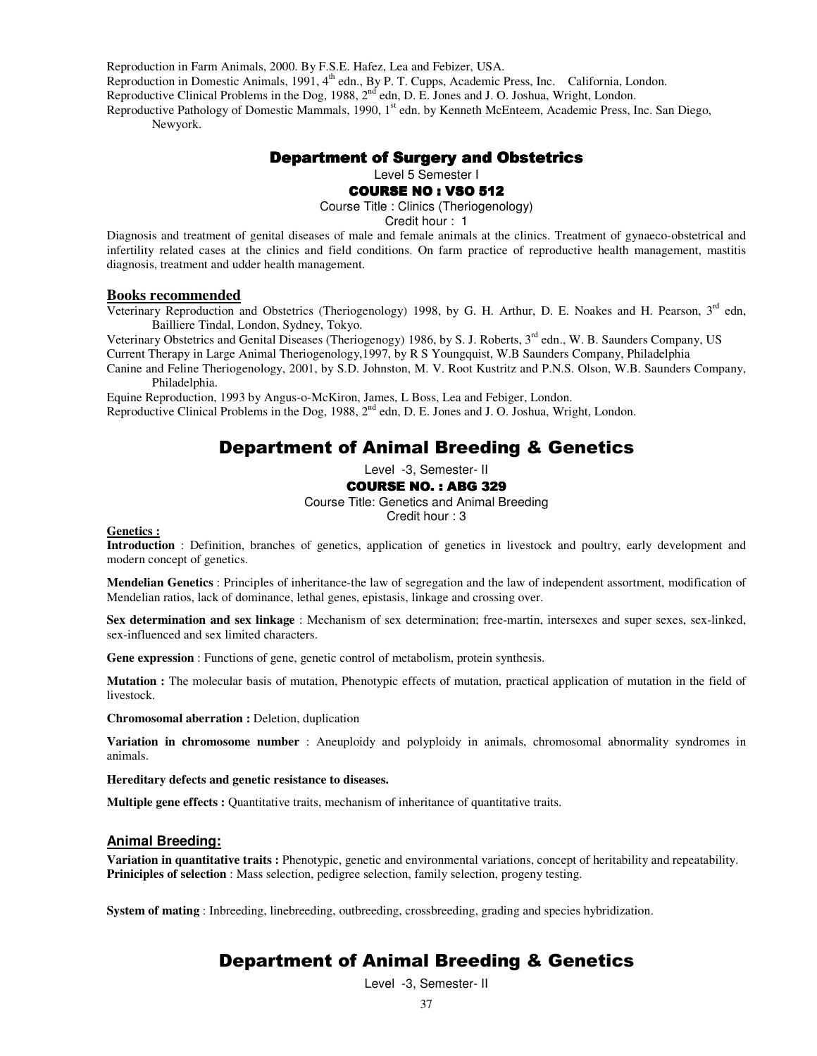Reproduction in Farm Animals, 2000. By F.S.E. Hafez, Lea and Febizer, USA.

Reproduction in Domestic Animals, 1991, 4th edn., By P. T. Cupps, Academic Press, Inc. California, London.

Reproductive Clinical Problems in the Dog, 1988, 2nd edn, D. E. Jones and J. O. Joshua, Wright, London.

Reproductive Pathology of Domestic Mammals, 1990, 1st edn. by Kenneth McEnteem, Academic Press, Inc. San Diego, Newyork.

## Department of Surgery and Obstetrics

Level 5 Semester I

### COURSE NO : VSO 512

Course Title : Clinics (Theriogenology)

Credit hour : 1

Diagnosis and treatment of genital diseases of male and female animals at the clinics. Treatment of gynaeco-obstetrical and infertility related cases at the clinics and field conditions. On farm practice of reproductive health management, mastitis diagnosis, treatment and udder health management.

### Books recommended

Veterinary Reproduction and Obstetrics (Theriogenology) 1998, by G. H. Arthur, D. E. Noakes and H. Pearson, 3rd edn, Bailliere Tindal, London, Sydney, Tokyo.

Veterinary Obstetrics and Genital Diseases (Theriogenogy) 1986, by S. J. Roberts, 3rd edn., W. B. Saunders Company, US

Current Therapy in Large Animal Theriogenology,1997, by R S Youngquist, W.B Saunders Company, Philadelphia

Canine and Feline Theriogenology, 2001, by S.D. Johnston, M. V. Root Kustritz and P.N.S. Olson, W.B. Saunders Company, Philadelphia.

Equine Reproduction, 1993 by Angus-o-McKiron, James, L Boss, Lea and Febiger, London.

Reproductive Clinical Problems in the Dog, 1988, 2nd edn, D. E. Jones and J. O. Joshua, Wright, London.

## Department of Animal Breeding & Genetics

Level -3, Semester- II

### COURSE NO. : ABG 329

Course Title: Genetics and Animal Breeding

Credit hour : 3

**Genetics :**

**Introduction** : Definition, branches of genetics, application of genetics in livestock and poultry, early development and modern concept of genetics.

**Mendelian Genetics** : Principles of inheritance-the law of segregation and the law of independent assortment, modification of Mendelian ratios, lack of dominance, lethal genes, epistasis, linkage and crossing over.

**Sex determination and sex linkage** : Mechanism of sex determination; free-martin, intersexes and super sexes, sex-linked, sex-influenced and sex limited characters.

**Gene expression** : Functions of gene, genetic control of metabolism, protein synthesis.

**Mutation :** The molecular basis of mutation, Phenotypic effects of mutation, practical application of mutation in the field of livestock.

**Chromosomal aberration :** Deletion, duplication

**Variation in chromosome number** : Aneuploidy and polyploidy in animals, chromosomal abnormality syndromes in animals.

**Hereditary defects and genetic resistance to diseases.**

**Multiple gene effects :** Quantitative traits, mechanism of inheritance of quantitative traits.

**Animal Breeding:**

**Variation in quantitative traits :** Phenotypic, genetic and environmental variations, concept of heritability and repeatability.

**Priniciples of selection** : Mass selection, pedigree selection, family selection, progeny testing.

**System of mating** : Inbreeding, linebreeding, outbreeding, crossbreeding, grading and species hybridization.

## Department of Animal Breeding & Genetics

Level -3, Semester- II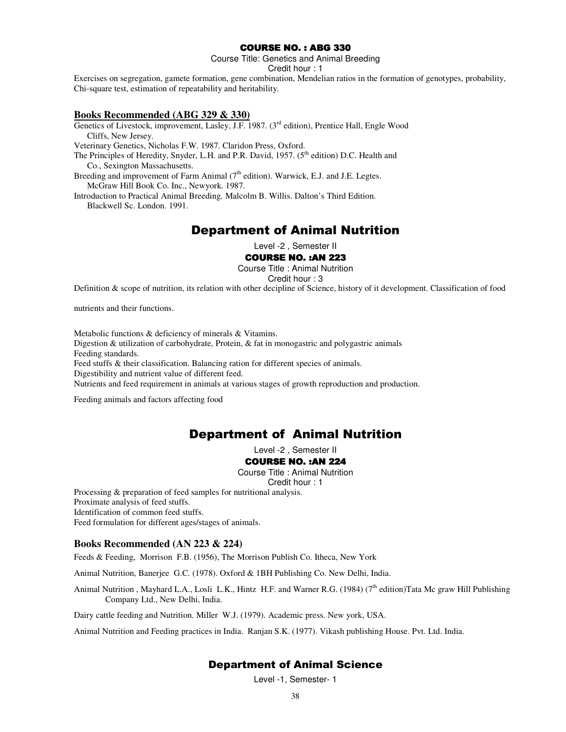**COURSE NO. : ABG 330**

Course Title: Genetics and Animal Breeding

Credit hour : 1

Exercises on segregation, gamete formation, gene combination, Mendelian ratios in the formation of genotypes, probability, Chi-square test, estimation of repeatability and heritability.

### Books Recommended (ABG 329 & 330)

Genetics of Livestock, improvement, Lasley, J.F. 1987. (3rd edition), Prentice Hall, Engle Wood Cliffs, New Jersey.

Veterinary Genetics, Nicholas F.W. 1987. Claridon Press, Oxford.

The Principles of Heredity, Snyder, L.H. and P.R. David, 1957. (5th edition) D.C. Health and Co., Sexington Massachusetts.

Breeding and improvement of Farm Animal (7th edition). Warwick, E.J. and J.E. Legtes. McGraw Hill Book Co. Inc., Newyork. 1987.

Introduction to Practical Animal Breeding. Malcolm B. Willis. Dalton's Third Edition. Blackwell Sc. London. 1991.

## Department of Animal Nutrition

Level -2 , Semester II

**COURSE NO. :AN 223**

Course Title : Animal Nutrition

Credit hour : 3

Definition & scope of nutrition, its relation with other decipline of Science, history of it development. Classification of food nutrients and their functions.

Metabolic functions & deficiency of minerals & Vitamins.

Digestion & utilization of carbohydrate, Protein, & fat in monogastric and polygastric animals

Feeding standards.

Feed stuffs & their classification. Balancing ration for different species of animals.

Digestibility and nutrient value of different feed.

Nutrients and feed requirement in animals at various stages of growth reproduction and production.

Feeding animals and factors affecting food

## Department of Animal Nutrition

Level -2 , Semester II

**COURSE NO. :AN 224**

Course Title : Animal Nutrition

Credit hour : 1

Processing & preparation of feed samples for nutritional analysis.

Proximate analysis of feed stuffs.

Identification of common feed stuffs.

Feed formulation for different ages/stages of animals.

### Books Recommended (AN 223 & 224)

Feeds & Feeding, Morrison F.B. (1956), The Morrison Publish Co. Itheca, New York

Animal Nutrition, Banerjee G.C. (1978). Oxford & 1BH Publishing Co. New Delhi, India.

Animal Nutrition , Mayhard L.A., Losli L.K., Hintz H.F. and Warner R.G. (1984) (7th edition)Tata Mc graw Hill Publishing Company Ltd., New Delhi, India.

Dairy cattle feeding and Nutrition. Miller W.J. (1979). Academic press. New york, USA.

Animal Nutrition and Feeding practices in India. Ranjan S.K. (1977). Vikash publishing House. Pvt. Ltd. India.

## Department of Animal Science

Level -1, Semester- 1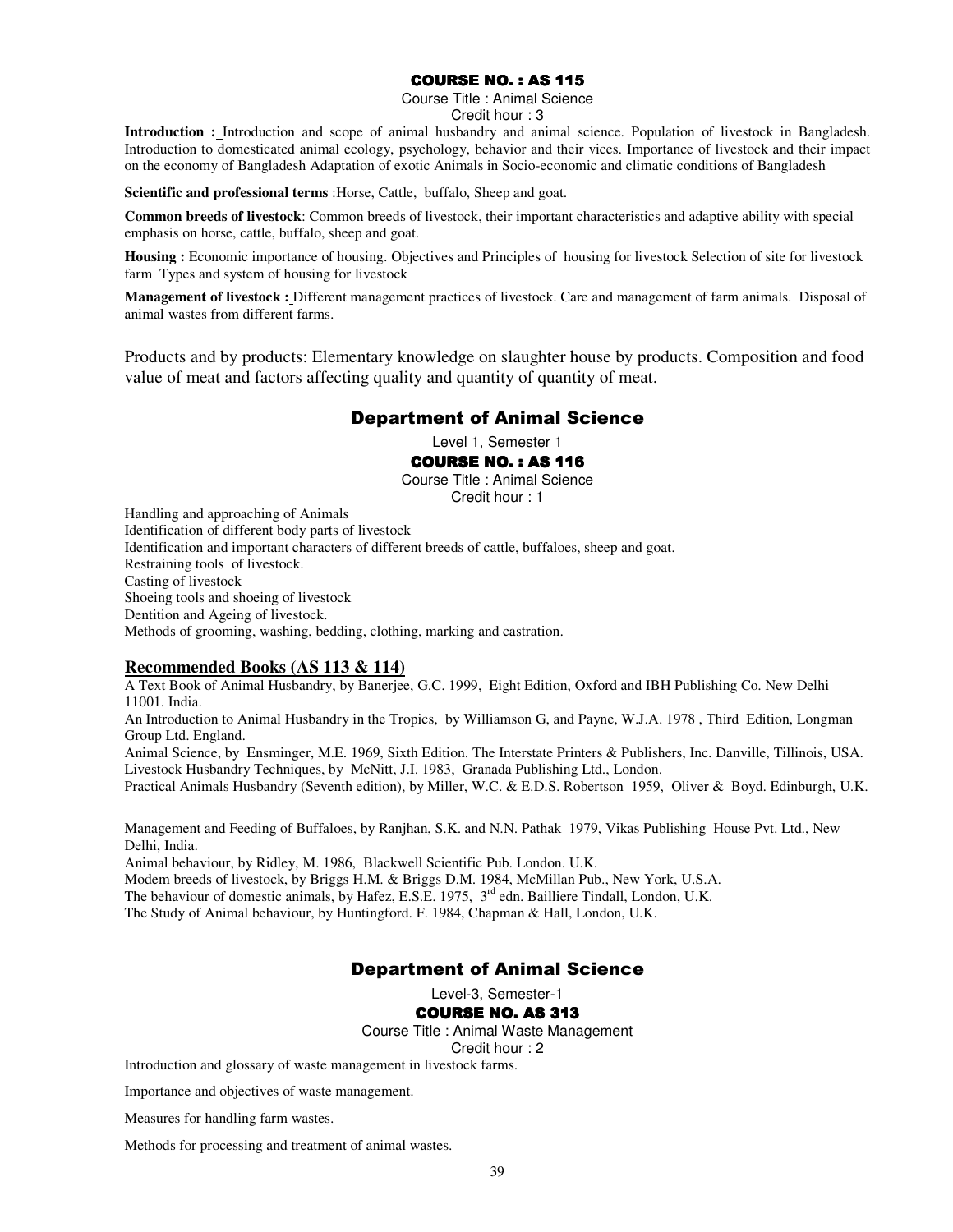## COURSE NO. : AS 115

Course Title : Animal Science

Credit hour : 3

**Introduction :** Introduction and scope of animal husbandry and animal science. Population of livestock in Bangladesh. Introduction to domesticated animal ecology, psychology, behavior and their vices. Importance of livestock and their impact on the economy of Bangladesh Adaptation of exotic Animals in Socio-economic and climatic conditions of Bangladesh

**Scientific and professional terms** :Horse, Cattle, buffalo, Sheep and goat.

**Common breeds of livestock**: Common breeds of livestock, their important characteristics and adaptive ability with special emphasis on horse, cattle, buffalo, sheep and goat.

**Housing :** Economic importance of housing. Objectives and Principles of housing for livestock Selection of site for livestock farm Types and system of housing for livestock

**Management of livestock :** Different management practices of livestock. Care and management of farm animals. Disposal of animal wastes from different farms.

Products and by products: Elementary knowledge on slaughter house by products. Composition and food value of meat and factors affecting quality and quantity of quantity of meat.

# Department of Animal Science

Level 1, Semester 1

## COURSE NO. : AS 116

Course Title : Animal Science

Credit hour : 1

Handling and approaching of Animals

Identification of different body parts of livestock

Identification and important characters of different breeds of cattle, buffaloes, sheep and goat.

Restraining tools of livestock.

Casting of livestock

Shoeing tools and shoeing of livestock

Dentition and Ageing of livestock.

Methods of grooming, washing, bedding, clothing, marking and castration.

### Recommended Books (AS 113 & 114)

A Text Book of Animal Husbandry, by Banerjee, G.C. 1999, Eight Edition, Oxford and IBH Publishing Co. New Delhi 11001. India.

An Introduction to Animal Husbandry in the Tropics, by Williamson G, and Payne, W.J.A. 1978 , Third Edition, Longman Group Ltd. England.

Animal Science, by Ensminger, M.E. 1969, Sixth Edition. The Interstate Printers & Publishers, Inc. Danville, Tillinois, USA.

Livestock Husbandry Techniques, by McNitt, J.I. 1983, Granada Publishing Ltd., London.

Practical Animals Husbandry (Seventh edition), by Miller, W.C. & E.D.S. Robertson 1959, Oliver & Boyd. Edinburgh, U.K.

Management and Feeding of Buffaloes, by Ranjhan, S.K. and N.N. Pathak 1979, Vikas Publishing House Pvt. Ltd., New Delhi, India.

Animal behaviour, by Ridley, M. 1986, Blackwell Scientific Pub. London. U.K.

Modem breeds of livestock, by Briggs H.M. & Briggs D.M. 1984, McMillan Pub., New York, U.S.A.

The behaviour of domestic animals, by Hafez, E.S.E. 1975, 3rd edn. Bailliere Tindall, London, U.K.

The Study of Animal behaviour, by Huntingford. F. 1984, Chapman & Hall, London, U.K.

# Department of Animal Science

Level-3, Semester-1

## COURSE NO. AS 313

Course Title : Animal Waste Management

Credit hour : 2

Introduction and glossary of waste management in livestock farms.

Importance and objectives of waste management.

Measures for handling farm wastes.

Methods for processing and treatment of animal wastes.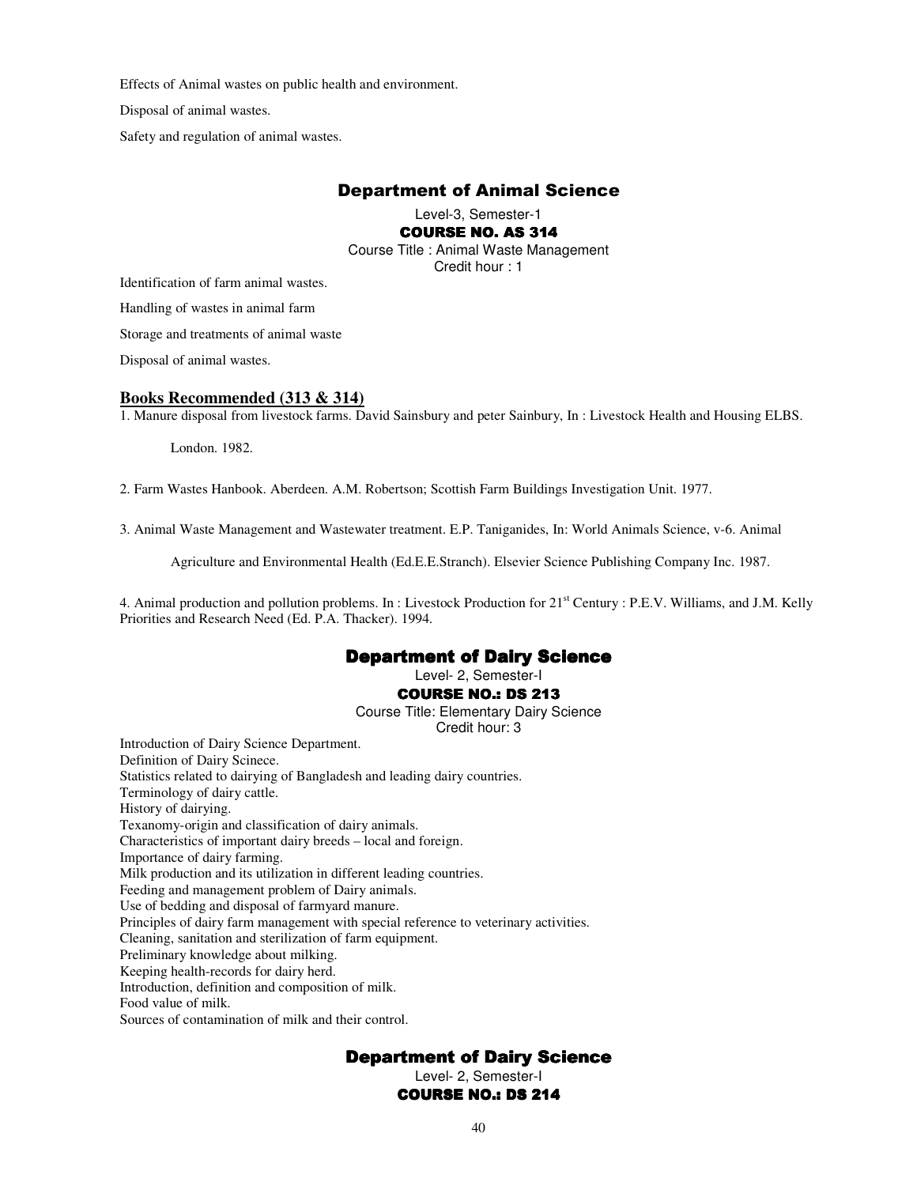Effects of Animal wastes on public health and environment.

Disposal of animal wastes.

Safety and regulation of animal wastes.

## Department of Animal Science

Level-3, Semester-1

**COURSE NO. AS 314**

Course Title : Animal Waste Management

Credit hour : 1

Identification of farm animal wastes.

Handling of wastes in animal farm

Storage and treatments of animal waste

Disposal of animal wastes.

### Books Recommended (313 & 314)

1. Manure disposal from livestock farms. David Sainsbury and peter Sainbury, In : Livestock Health and Housing ELBS. London. 1982.

2. Farm Wastes Hanbook. Aberdeen. A.M. Robertson; Scottish Farm Buildings Investigation Unit. 1977.

3. Animal Waste Management and Wastewater treatment. E.P. Taniganides, In: World Animals Science, v-6. Animal Agriculture and Environmental Health (Ed.E.E.Stranch). Elsevier Science Publishing Company Inc. 1987.

4. Animal production and pollution problems. In : Livestock Production for 21st Century : P.E.V. Williams, and J.M. Kelly Priorities and Research Need (Ed. P.A. Thacker). 1994.

## Department of Dairy Science

Level- 2, Semester-I

**COURSE NO.: DS 213**

Course Title: Elementary Dairy Science

Credit hour: 3

Introduction of Dairy Science Department.
Definition of Dairy Scinece.
Statistics related to dairying of Bangladesh and leading dairy countries.
Terminology of dairy cattle.
History of dairying.
Texanomy-origin and classification of dairy animals.
Characteristics of important dairy breeds – local and foreign.
Importance of dairy farming.
Milk production and its utilization in different leading countries.
Feeding and management problem of Dairy animals.
Use of bedding and disposal of farmyard manure.
Principles of dairy farm management with special reference to veterinary activities.
Cleaning, sanitation and sterilization of farm equipment.
Preliminary knowledge about milking.
Keeping health-records for dairy herd.
Introduction, definition and composition of milk.
Food value of milk.
Sources of contamination of milk and their control.

## Department of Dairy Science

Level- 2, Semester-I

**COURSE NO.: DS 214**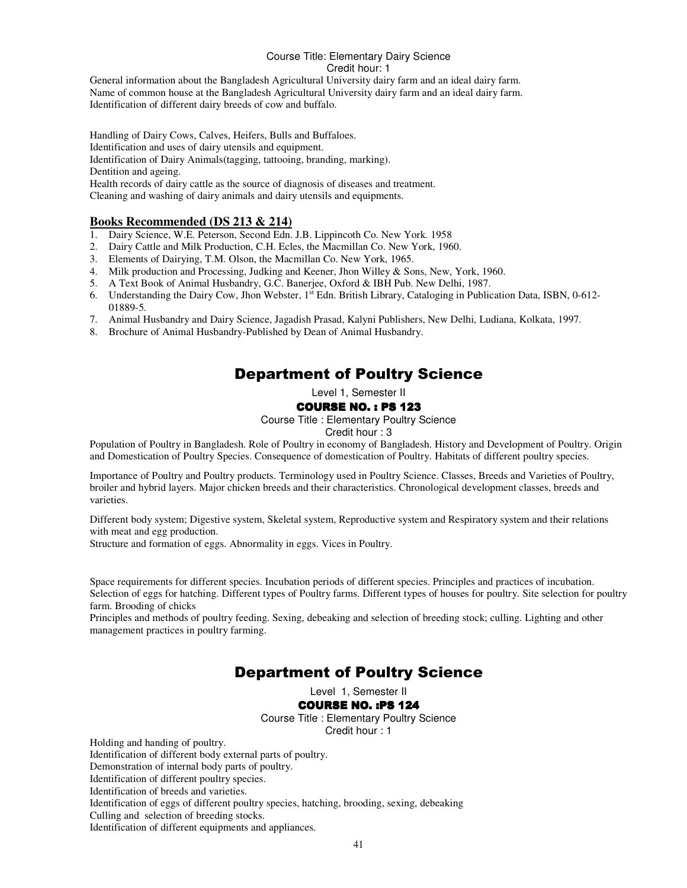Course Title: Elementary Dairy Science

Credit hour: 1

General information about the Bangladesh Agricultural University dairy farm and an ideal dairy farm.
Name of common house at the Bangladesh Agricultural University dairy farm and an ideal dairy farm.
Identification of different dairy breeds of cow and buffalo.

Handling of Dairy Cows, Calves, Heifers, Bulls and Buffaloes.
Identification and uses of dairy utensils and equipment.
Identification of Dairy Animals(tagging, tattooing, branding, marking).
Dentition and ageing.
Health records of dairy cattle as the source of diagnosis of diseases and treatment.
Cleaning and washing of dairy animals and dairy utensils and equipments.

**Books Recommended (DS 213 & 214)**

1. Dairy Science, W.E. Peterson, Second Edn. J.B. Lippincoth Co. New York. 1958
2. Dairy Cattle and Milk Production, C.H. Ecles, the Macmillan Co. New York, 1960.
3. Elements of Dairying, T.M. Olson, the Macmillan Co. New York, 1965.
4. Milk production and Processing, Judking and Keener, Jhon Willey & Sons, New, York, 1960.
5. A Text Book of Animal Husbandry, G.C. Banerjee, Oxford & IBH Pub. New Delhi, 1987.
6. Understanding the Dairy Cow, Jhon Webster, 1st Edn. British Library, Cataloging in Publication Data, ISBN, 0-612-01889-5.
7. Animal Husbandry and Dairy Science, Jagadish Prasad, Kalyni Publishers, New Delhi, Ludiana, Kolkata, 1997.
8. Brochure of Animal Husbandry-Published by Dean of Animal Husbandry.

## Department of Poultry Science

Level 1, Semester II

**COURSE NO. : PS 123**

Course Title : Elementary Poultry Science

Credit hour : 3

Population of Poultry in Bangladesh. Role of Poultry in economy of Bangladesh. History and Development of Poultry. Origin and Domestication of Poultry Species. Consequence of domestication of Poultry. Habitats of different poultry species.

Importance of Poultry and Poultry products. Terminology used in Poultry Science. Classes, Breeds and Varieties of Poultry, broiler and hybrid layers. Major chicken breeds and their characteristics. Chronological development classes, breeds and varieties.

Different body system; Digestive system, Skeletal system, Reproductive system and Respiratory system and their relations with meat and egg production.
Structure and formation of eggs. Abnormality in eggs. Vices in Poultry.

Space requirements for different species. Incubation periods of different species. Principles and practices of incubation. Selection of eggs for hatching. Different types of Poultry farms. Different types of houses for poultry. Site selection for poultry farm. Brooding of chicks
Principles and methods of poultry feeding. Sexing, debeaking and selection of breeding stock; culling. Lighting and other management practices in poultry farming.

## Department of Poultry Science

Level 1, Semester II

**COURSE NO. :PS 124**

Course Title : Elementary Poultry Science

Credit hour : 1

Holding and handing of poultry.
Identification of different body external parts of poultry.
Demonstration of internal body parts of poultry.
Identification of different poultry species.
Identification of breeds and varieties.
Identification of eggs of different poultry species, hatching, brooding, sexing, debeaking
Culling and selection of breeding stocks.
Identification of different equipments and appliances.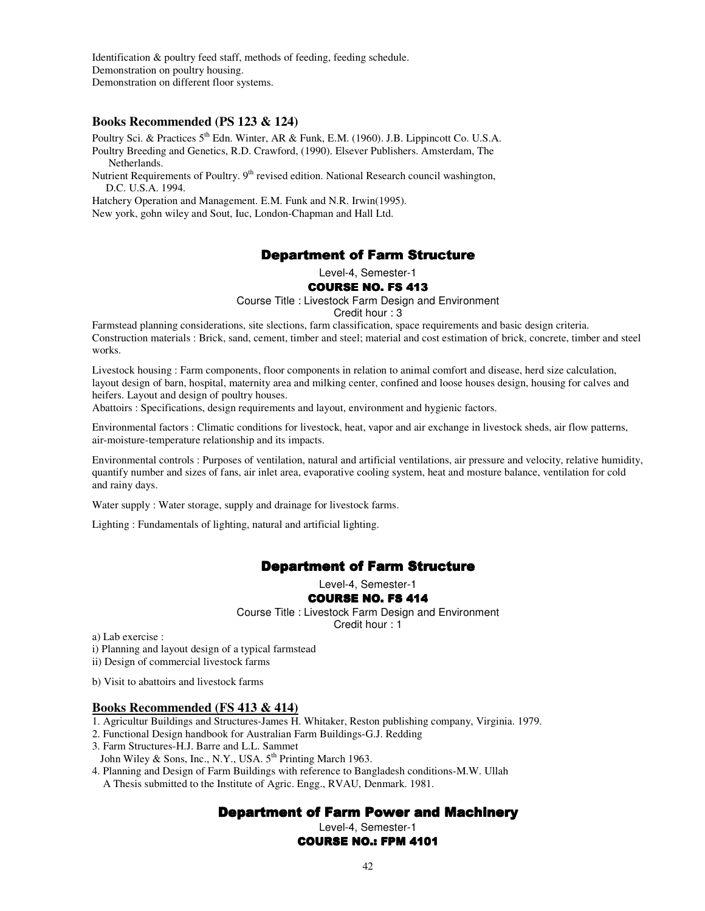Identification & poultry feed staff, methods of feeding, feeding schedule.
Demonstration on poultry housing.
Demonstration on different floor systems.

### Books Recommended (PS 123 & 124)

Poultry Sci. & Practices 5th Edn. Winter, AR & Funk, E.M. (1960). J.B. Lippincott Co. U.S.A.
Poultry Breeding and Genetics, R.D. Crawford, (1990). Elsever Publishers. Amsterdam, The Netherlands.
Nutrient Requirements of Poultry. 9th revised edition. National Research council washington, D.C. U.S.A. 1994.
Hatchery Operation and Management. E.M. Funk and N.R. Irwin(1995).
New york, gohn wiley and Sout, Iuc, London-Chapman and Hall Ltd.

## Department of Farm Structure

Level-4, Semester-1

### COURSE NO. FS 413

Course Title : Livestock Farm Design and Environment
Credit hour : 3

Farmstead planning considerations, site slections, farm classification, space requirements and basic design criteria. Construction materials : Brick, sand, cement, timber and steel; material and cost estimation of brick, concrete, timber and steel works.

Livestock housing : Farm components, floor components in relation to animal comfort and disease, herd size calculation, layout design of barn, hospital, maternity area and milking center, confined and loose houses design, housing for calves and heifers. Layout and design of poultry houses.
Abattoirs : Specifications, design requirements and layout, environment and hygienic factors.

Environmental factors : Climatic conditions for livestock, heat, vapor and air exchange in livestock sheds, air flow patterns, air-moisture-temperature relationship and its impacts.

Environmental controls : Purposes of ventilation, natural and artificial ventilations, air pressure and velocity, relative humidity, quantify number and sizes of fans, air inlet area, evaporative cooling system, heat and mosture balance, ventilation for cold and rainy days.

Water supply : Water storage, supply and drainage for livestock farms.

Lighting : Fundamentals of lighting, natural and artificial lighting.

## Department of Farm Structure

Level-4, Semester-1

### COURSE NO. FS 414

Course Title : Livestock Farm Design and Environment
Credit hour : 1

a) Lab exercise :
i) Planning and layout design of a typical farmstead
ii) Design of commercial livestock farms

b) Visit to abattoirs and livestock farms

### Books Recommended (FS 413 & 414)

1. Agricultur Buildings and Structures-James H. Whitaker, Reston publishing company, Virginia. 1979.
2. Functional Design handbook for Australian Farm Buildings-G.J. Redding
3. Farm Structures-H.J. Barre and L.L. Sammet
   John Wiley & Sons, Inc., N.Y., USA. 5th Printing March 1963.
4. Planning and Design of Farm Buildings with reference to Bangladesh conditions-M.W. Ullah
   A Thesis submitted to the Institute of Agric. Engg., RVAU, Denmark. 1981.

## Department of Farm Power and Machinery

Level-4, Semester-1

### COURSE NO.: FPM 4101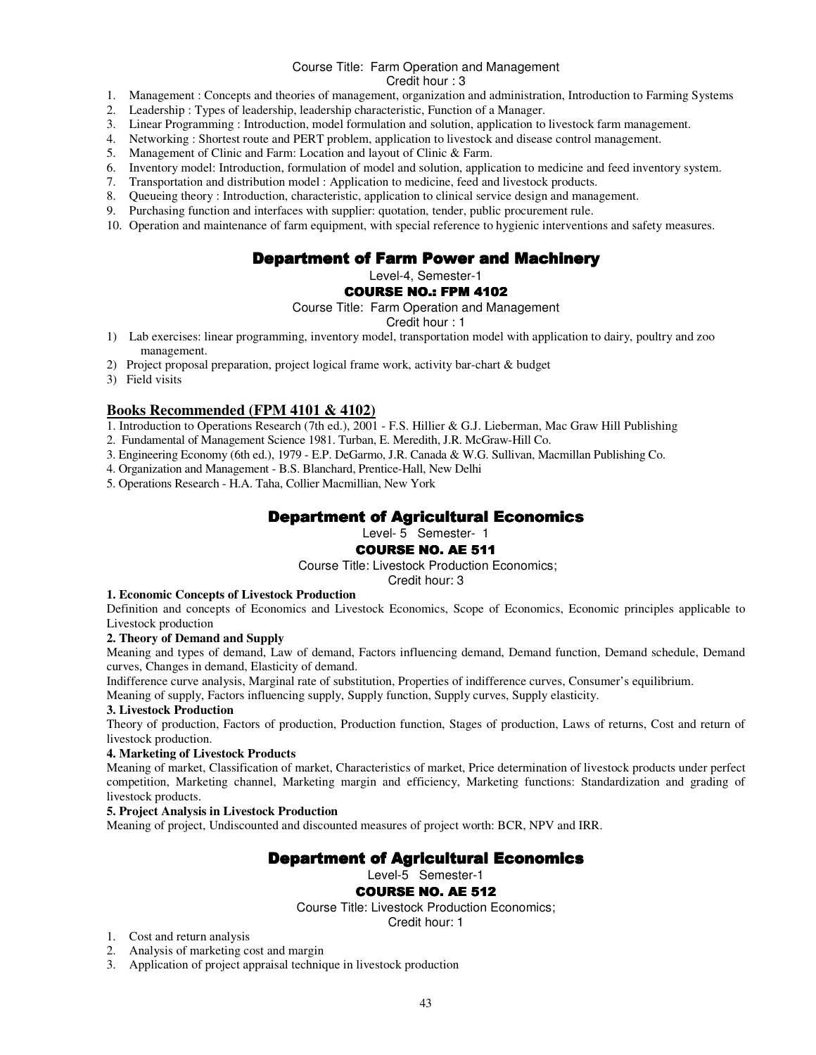Course Title: Farm Operation and Management

Credit hour : 3

1. Management : Concepts and theories of management, organization and administration, Introduction to Farming Systems
2. Leadership : Types of leadership, leadership characteristic, Function of a Manager.
3. Linear Programming : Introduction, model formulation and solution, application to livestock farm management.
4. Networking : Shortest route and PERT problem, application to livestock and disease control management.
5. Management of Clinic and Farm: Location and layout of Clinic & Farm.
6. Inventory model: Introduction, formulation of model and solution, application to medicine and feed inventory system.
7. Transportation and distribution model : Application to medicine, feed and livestock products.
8. Queueing theory : Introduction, characteristic, application to clinical service design and management.
9. Purchasing function and interfaces with supplier: quotation, tender, public procurement rule.
10. Operation and maintenance of farm equipment, with special reference to hygienic interventions and safety measures.

## Department of Farm Power and Machinery

Level-4, Semester-1

### COURSE NO.: FPM 4102

Course Title: Farm Operation and Management

Credit hour : 1

1) Lab exercises: linear programming, inventory model, transportation model with application to dairy, poultry and zoo management.
2) Project proposal preparation, project logical frame work, activity bar-chart & budget
3) Field visits

### Books Recommended (FPM 4101 & 4102)

1. Introduction to Operations Research (7th ed.), 2001 - F.S. Hillier & G.J. Lieberman, Mac Graw Hill Publishing
2. Fundamental of Management Science 1981. Turban, E. Meredith, J.R. McGraw-Hill Co.
3. Engineering Economy (6th ed.), 1979 - E.P. DeGarmo, J.R. Canada & W.G. Sullivan, Macmillan Publishing Co.
4. Organization and Management - B.S. Blanchard, Prentice-Hall, New Delhi
5. Operations Research - H.A. Taha, Collier Macmillian, New York

## Department of Agricultural Economics

Level- 5 Semester- 1

### COURSE NO. AE 511

Course Title: Livestock Production Economics;

Credit hour: 3

**1. Economic Concepts of Livestock Production**

Definition and concepts of Economics and Livestock Economics, Scope of Economics, Economic principles applicable to Livestock production

**2. Theory of Demand and Supply**

Meaning and types of demand, Law of demand, Factors influencing demand, Demand function, Demand schedule, Demand curves, Changes in demand, Elasticity of demand.

Indifference curve analysis, Marginal rate of substitution, Properties of indifference curves, Consumer's equilibrium.

Meaning of supply, Factors influencing supply, Supply function, Supply curves, Supply elasticity.

**3. Livestock Production**

Theory of production, Factors of production, Production function, Stages of production, Laws of returns, Cost and return of livestock production.

**4. Marketing of Livestock Products**

Meaning of market, Classification of market, Characteristics of market, Price determination of livestock products under perfect competition, Marketing channel, Marketing margin and efficiency, Marketing functions: Standardization and grading of livestock products.

**5. Project Analysis in Livestock Production**

Meaning of project, Undiscounted and discounted measures of project worth: BCR, NPV and IRR.

## Department of Agricultural Economics

Level-5 Semester-1

### COURSE NO. AE 512

Course Title: Livestock Production Economics;

Credit hour: 1

1. Cost and return analysis
2. Analysis of marketing cost and margin
3. Application of project appraisal technique in livestock production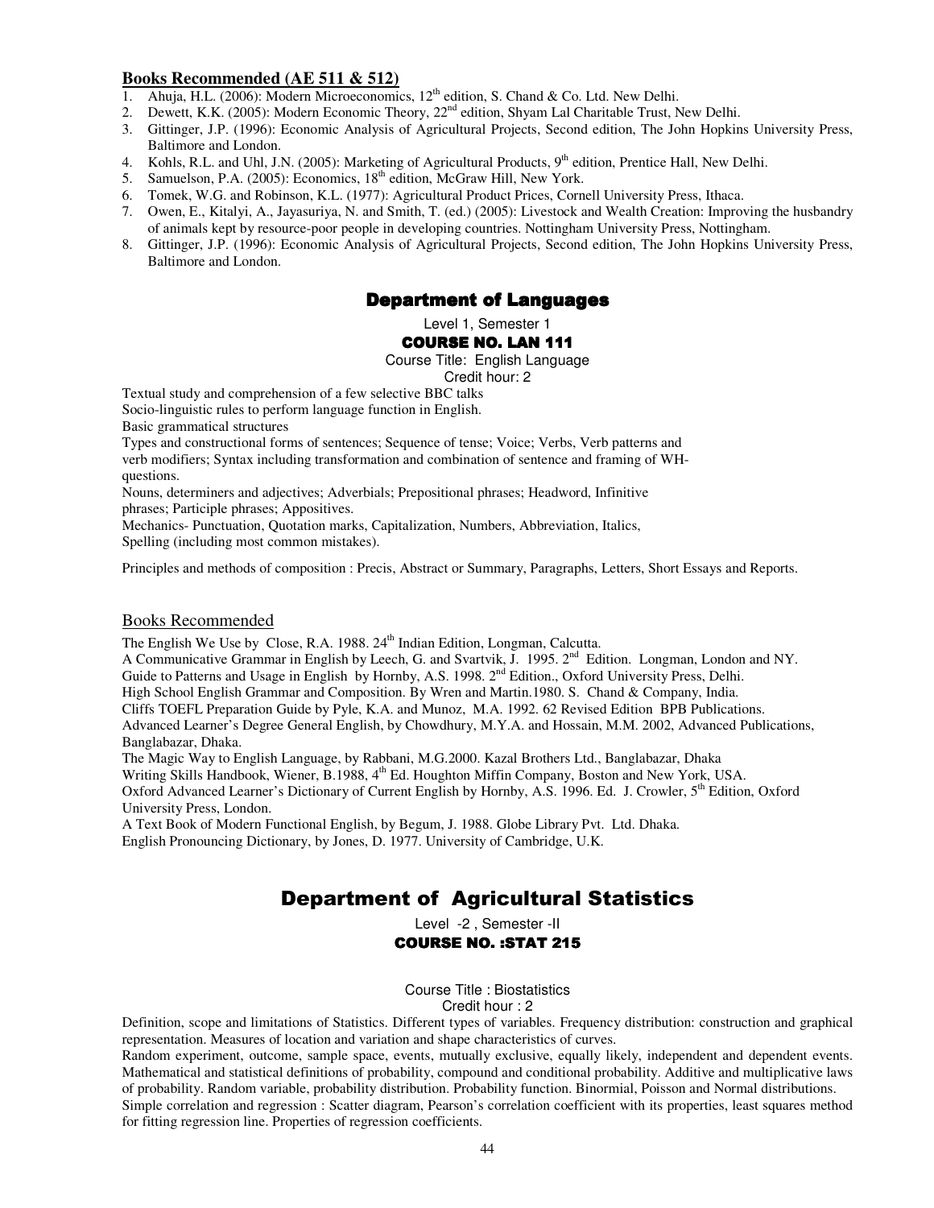**Books Recommended (AE 511 & 512)**

1. Ahuja, H.L. (2006): Modern Microeconomics, 12th edition, S. Chand & Co. Ltd. New Delhi.
2. Dewett, K.K. (2005): Modern Economic Theory, 22nd edition, Shyam Lal Charitable Trust, New Delhi.
3. Gittinger, J.P. (1996): Economic Analysis of Agricultural Projects, Second edition, The John Hopkins University Press, Baltimore and London.
4. Kohls, R.L. and Uhl, J.N. (2005): Marketing of Agricultural Products, 9th edition, Prentice Hall, New Delhi.
5. Samuelson, P.A. (2005): Economics, 18th edition, McGraw Hill, New York.
6. Tomek, W.G. and Robinson, K.L. (1977): Agricultural Product Prices, Cornell University Press, Ithaca.
7. Owen, E., Kitalyi, A., Jayasuriya, N. and Smith, T. (ed.) (2005): Livestock and Wealth Creation: Improving the husbandry of animals kept by resource-poor people in developing countries. Nottingham University Press, Nottingham.
8. Gittinger, J.P. (1996): Economic Analysis of Agricultural Projects, Second edition, The John Hopkins University Press, Baltimore and London.

## Department of Languages

Level 1, Semester 1

### COURSE NO. LAN 111

Course Title: English Language

Credit hour: 2

Textual study and comprehension of a few selective BBC talks

Socio-linguistic rules to perform language function in English.

Basic grammatical structures

Types and constructional forms of sentences; Sequence of tense; Voice; Verbs, Verb patterns and verb modifiers; Syntax including transformation and combination of sentence and framing of WH-questions.

Nouns, determiners and adjectives; Adverbials; Prepositional phrases; Headword, Infinitive phrases; Participle phrases; Appositives.

Mechanics- Punctuation, Quotation marks, Capitalization, Numbers, Abbreviation, Italics, Spelling (including most common mistakes).

Principles and methods of composition : Precis, Abstract or Summary, Paragraphs, Letters, Short Essays and Reports.

Books Recommended

The English We Use by Close, R.A. 1988. 24th Indian Edition, Longman, Calcutta.

A Communicative Grammar in English by Leech, G. and Svartvik, J. 1995. 2nd Edition. Longman, London and NY.

Guide to Patterns and Usage in English by Hornby, A.S. 1998. 2nd Edition., Oxford University Press, Delhi.

High School English Grammar and Composition. By Wren and Martin.1980. S. Chand & Company, India.

Cliffs TOEFL Preparation Guide by Pyle, K.A. and Munoz, M.A. 1992. 62 Revised Edition BPB Publications.

Advanced Learner's Degree General English, by Chowdhury, M.Y.A. and Hossain, M.M. 2002, Advanced Publications, Banglabazar, Dhaka.

The Magic Way to English Language, by Rabbani, M.G.2000. Kazal Brothers Ltd., Banglabazar, Dhaka

Writing Skills Handbook, Wiener, B.1988, 4th Ed. Houghton Miffin Company, Boston and New York, USA.

Oxford Advanced Learner's Dictionary of Current English by Hornby, A.S. 1996. Ed. J. Crowler, 5th Edition, Oxford University Press, London.

A Text Book of Modern Functional English, by Begum, J. 1988. Globe Library Pvt. Ltd. Dhaka.

English Pronouncing Dictionary, by Jones, D. 1977. University of Cambridge, U.K.

## Department of Agricultural Statistics

Level -2 , Semester -II

### COURSE NO. :STAT 215

Course Title : Biostatistics

Credit hour : 2

Definition, scope and limitations of Statistics. Different types of variables. Frequency distribution: construction and graphical representation. Measures of location and variation and shape characteristics of curves.

Random experiment, outcome, sample space, events, mutually exclusive, equally likely, independent and dependent events. Mathematical and statistical definitions of probability, compound and conditional probability. Additive and multiplicative laws of probability. Random variable, probability distribution. Probability function. Binormial, Poisson and Normal distributions.

Simple correlation and regression : Scatter diagram, Pearson's correlation coefficient with its properties, least squares method for fitting regression line. Properties of regression coefficients.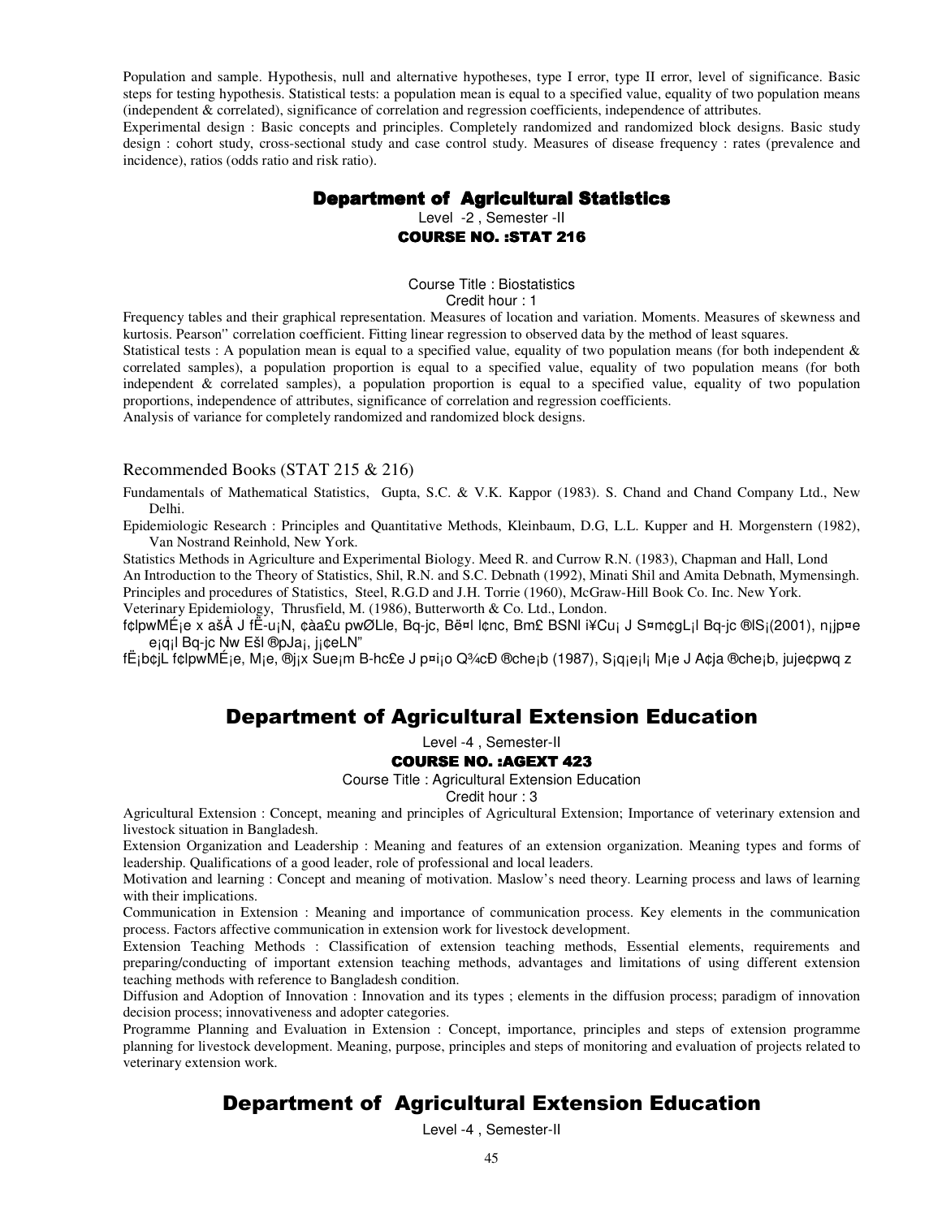Population and sample. Hypothesis, null and alternative hypotheses, type I error, type II error, level of significance. Basic steps for testing hypothesis. Statistical tests: a population mean is equal to a specified value, equality of two population means (independent & correlated), significance of correlation and regression coefficients, independence of attributes.

Experimental design : Basic concepts and principles. Completely randomized and randomized block designs. Basic study design : cohort study, cross-sectional study and case control study. Measures of disease frequency : rates (prevalence and incidence), ratios (odds ratio and risk ratio).

## Department of Agricultural Statistics

Level -2 , Semester -II

**COURSE NO. :STAT 216**

Course Title : Biostatistics

Credit hour : 1

Frequency tables and their graphical representation. Measures of location and variation. Moments. Measures of skewness and kurtosis. Pearson'' correlation coefficient. Fitting linear regression to observed data by the method of least squares.

Statistical tests : A population mean is equal to a specified value, equality of two population means (for both independent & correlated samples), a population proportion is equal to a specified value, equality of two population means (for both independent & correlated samples), a population proportion is equal to a specified value, equality of two population proportions, independence of attributes, significance of correlation and regression coefficients.

Analysis of variance for completely randomized and randomized block designs.

Recommended Books (STAT 215 & 216)

- Fundamentals of Mathematical Statistics, Gupta, S.C. & V.K. Kappor (1983). S. Chand and Chand Company Ltd., New Delhi.
- Epidemiologic Research : Principles and Quantitative Methods, Kleinbaum, D.G, L.L. Kupper and H. Morgenstern (1982), Van Nostrand Reinhold, New York.
- Statistics Methods in Agriculture and Experimental Biology. Meed R. and Currow R.N. (1983), Chapman and Hall, Lond
- An Introduction to the Theory of Statistics, Shil, R.N. and S.C. Debnath (1992), Minati Shil and Amita Debnath, Mymensingh.
- Principles and procedures of Statistics, Steel, R.G.D and J.H. Torrie (1960), McGraw-Hill Book Co. Inc. New York.
- Veterinary Epidemiology, Thrusfield, M. (1986), Butterworth & Co. Ltd., London.
- f¢lpwMÉ¡e x ašÅ J fË-u¡N, ¢àa£u pwØLle, Bq-jc, Bë¤l l¢nc, Bm£ BSNl i¥Cu¡ J S¤m¢gL¡l Bq-jc ®lS¡(2001), n¡jp¤e e¡q¡l Bq-jc Nw Ešl ®pJa¡, j¡¢eLN"
- fË¡b¢jL f¢lpwMÉ¡e, M¡e, ®j¡x Sue¡m B-hc£e J p¤l¡o Q¾cÐ ®che¡b (1987), S¡q¡e¡l¡ M¡e J A¢ja ®che¡b, juje¢pwq z

## Department of Agricultural Extension Education

Level -4 , Semester-II

**COURSE NO. :AGEXT 423**

Course Title : Agricultural Extension Education

Credit hour : 3

Agricultural Extension : Concept, meaning and principles of Agricultural Extension; Importance of veterinary extension and livestock situation in Bangladesh.

Extension Organization and Leadership : Meaning and features of an extension organization. Meaning types and forms of leadership. Qualifications of a good leader, role of professional and local leaders.

Motivation and learning : Concept and meaning of motivation. Maslow's need theory. Learning process and laws of learning with their implications.

Communication in Extension : Meaning and importance of communication process. Key elements in the communication process. Factors affective communication in extension work for livestock development.

Extension Teaching Methods : Classification of extension teaching methods, Essential elements, requirements and preparing/conducting of important extension teaching methods, advantages and limitations of using different extension teaching methods with reference to Bangladesh condition.

Diffusion and Adoption of Innovation : Innovation and its types ; elements in the diffusion process; paradigm of innovation decision process; innovativeness and adopter categories.

Programme Planning and Evaluation in Extension : Concept, importance, principles and steps of extension programme planning for livestock development. Meaning, purpose, principles and steps of monitoring and evaluation of projects related to veterinary extension work.

## Department of Agricultural Extension Education

Level -4 , Semester-II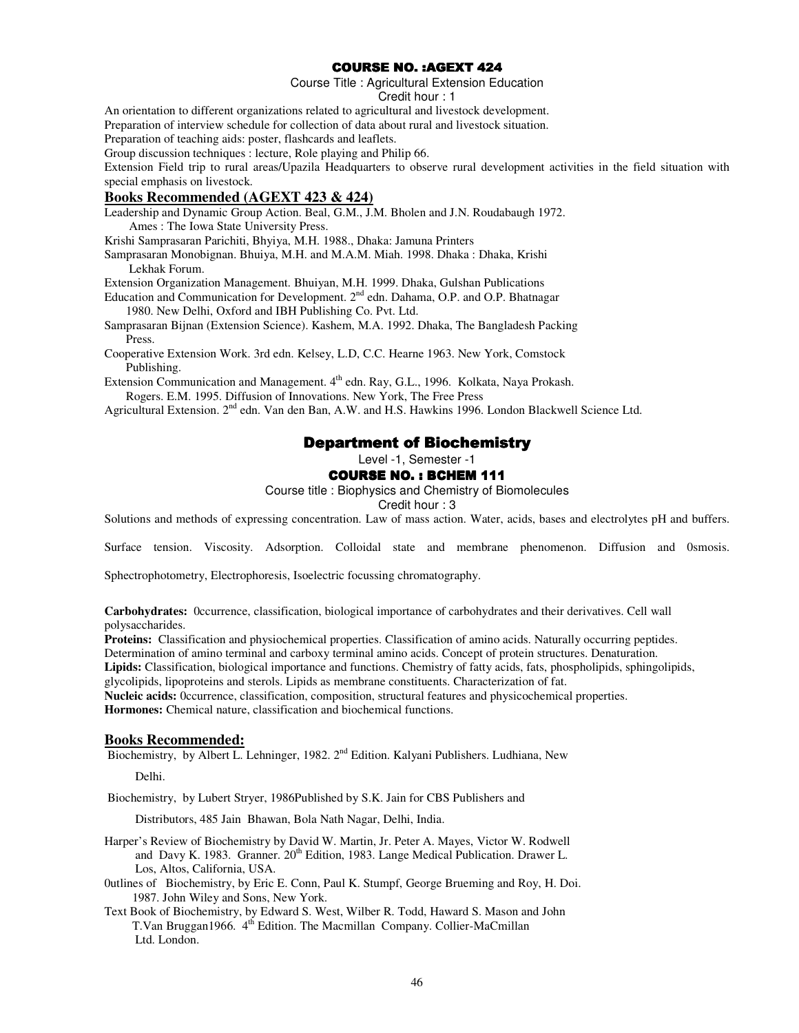### COURSE NO. :AGEXT 424

Course Title : Agricultural Extension Education

Credit hour : 1

An orientation to different organizations related to agricultural and livestock development.

Preparation of interview schedule for collection of data about rural and livestock situation.

Preparation of teaching aids: poster, flashcards and leaflets.

Group discussion techniques : lecture, Role playing and Philip 66.

Extension Field trip to rural areas/Upazila Headquarters to observe rural development activities in the field situation with special emphasis on livestock.

**Books Recommended (AGEXT 423 & 424)**

Leadership and Dynamic Group Action. Beal, G.M., J.M. Bholen and J.N. Roudabaugh 1972. Ames : The Iowa State University Press.

Krishi Samprasaran Parichiti, Bhyiya, M.H. 1988., Dhaka: Jamuna Printers

Samprasaran Monobignan. Bhuiya, M.H. and M.A.M. Miah. 1998. Dhaka : Dhaka, Krishi Lekhak Forum.

Extension Organization Management. Bhuiyan, M.H. 1999. Dhaka, Gulshan Publications

Education and Communication for Development. 2nd edn. Dahama, O.P. and O.P. Bhatnagar 1980. New Delhi, Oxford and IBH Publishing Co. Pvt. Ltd.

Samprasaran Bijnan (Extension Science). Kashem, M.A. 1992. Dhaka, The Bangladesh Packing Press.

Cooperative Extension Work. 3rd edn. Kelsey, L.D, C.C. Hearne 1963. New York, Comstock Publishing.

Extension Communication and Management. 4th edn. Ray, G.L., 1996. Kolkata, Naya Prokash.

Rogers. E.M. 1995. Diffusion of Innovations. New York, The Free Press

Agricultural Extension. 2nd edn. Van den Ban, A.W. and H.S. Hawkins 1996. London Blackwell Science Ltd.

## Department of Biochemistry

Level -1, Semester -1

### COURSE NO. : BCHEM 111

Course title : Biophysics and Chemistry of Biomolecules

Credit hour : 3

Solutions and methods of expressing concentration. Law of mass action. Water, acids, bases and electrolytes pH and buffers.

Surface tension. Viscosity. Adsorption. Colloidal state and membrane phenomenon. Diffusion and 0smosis.

Sphectrophotometry, Electrophoresis, Isoelectric focussing chromatography.

**Carbohydrates:** 0ccurrence, classification, biological importance of carbohydrates and their derivatives. Cell wall polysaccharides.

**Proteins:** Classification and physiochemical properties. Classification of amino acids. Naturally occurring peptides. Determination of amino terminal and carboxy terminal amino acids. Concept of protein structures. Denaturation.

**Lipids:** Classification, biological importance and functions. Chemistry of fatty acids, fats, phospholipids, sphingolipids, glycolipids, lipoproteins and sterols. Lipids as membrane constituents. Characterization of fat.

**Nucleic acids:** 0ccurrence, classification, composition, structural features and physicochemical properties.

**Hormones:** Chemical nature, classification and biochemical functions.

**Books Recommended:**

Biochemistry, by Albert L. Lehninger, 1982. 2nd Edition. Kalyani Publishers. Ludhiana, New Delhi.

Biochemistry, by Lubert Stryer, 1986Published by S.K. Jain for CBS Publishers and Distributors, 485 Jain Bhawan, Bola Nath Nagar, Delhi, India.

Harper's Review of Biochemistry by David W. Martin, Jr. Peter A. Mayes, Victor W. Rodwell and Davy K. 1983. Granner. 20th Edition, 1983. Lange Medical Publication. Drawer L. Los, Altos, California, USA.

0utlines of Biochemistry, by Eric E. Conn, Paul K. Stumpf, George Brueming and Roy, H. Doi. 1987. John Wiley and Sons, New York.

Text Book of Biochemistry, by Edward S. West, Wilber R. Todd, Haward S. Mason and John T.Van Bruggan1966. 4th Edition. The Macmillan Company. Collier-MaCmillan Ltd. London.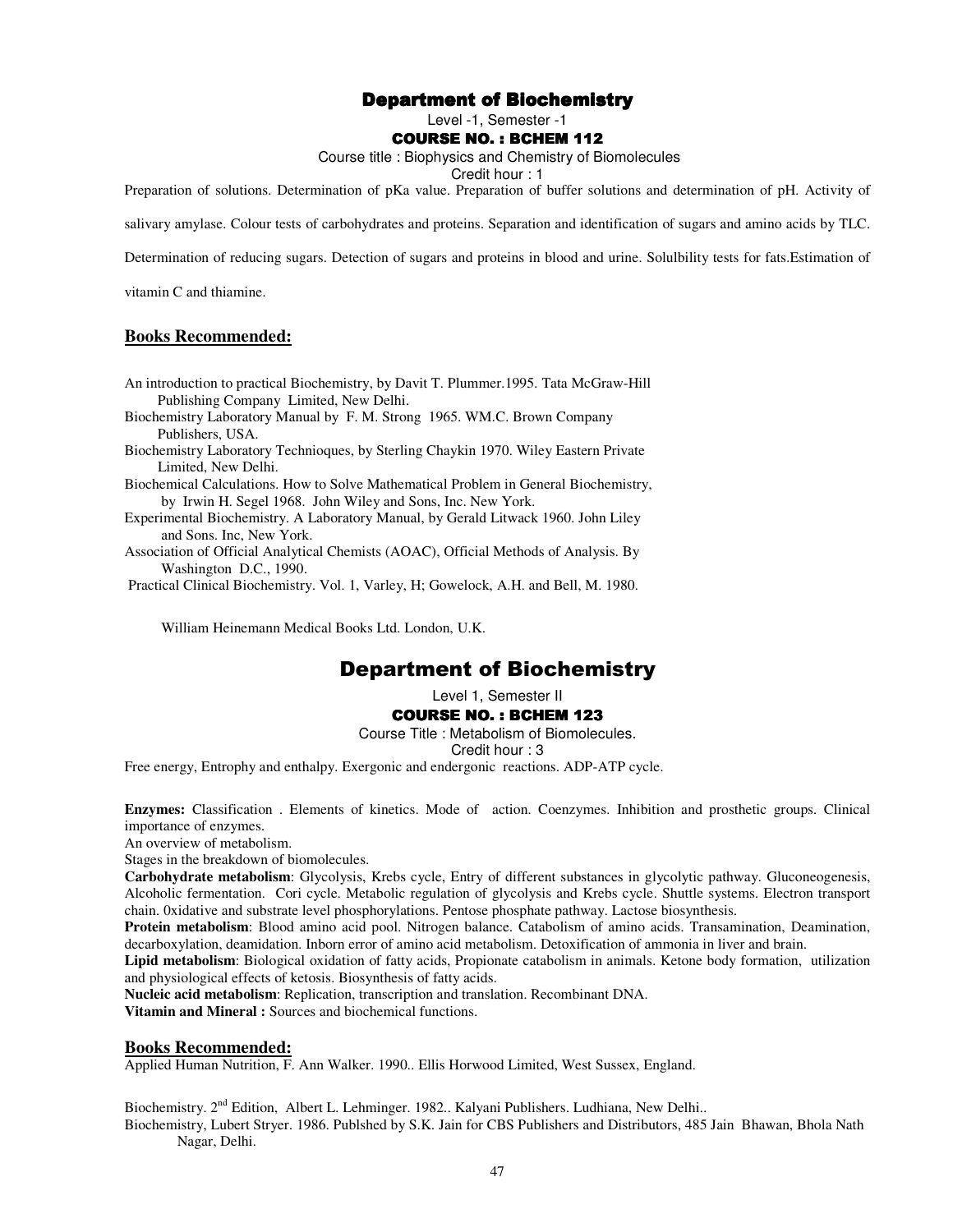## Department of Biochemistry

Level -1, Semester -1

### COURSE NO. : BCHEM 112

Course title : Biophysics and Chemistry of Biomolecules

Credit hour : 1

Preparation of solutions. Determination of pKa value. Preparation of buffer solutions and determination of pH. Activity of salivary amylase. Colour tests of carbohydrates and proteins. Separation and identification of sugars and amino acids by TLC. Determination of reducing sugars. Detection of sugars and proteins in blood and urine. Solulbility tests for fats.Estimation of vitamin C and thiamine.

### Books Recommended:

An introduction to practical Biochemistry, by Davit T. Plummer.1995. Tata McGraw-Hill Publishing Company Limited, New Delhi.

Biochemistry Laboratory Manual by F. M. Strong 1965. WM.C. Brown Company Publishers, USA.

Biochemistry Laboratory Technioques, by Sterling Chaykin 1970. Wiley Eastern Private Limited, New Delhi.

Biochemical Calculations. How to Solve Mathematical Problem in General Biochemistry, by Irwin H. Segel 1968. John Wiley and Sons, Inc. New York.

Experimental Biochemistry. A Laboratory Manual, by Gerald Litwack 1960. John Liley and Sons. Inc, New York.

Association of Official Analytical Chemists (AOAC), Official Methods of Analysis. By Washington D.C., 1990.

Practical Clinical Biochemistry. Vol. 1, Varley, H; Gowelock, A.H. and Bell, M. 1980.

William Heinemann Medical Books Ltd. London, U.K.

## Department of Biochemistry

Level 1, Semester II

### COURSE NO. : BCHEM 123

Course Title : Metabolism of Biomolecules.

Credit hour : 3

Free energy, Entrophy and enthalpy. Exergonic and endergonic reactions. ADP-ATP cycle.

**Enzymes:** Classification . Elements of kinetics. Mode of action. Coenzymes. Inhibition and prosthetic groups. Clinical importance of enzymes.

An overview of metabolism.

Stages in the breakdown of biomolecules.

**Carbohydrate metabolism**: Glycolysis, Krebs cycle, Entry of different substances in glycolytic pathway. Gluconeogenesis, Alcoholic fermentation. Cori cycle. Metabolic regulation of glycolysis and Krebs cycle. Shuttle systems. Electron transport chain. 0xidative and substrate level phosphorylations. Pentose phosphate pathway. Lactose biosynthesis.

**Protein metabolism**: Blood amino acid pool. Nitrogen balance. Catabolism of amino acids. Transamination, Deamination, decarboxylation, deamidation. Inborn error of amino acid metabolism. Detoxification of ammonia in liver and brain.

**Lipid metabolism**: Biological oxidation of fatty acids, Propionate catabolism in animals. Ketone body formation, utilization and physiological effects of ketosis. Biosynthesis of fatty acids.

**Nucleic acid metabolism**: Replication, transcription and translation. Recombinant DNA.

**Vitamin and Mineral :** Sources and biochemical functions.

### Books Recommended:

Applied Human Nutrition, F. Ann Walker. 1990.. Ellis Horwood Limited, West Sussex, England.

Biochemistry. 2nd Edition, Albert L. Lehminger. 1982.. Kalyani Publishers. Ludhiana, New Delhi..

Biochemistry, Lubert Stryer. 1986. Publshed by S.K. Jain for CBS Publishers and Distributors, 485 Jain Bhawan, Bhola Nath Nagar, Delhi.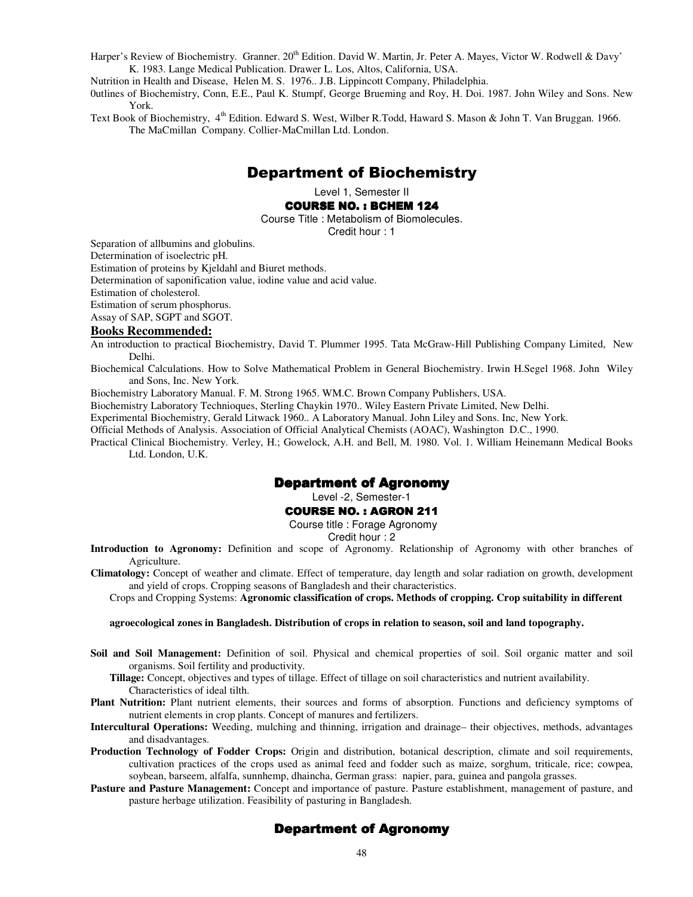Harper's Review of Biochemistry. Granner. 20th Edition. David W. Martin, Jr. Peter A. Mayes, Victor W. Rodwell & Davy' K. 1983. Lange Medical Publication. Drawer L. Los, Altos, California, USA.

Nutrition in Health and Disease, Helen M. S. 1976.. J.B. Lippincott Company, Philadelphia.

0utlines of Biochemistry, Conn, E.E., Paul K. Stumpf, George Brueming and Roy, H. Doi. 1987. John Wiley and Sons. New York.

Text Book of Biochemistry, 4th Edition. Edward S. West, Wilber R.Todd, Haward S. Mason & John T. Van Bruggan. 1966. The MaCmillan Company. Collier-MaCmillan Ltd. London.

# Department of Biochemistry

Level 1, Semester II

**COURSE NO. : BCHEM 124**

Course Title : Metabolism of Biomolecules.

Credit hour : 1

Separation of allbumins and globulins.

Determination of isoelectric pH.

Estimation of proteins by Kjeldahl and Biuret methods.

Determination of saponification value, iodine value and acid value.

Estimation of cholesterol.

Estimation of serum phosphorus.

Assay of SAP, SGPT and SGOT.

**Books Recommended:**

An introduction to practical Biochemistry, David T. Plummer 1995. Tata McGraw-Hill Publishing Company Limited, New Delhi.

Biochemical Calculations. How to Solve Mathematical Problem in General Biochemistry. Irwin H.Segel 1968. John Wiley and Sons, Inc. New York.

Biochemistry Laboratory Manual. F. M. Strong 1965. WM.C. Brown Company Publishers, USA.

Biochemistry Laboratory Technioques, Sterling Chaykin 1970.. Wiley Eastern Private Limited, New Delhi.

Experimental Biochemistry, Gerald Litwack 1960.. A Laboratory Manual. John Liley and Sons. Inc, New York.

Official Methods of Analysis. Association of Official Analytical Chemists (AOAC), Washington D.C., 1990.

Practical Clinical Biochemistry. Verley, H.; Gowelock, A.H. and Bell, M. 1980. Vol. 1. William Heinemann Medical Books Ltd. London, U.K.

# Department of Agronomy

Level -2, Semester-1

**COURSE NO. : AGRON 211**

Course title : Forage Agronomy

Credit hour : 2

**Introduction to Agronomy:** Definition and scope of Agronomy. Relationship of Agronomy with other branches of Agriculture.

**Climatology:** Concept of weather and climate. Effect of temperature, day length and solar radiation on growth, development and yield of crops. Cropping seasons of Bangladesh and their characteristics.

Crops and Cropping Systems: **Agronomic classification of crops. Methods of cropping. Crop suitability in different agroecological zones in Bangladesh. Distribution of crops in relation to season, soil and land topography.**

**Soil and Soil Management:** Definition of soil. Physical and chemical properties of soil. Soil organic matter and soil organisms. Soil fertility and productivity.

**Tillage:** Concept, objectives and types of tillage. Effect of tillage on soil characteristics and nutrient availability. Characteristics of ideal tilth.

**Plant Nutrition:** Plant nutrient elements, their sources and forms of absorption. Functions and deficiency symptoms of nutrient elements in crop plants. Concept of manures and fertilizers.

**Intercultural Operations:** Weeding, mulching and thinning, irrigation and drainage– their objectives, methods, advantages and disadvantages.

**Production Technology of Fodder Crops:** Origin and distribution, botanical description, climate and soil requirements, cultivation practices of the crops used as animal feed and fodder such as maize, sorghum, triticale, rice; cowpea, soybean, barseem, alfalfa, sunnhemp, dhaincha, German grass: napier, para, guinea and pangola grasses.

**Pasture and Pasture Management:** Concept and importance of pasture. Pasture establishment, management of pasture, and pasture herbage utilization. Feasibility of pasturing in Bangladesh.

# Department of Agronomy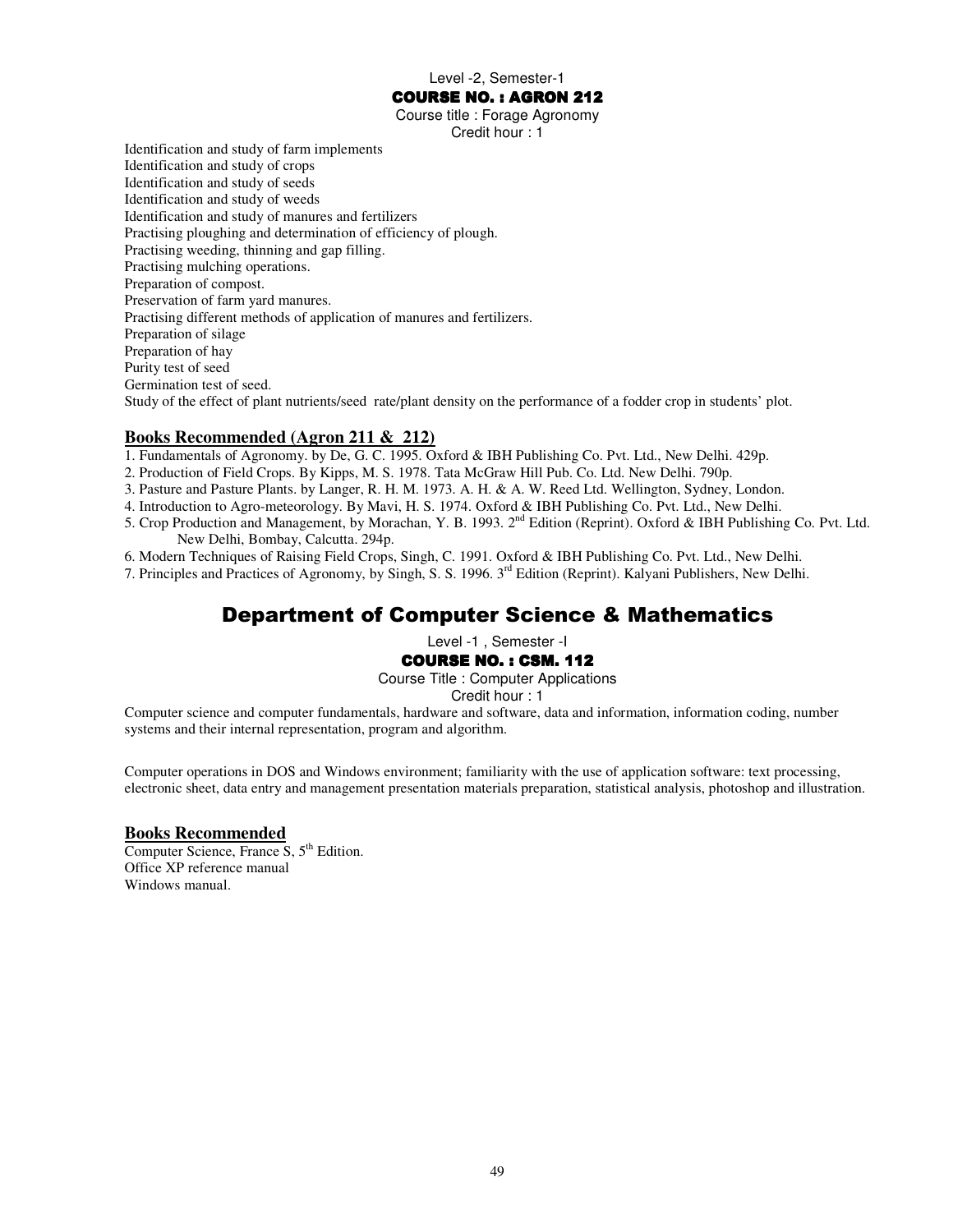Level -2, Semester-1

### COURSE NO. : AGRON 212

Course title : Forage Agronomy

Credit hour : 1

Identification and study of farm implements
Identification and study of crops
Identification and study of seeds
Identification and study of weeds
Identification and study of manures and fertilizers
Practising ploughing and determination of efficiency of plough.
Practising weeding, thinning and gap filling.
Practising mulching operations.
Preparation of compost.
Preservation of farm yard manures.
Practising different methods of application of manures and fertilizers.
Preparation of silage
Preparation of hay
Purity test of seed
Germination test of seed.
Study of the effect of plant nutrients/seed rate/plant density on the performance of a fodder crop in students' plot.

### Books Recommended (Agron 211 & 212)

1. Fundamentals of Agronomy. by De, G. C. 1995. Oxford & IBH Publishing Co. Pvt. Ltd., New Delhi. 429p.
2. Production of Field Crops. By Kipps, M. S. 1978. Tata McGraw Hill Pub. Co. Ltd. New Delhi. 790p.
3. Pasture and Pasture Plants. by Langer, R. H. M. 1973. A. H. & A. W. Reed Ltd. Wellington, Sydney, London.
4. Introduction to Agro-meteorology. By Mavi, H. S. 1974. Oxford & IBH Publishing Co. Pvt. Ltd., New Delhi.
5. Crop Production and Management, by Morachan, Y. B. 1993. 2nd Edition (Reprint). Oxford & IBH Publishing Co. Pvt. Ltd. New Delhi, Bombay, Calcutta. 294p.
6. Modern Techniques of Raising Field Crops, Singh, C. 1991. Oxford & IBH Publishing Co. Pvt. Ltd., New Delhi.
7. Principles and Practices of Agronomy, by Singh, S. S. 1996. 3rd Edition (Reprint). Kalyani Publishers, New Delhi.

## Department of Computer Science & Mathematics

Level -1 , Semester -I

### COURSE NO. : CSM. 112

Course Title : Computer Applications

Credit hour : 1

Computer science and computer fundamentals, hardware and software, data and information, information coding, number systems and their internal representation, program and algorithm.

Computer operations in DOS and Windows environment; familiarity with the use of application software: text processing, electronic sheet, data entry and management presentation materials preparation, statistical analysis, photoshop and illustration.

### Books Recommended

Computer Science, France S, 5th Edition.
Office XP reference manual
Windows manual.